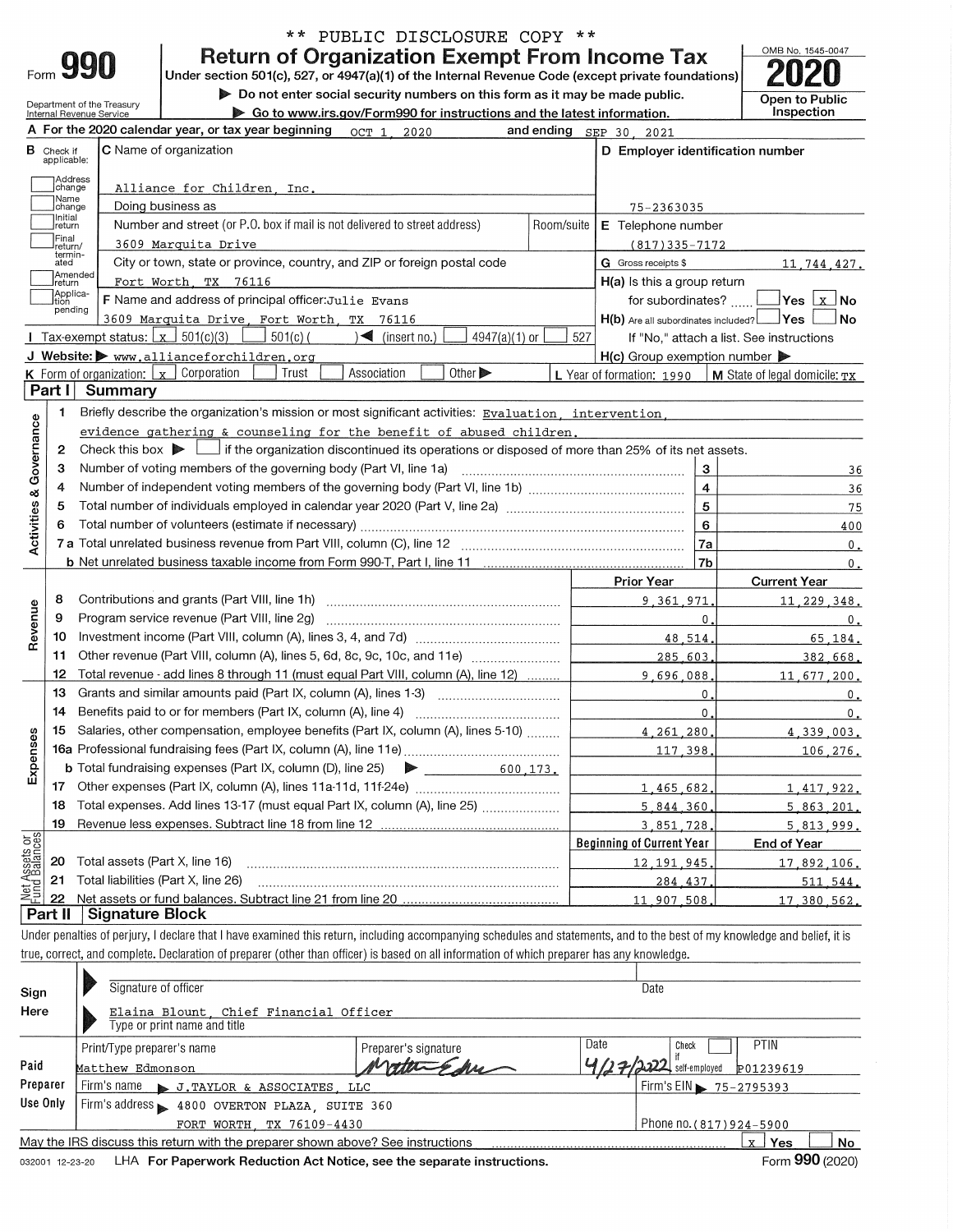\*\* PUBLIC DISCLOSURE COPY \*\*

# Form 990 — Return of Organization Exempt From Income Tax — 2020

Under section 501(c), 527, or 4947(a)(1) of the Internal Revenue Code (except private foundations)

▶ Do not enter social security numbers on this form as it may be made public.

▶ Go to www.irs.gov/Form990 for instructions and the latest information.

Department of the Treasury, Internal Revenue Service

OMB No. 1545-0047 — Open to Public Inspection

**A** For the 2020 calendar year, or tax year beginning OCT 1, 2020 and ending SEP 30, 2021

**B** Check if applicable: Address change, Name change, Initial return, Final return/terminated, Amended return, Application pending

**C** Name of organization: Alliance for Children, Inc.

Doing business as

Number and street (or P.O. box if mail is not delivered to street address): 3609 Marquita Drive — Room/suite

City or town, state or province, country, and ZIP or foreign postal code: Fort Worth, TX 76116

**D** Employer identification number: 75-2363035

**E** Telephone number: (817)335-7172

**G** Gross receipts $ 11,744,427.

**F** Name and address of principal officer: Julie Evans, 3609 Marquita Drive, Fort Worth, TX 76116

**H(a)** Is this a group return for subordinates? ☐ Yes ☒ No

**H(b)** Are all subordinates included? ☐ Yes ☐ No — If "No," attach a list. See instructions

**H(c)** Group exemption number ▶

**I** Tax-exempt status: ☒ 501(c)(3) ☐ 501(c) ( ) (insert no.) ☐ 4947(a)(1) or ☐ 527

**J** Website: ▶ www.allianceforchildren.org

**K** Form of organization: ☒ Corporation ☐ Trust ☐ Association ☐ Other ▶

**L** Year of formation: 1990

**M** State of legal domicile: TX

## Part I — Summary

### Activities & Governance

1. Briefly describe the organization's mission or most significant activities: Evaluation, intervention, evidence gathering & counseling for the benefit of abused children.
2. Check this box ▶ ☐ if the organization discontinued its operations or disposed of more than 25% of its net assets.

| Line | Description | | Value |
|---|---|---|---|
| 3 | Number of voting members of the governing body (Part VI, line 1a) | 3 | 36 |
| 4 | Number of independent voting members of the governing body (Part VI, line 1b) | 4 | 36 |
| 5 | Total number of individuals employed in calendar year 2020 (Part V, line 2a) | 5 | 75 |
| 6 | Total number of volunteers (estimate if necessary) | 6 | 400 |
| 7a | Total unrelated business revenue from Part VIII, column (C), line 12 | 7a | 0. |
| 7b | Net unrelated business taxable income from Form 990-T, Part I, line 11 | 7b | 0. |

### Revenue / Expenses

| Line | Description | Prior Year | Current Year |
|---|---|---|---|
| 8 | Contributions and grants (Part VIII, line 1h) | 9,361,971. | 11,229,348. |
| 9 | Program service revenue (Part VIII, line 2g) | 0. | 0. |
| 10 | Investment income (Part VIII, column (A), lines 3, 4, and 7d) | 48,514. | 65,184. |
| 11 | Other revenue (Part VIII, column (A), lines 5, 6d, 8c, 9c, 10c, and 11e) | 285,603. | 382,668. |
| 12 | Total revenue - add lines 8 through 11 (must equal Part VIII, column (A), line 12) | 9,696,088. | 11,677,200. |
| 13 | Grants and similar amounts paid (Part IX, column (A), lines 1-3) | 0. | 0. |
| 14 | Benefits paid to or for members (Part IX, column (A), line 4) | 0. | 0. |
| 15 | Salaries, other compensation, employee benefits (Part IX, column (A), lines 5-10) | 4,261,280. | 4,339,003. |
| 16a | Professional fundraising fees (Part IX, column (A), line 11e) | 117,398. | 106,276. |
| b | Total fundraising expenses (Part IX, column (D), line 25) ▶ 600,173. | | |
| 17 | Other expenses (Part IX, column (A), lines 11a-11d, 11f-24e) | 1,465,682. | 1,417,922. |
| 18 | Total expenses. Add lines 13-17 (must equal Part IX, column (A), line 25) | 5,844,360. | 5,863,201. |
| 19 | Revenue less expenses. Subtract line 18 from line 12 | 3,851,728. | 5,813,999. |

### Net Assets or Fund Balances

| Line | Description | Beginning of Current Year | End of Year |
|---|---|---|---|
| 20 | Total assets (Part X, line 16) | 12,191,945. | 17,892,106. |
| 21 | Total liabilities (Part X, line 26) | 284,437. | 511,544. |
| 22 | Net assets or fund balances. Subtract line 21 from line 20 | 11,907,508. | 17,380,562. |

## Part II — Signature Block

Under penalties of perjury, I declare that I have examined this return, including accompanying schedules and statements, and to the best of my knowledge and belief, it is true, correct, and complete. Declaration of preparer (other than officer) is based on all information of which preparer has any knowledge.

**Sign Here**

Signature of officer — Date

Elaina Blount, Chief Financial Officer — Type or print name and title

**Paid Preparer Use Only**

| Print/Type preparer's name | Preparer's signature | Date | Check if self-employed | PTIN |
|---|---|---|---|---|
| Matthew Edmonson | *(signature)* | 4/27/2022 | ☐ | P01239619 |

Firm's name ▶ J.TAYLOR & ASSOCIATES, LLC — Firm's EIN ▶ 75-2795393

Firm's address ▶ 4800 OVERTON PLAZA, SUITE 360, FORT WORTH, TX 76109-4430 — Phone no. (817)924-5900

May the IRS discuss this return with the preparer shown above? See instructions ☒ Yes ☐ No

032001 12-23-20 LHA For Paperwork Reduction Act Notice, see the separate instructions. Form **990** (2020)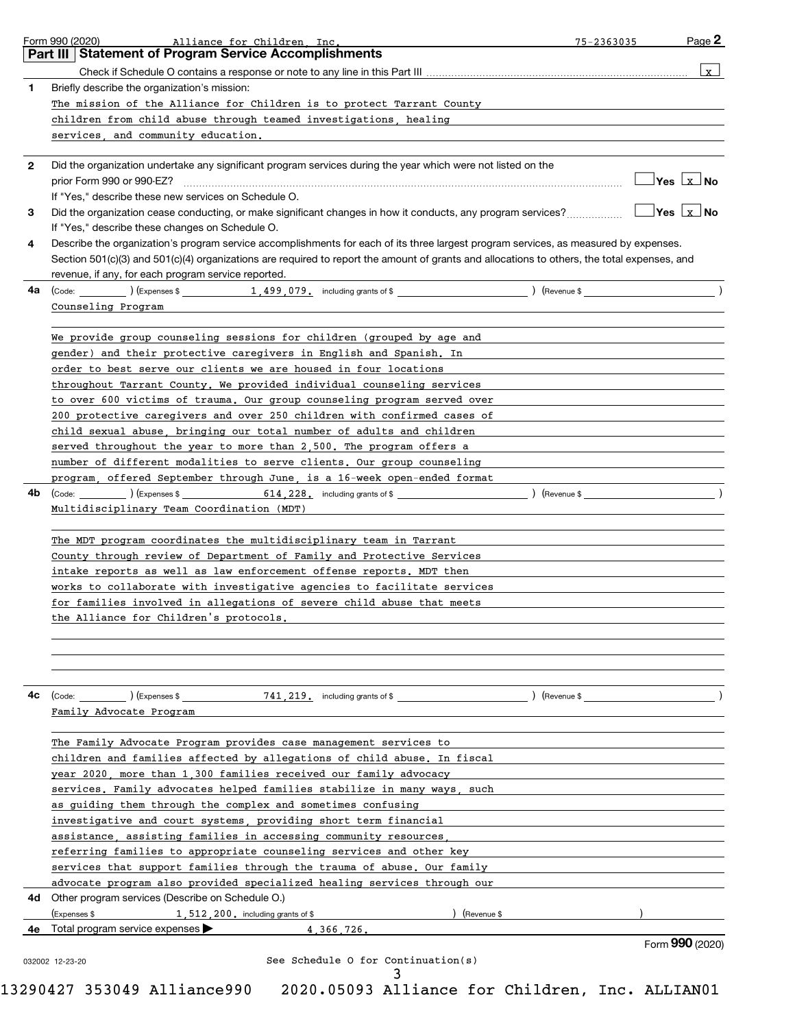Form 990 (2020) Alliance for Children, Inc. 75-2363035 Page **2**

## Part III Statement of Program Service Accomplishments

Check if Schedule O contains a response or note to any line in this Part III .......... [x]

**1** Briefly describe the organization's mission:

The mission of the Alliance for Children is to protect Tarrant County children from child abuse through teamed investigations, healing services, and community education.

**2** Did the organization undertake any significant program services during the year which were not listed on the prior Form 990 or 990-EZ? .......... [ ] Yes [x] No

If "Yes," describe these new services on Schedule O.

**3** Did the organization cease conducting, or make significant changes in how it conducts, any program services? .......... [ ] Yes [x] No

If "Yes," describe these changes on Schedule O.

**4** Describe the organization's program service accomplishments for each of its three largest program services, as measured by expenses. Section 501(c)(3) and 501(c)(4) organizations are required to report the amount of grants and allocations to others, the total expenses, and revenue, if any, for each program service reported.

**4a** (Code: ) (Expenses $ 1,499,079. including grants of $ ) (Revenue $ )

Counseling Program

We provide group counseling sessions for children (grouped by age and gender) and their protective caregivers in English and Spanish. In order to best serve our clients we are housed in four locations throughout Tarrant County. We provided individual counseling services to over 600 victims of trauma. Our group counseling program served over 200 protective caregivers and over 250 children with confirmed cases of child sexual abuse, bringing our total number of adults and children served throughout the year to more than 2,500. The program offers a number of different modalities to serve clients. Our group counseling program, offered September through June, is a 16-week open-ended format

**4b** (Code: ) (Expenses $ 614,228. including grants of $ ) (Revenue $ )

Multidisciplinary Team Coordination (MDT)

The MDT program coordinates the multidisciplinary team in Tarrant County through review of Department of Family and Protective Services intake reports as well as law enforcement offense reports. MDT then works to collaborate with investigative agencies to facilitate services for families involved in allegations of severe child abuse that meets the Alliance for Children's protocols.

**4c** (Code: ) (Expenses $ 741,219. including grants of $ ) (Revenue $ )

Family Advocate Program

The Family Advocate Program provides case management services to children and families affected by allegations of child abuse. In fiscal year 2020, more than 1,300 families received our family advocacy services. Family advocates helped families stabilize in many ways, such as guiding them through the complex and sometimes confusing investigative and court systems, providing short term financial assistance, assisting families in accessing community resources, referring families to appropriate counseling services and other key services that support families through the trauma of abuse. Our family advocate program also provided specialized healing services through our

**4d** Other program services (Describe on Schedule O.)

(Expenses $ 1,512,200. including grants of $ ) (Revenue $ )

**4e** Total program service expenses ▶ 4,366,726.

Form **990** (2020)

032002 12-23-20

See Schedule O for Continuation(s)

13290427 353049 Alliance990 2020.05093 Alliance for Children, Inc. ALLIAN01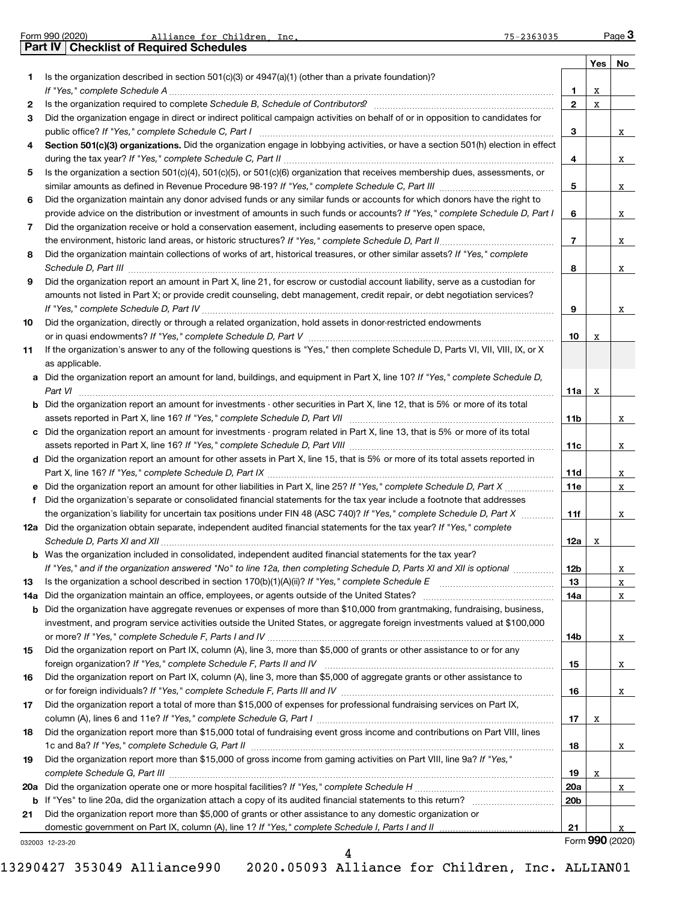Form 990 (2020) Alliance for Children, Inc. 75-2363035

## Part IV Checklist of Required Schedules

| | | | Yes | No |
|---|---|---|---|---|
| 1 | Is the organization described in section 501(c)(3) or 4947(a)(1) (other than a private foundation)? *If "Yes," complete Schedule A* | 1 | X | |
| 2 | Is the organization required to complete *Schedule B, Schedule of Contributors*? | 2 | X | |
| 3 | Did the organization engage in direct or indirect political campaign activities on behalf of or in opposition to candidates for public office? *If "Yes," complete Schedule C, Part I* | 3 | | X |
| 4 | **Section 501(c)(3) organizations.** Did the organization engage in lobbying activities, or have a section 501(h) election in effect during the tax year? *If "Yes," complete Schedule C, Part II* | 4 | | X |
| 5 | Is the organization a section 501(c)(4), 501(c)(5), or 501(c)(6) organization that receives membership dues, assessments, or similar amounts as defined in Revenue Procedure 98-19? *If "Yes," complete Schedule C, Part III* | 5 | | X |
| 6 | Did the organization maintain any donor advised funds or any similar funds or accounts for which donors have the right to provide advice on the distribution or investment of amounts in such funds or accounts? *If "Yes," complete Schedule D, Part I* | 6 | | X |
| 7 | Did the organization receive or hold a conservation easement, including easements to preserve open space, the environment, historic land areas, or historic structures? *If "Yes," complete Schedule D, Part II* | 7 | | X |
| 8 | Did the organization maintain collections of works of art, historical treasures, or other similar assets? *If "Yes," complete Schedule D, Part III* | 8 | | X |
| 9 | Did the organization report an amount in Part X, line 21, for escrow or custodial account liability, serve as a custodian for amounts not listed in Part X; or provide credit counseling, debt management, credit repair, or debt negotiation services? *If "Yes," complete Schedule D, Part IV* | 9 | | X |
| 10 | Did the organization, directly or through a related organization, hold assets in donor-restricted endowments or in quasi endowments? *If "Yes," complete Schedule D, Part V* | 10 | X | |
| 11 | If the organization's answer to any of the following questions is "Yes," then complete Schedule D, Parts VI, VII, VIII, IX, or X as applicable. | | | |
| a | Did the organization report an amount for land, buildings, and equipment in Part X, line 10? *If "Yes," complete Schedule D, Part VI* | 11a | X | |
| b | Did the organization report an amount for investments - other securities in Part X, line 12, that is 5% or more of its total assets reported in Part X, line 16? *If "Yes," complete Schedule D, Part VII* | 11b | | X |
| c | Did the organization report an amount for investments - program related in Part X, line 13, that is 5% or more of its total assets reported in Part X, line 16? *If "Yes," complete Schedule D, Part VIII* | 11c | | X |
| d | Did the organization report an amount for other assets in Part X, line 15, that is 5% or more of its total assets reported in Part X, line 16? *If "Yes," complete Schedule D, Part IX* | 11d | | X |
| e | Did the organization report an amount for other liabilities in Part X, line 25? *If "Yes," complete Schedule D, Part X* | 11e | | X |
| f | Did the organization's separate or consolidated financial statements for the tax year include a footnote that addresses the organization's liability for uncertain tax positions under FIN 48 (ASC 740)? *If "Yes," complete Schedule D, Part X* | 11f | | X |
| 12a | Did the organization obtain separate, independent audited financial statements for the tax year? *If "Yes," complete Schedule D, Parts XI and XII* | 12a | X | |
| b | Was the organization included in consolidated, independent audited financial statements for the tax year? *If "Yes," and if the organization answered "No" to line 12a, then completing Schedule D, Parts XI and XII is optional* | 12b | | X |
| 13 | Is the organization a school described in section 170(b)(1)(A)(ii)? *If "Yes," complete Schedule E* | 13 | | X |
| 14a | Did the organization maintain an office, employees, or agents outside of the United States? | 14a | | X |
| b | Did the organization have aggregate revenues or expenses of more than $10,000 from grantmaking, fundraising, business, investment, and program service activities outside the United States, or aggregate foreign investments valued at $100,000 or more? *If "Yes," complete Schedule F, Parts I and IV* | 14b | | X |
| 15 | Did the organization report on Part IX, column (A), line 3, more than $5,000 of grants or other assistance to or for any foreign organization? *If "Yes," complete Schedule F, Parts II and IV* | 15 | | X |
| 16 | Did the organization report on Part IX, column (A), line 3, more than $5,000 of aggregate grants or other assistance to or for foreign individuals? *If "Yes," complete Schedule F, Parts III and IV* | 16 | | X |
| 17 | Did the organization report a total of more than $15,000 of expenses for professional fundraising services on Part IX, column (A), lines 6 and 11e? *If "Yes," complete Schedule G, Part I* | 17 | X | |
| 18 | Did the organization report more than $15,000 total of fundraising event gross income and contributions on Part VIII, lines 1c and 8a? *If "Yes," complete Schedule G, Part II* | 18 | | X |
| 19 | Did the organization report more than $15,000 of gross income from gaming activities on Part VIII, line 9a? *If "Yes," complete Schedule G, Part III* | 19 | X | |
| 20a | Did the organization operate one or more hospital facilities? *If "Yes," complete Schedule H* | 20a | | X |
| b | If "Yes" to line 20a, did the organization attach a copy of its audited financial statements to this return? | 20b | | |
| 21 | Did the organization report more than $5,000 of grants or other assistance to any domestic organization or domestic government on Part IX, column (A), line 1? *If "Yes," complete Schedule I, Parts I and II* | 21 | | X |

032003 12-23-20

Form **990** (2020)

13290427 353049 Alliance990 2020.05093 Alliance for Children, Inc. ALLIAN01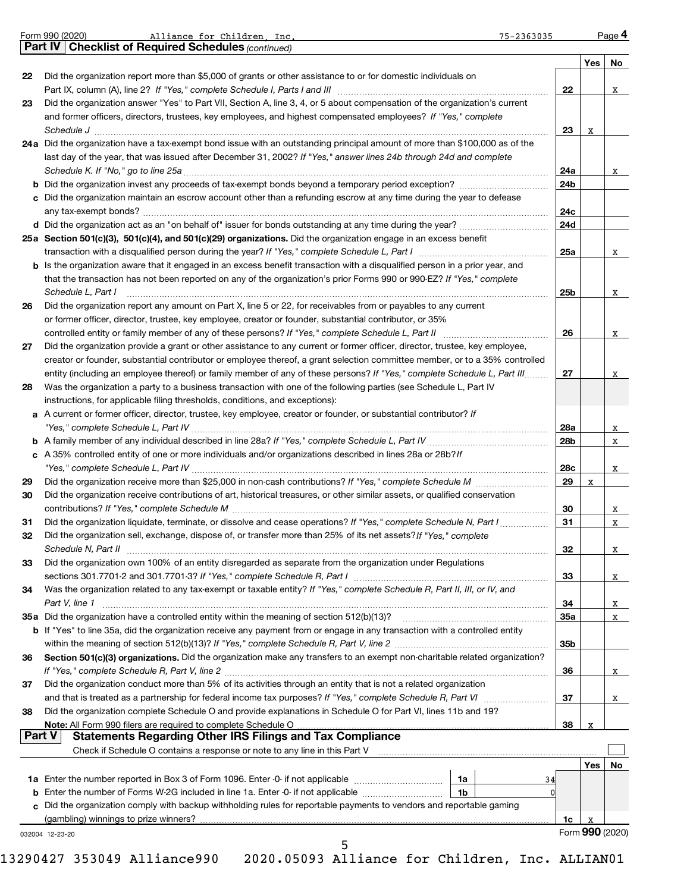Form 990 (2020) Alliance for Children, Inc. 75-2363035 Page **4**

## Part IV Checklist of Required Schedules *(continued)*

| | | | Yes | No |
|---|---|---|---|---|
| 22 | Did the organization report more than $5,000 of grants or other assistance to or for domestic individuals on Part IX, column (A), line 2? *If "Yes," complete Schedule I, Parts I and III* | 22 | | X |
| 23 | Did the organization answer "Yes" to Part VII, Section A, line 3, 4, or 5 about compensation of the organization's current and former officers, directors, trustees, key employees, and highest compensated employees? *If "Yes," complete Schedule J* | 23 | X | |
| 24a | Did the organization have a tax-exempt bond issue with an outstanding principal amount of more than $100,000 as of the last day of the year, that was issued after December 31, 2002? *If "Yes," answer lines 24b through 24d and complete Schedule K. If "No," go to line 25a* | 24a | | X |
| b | Did the organization invest any proceeds of tax-exempt bonds beyond a temporary period exception? | 24b | | |
| c | Did the organization maintain an escrow account other than a refunding escrow at any time during the year to defease any tax-exempt bonds? | 24c | | |
| d | Did the organization act as an "on behalf of" issuer for bonds outstanding at any time during the year? | 24d | | |
| 25a | **Section 501(c)(3), 501(c)(4), and 501(c)(29) organizations.** Did the organization engage in an excess benefit transaction with a disqualified person during the year? *If "Yes," complete Schedule L, Part I* | 25a | | X |
| b | Is the organization aware that it engaged in an excess benefit transaction with a disqualified person in a prior year, and that the transaction has not been reported on any of the organization's prior Forms 990 or 990-EZ? *If "Yes," complete Schedule L, Part I* | 25b | | X |
| 26 | Did the organization report any amount on Part X, line 5 or 22, for receivables from or payables to any current or former officer, director, trustee, key employee, creator or founder, substantial contributor, or 35% controlled entity or family member of any of these persons? *If "Yes," complete Schedule L, Part II* | 26 | | X |
| 27 | Did the organization provide a grant or other assistance to any current or former officer, director, trustee, key employee, creator or founder, substantial contributor or employee thereof, a grant selection committee member, or to a 35% controlled entity (including an employee thereof) or family member of any of these persons? *If "Yes," complete Schedule L, Part III* | 27 | | X |
| 28 | Was the organization a party to a business transaction with one of the following parties (see Schedule L, Part IV instructions, for applicable filing thresholds, conditions, and exceptions): | | | |
| a | A current or former officer, director, trustee, key employee, creator or founder, or substantial contributor? *If "Yes," complete Schedule L, Part IV* | 28a | | X |
| b | A family member of any individual described in line 28a? *If "Yes," complete Schedule L, Part IV* | 28b | | X |
| c | A 35% controlled entity of one or more individuals and/or organizations described in lines 28a or 28b? *If "Yes," complete Schedule L, Part IV* | 28c | | X |
| 29 | Did the organization receive more than $25,000 in non-cash contributions? *If "Yes," complete Schedule M* | 29 | X | |
| 30 | Did the organization receive contributions of art, historical treasures, or other similar assets, or qualified conservation contributions? *If "Yes," complete Schedule M* | 30 | | X |
| 31 | Did the organization liquidate, terminate, or dissolve and cease operations? *If "Yes," complete Schedule N, Part I* | 31 | | X |
| 32 | Did the organization sell, exchange, dispose of, or transfer more than 25% of its net assets? *If "Yes," complete Schedule N, Part II* | 32 | | X |
| 33 | Did the organization own 100% of an entity disregarded as separate from the organization under Regulations sections 301.7701-2 and 301.7701-3? *If "Yes," complete Schedule R, Part I* | 33 | | X |
| 34 | Was the organization related to any tax-exempt or taxable entity? *If "Yes," complete Schedule R, Part II, III, or IV, and Part V, line 1* | 34 | | X |
| 35a | Did the organization have a controlled entity within the meaning of section 512(b)(13)? | 35a | | X |
| b | If "Yes" to line 35a, did the organization receive any payment from or engage in any transaction with a controlled entity within the meaning of section 512(b)(13)? *If "Yes," complete Schedule R, Part V, line 2* | 35b | | |
| 36 | **Section 501(c)(3) organizations.** Did the organization make any transfers to an exempt non-charitable related organization? *If "Yes," complete Schedule R, Part V, line 2* | 36 | | X |
| 37 | Did the organization conduct more than 5% of its activities through an entity that is not a related organization and that is treated as a partnership for federal income tax purposes? *If "Yes," complete Schedule R, Part VI* | 37 | | X |
| 38 | Did the organization complete Schedule O and provide explanations in Schedule O for Part VI, lines 11b and 19? **Note:** All Form 990 filers are required to complete Schedule O | 38 | X | |

## Part V Statements Regarding Other IRS Filings and Tax Compliance

Check if Schedule O contains a response or note to any line in this Part V ☐

| | | | | | Yes | No |
|---|---|---|---|---|---|---|
| 1a | Enter the number reported in Box 3 of Form 1096. Enter -0- if not applicable | 1a | 34 | | | |
| b | Enter the number of Forms W-2G included in line 1a. Enter -0- if not applicable | 1b | 0 | | | |
| c | Did the organization comply with backup withholding rules for reportable payments to vendors and reportable gaming (gambling) winnings to prize winners? | | | 1c | X | |

032004 12-23-20 Form **990** (2020)

13290427 353049 Alliance990 2020.05093 Alliance for Children, Inc. ALLIAN01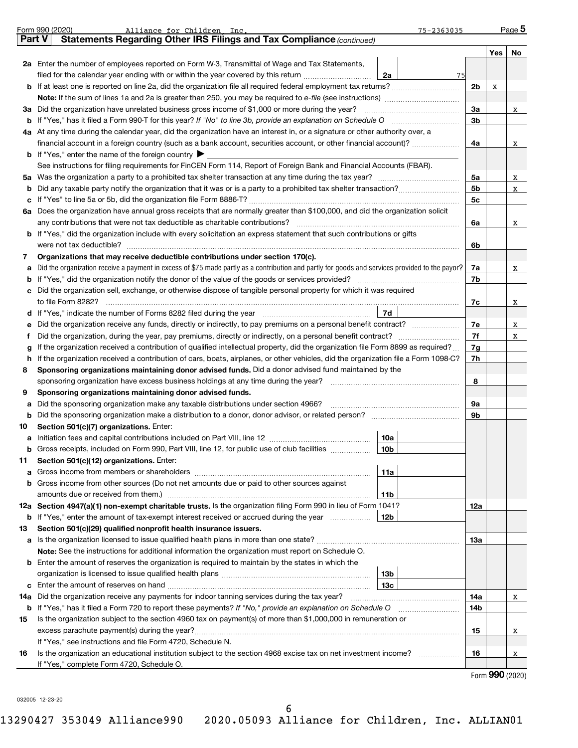Form 990 (2020) Alliance for Children, Inc. 75-2363035 Page **5**

## Part V Statements Regarding Other IRS Filings and Tax Compliance *(continued)*

| | | | | Yes | No |
|---|---|---|---|---|---|
| **2a** | Enter the number of employees reported on Form W-3, Transmittal of Wage and Tax Statements, filed for the calendar year ending with or within the year covered by this return | **2a** 75 | | | |
| **b** | If at least one is reported on line 2a, did the organization file all required federal employment tax returns? | | **2b** | X | |
| | **Note:** If the sum of lines 1a and 2a is greater than 250, you may be required to *e-file* (see instructions) | | | | |
| **3a** | Did the organization have unrelated business gross income of $1,000 or more during the year? | | **3a** | | X |
| **b** | If "Yes," has it filed a Form 990-T for this year? *If "No" to line 3b, provide an explanation on Schedule O* | | **3b** | | |
| **4a** | At any time during the calendar year, did the organization have an interest in, or a signature or other authority over, a financial account in a foreign country (such as a bank account, securities account, or other financial account)? | | **4a** | | X |
| **b** | If "Yes," enter the name of the foreign country ▶ | | | | |
| | See instructions for filing requirements for FinCEN Form 114, Report of Foreign Bank and Financial Accounts (FBAR). | | | | |
| **5a** | Was the organization a party to a prohibited tax shelter transaction at any time during the tax year? | | **5a** | | X |
| **b** | Did any taxable party notify the organization that it was or is a party to a prohibited tax shelter transaction? | | **5b** | | X |
| **c** | If "Yes" to line 5a or 5b, did the organization file Form 8886-T? | | **5c** | | |
| **6a** | Does the organization have annual gross receipts that are normally greater than $100,000, and did the organization solicit any contributions that were not tax deductible as charitable contributions? | | **6a** | | X |
| **b** | If "Yes," did the organization include with every solicitation an express statement that such contributions or gifts were not tax deductible? | | **6b** | | |
| **7** | **Organizations that may receive deductible contributions under section 170(c).** | | | | |
| **a** | Did the organization receive a payment in excess of $75 made partly as a contribution and partly for goods and services provided to the payor? | | **7a** | | X |
| **b** | If "Yes," did the organization notify the donor of the value of the goods or services provided? | | **7b** | | |
| **c** | Did the organization sell, exchange, or otherwise dispose of tangible personal property for which it was required to file Form 8282? | | **7c** | | X |
| **d** | If "Yes," indicate the number of Forms 8282 filed during the year | **7d** | | | |
| **e** | Did the organization receive any funds, directly or indirectly, to pay premiums on a personal benefit contract? | | **7e** | | X |
| **f** | Did the organization, during the year, pay premiums, directly or indirectly, on a personal benefit contract? | | **7f** | | X |
| **g** | If the organization received a contribution of qualified intellectual property, did the organization file Form 8899 as required? | | **7g** | | |
| **h** | If the organization received a contribution of cars, boats, airplanes, or other vehicles, did the organization file a Form 1098-C? | | **7h** | | |
| **8** | **Sponsoring organizations maintaining donor advised funds.** Did a donor advised fund maintained by the sponsoring organization have excess business holdings at any time during the year? | | **8** | | |
| **9** | **Sponsoring organizations maintaining donor advised funds.** | | | | |
| **a** | Did the sponsoring organization make any taxable distributions under section 4966? | | **9a** | | |
| **b** | Did the sponsoring organization make a distribution to a donor, donor advisor, or related person? | | **9b** | | |
| **10** | **Section 501(c)(7) organizations.** Enter: | | | | |
| **a** | Initiation fees and capital contributions included on Part VIII, line 12 | **10a** | | | |
| **b** | Gross receipts, included on Form 990, Part VIII, line 12, for public use of club facilities | **10b** | | | |
| **11** | **Section 501(c)(12) organizations.** Enter: | | | | |
| **a** | Gross income from members or shareholders | **11a** | | | |
| **b** | Gross income from other sources (Do not net amounts due or paid to other sources against amounts due or received from them.) | **11b** | | | |
| **12a** | **Section 4947(a)(1) non-exempt charitable trusts.** Is the organization filing Form 990 in lieu of Form 1041? | | **12a** | | |
| **b** | If "Yes," enter the amount of tax-exempt interest received or accrued during the year | **12b** | | | |
| **13** | **Section 501(c)(29) qualified nonprofit health insurance issuers.** | | | | |
| **a** | Is the organization licensed to issue qualified health plans in more than one state? | | **13a** | | |
| | **Note:** See the instructions for additional information the organization must report on Schedule O. | | | | |
| **b** | Enter the amount of reserves the organization is required to maintain by the states in which the organization is licensed to issue qualified health plans | **13b** | | | |
| **c** | Enter the amount of reserves on hand | **13c** | | | |
| **14a** | Did the organization receive any payments for indoor tanning services during the tax year? | | **14a** | | X |
| **b** | If "Yes," has it filed a Form 720 to report these payments? *If "No," provide an explanation on Schedule O* | | **14b** | | |
| **15** | Is the organization subject to the section 4960 tax on payment(s) of more than $1,000,000 in remuneration or excess parachute payment(s) during the year? | | **15** | | X |
| | If "Yes," see instructions and file Form 4720, Schedule N. | | | | |
| **16** | Is the organization an educational institution subject to the section 4968 excise tax on net investment income? | | **16** | | X |
| | If "Yes," complete Form 4720, Schedule O. | | | | |

Form **990** (2020)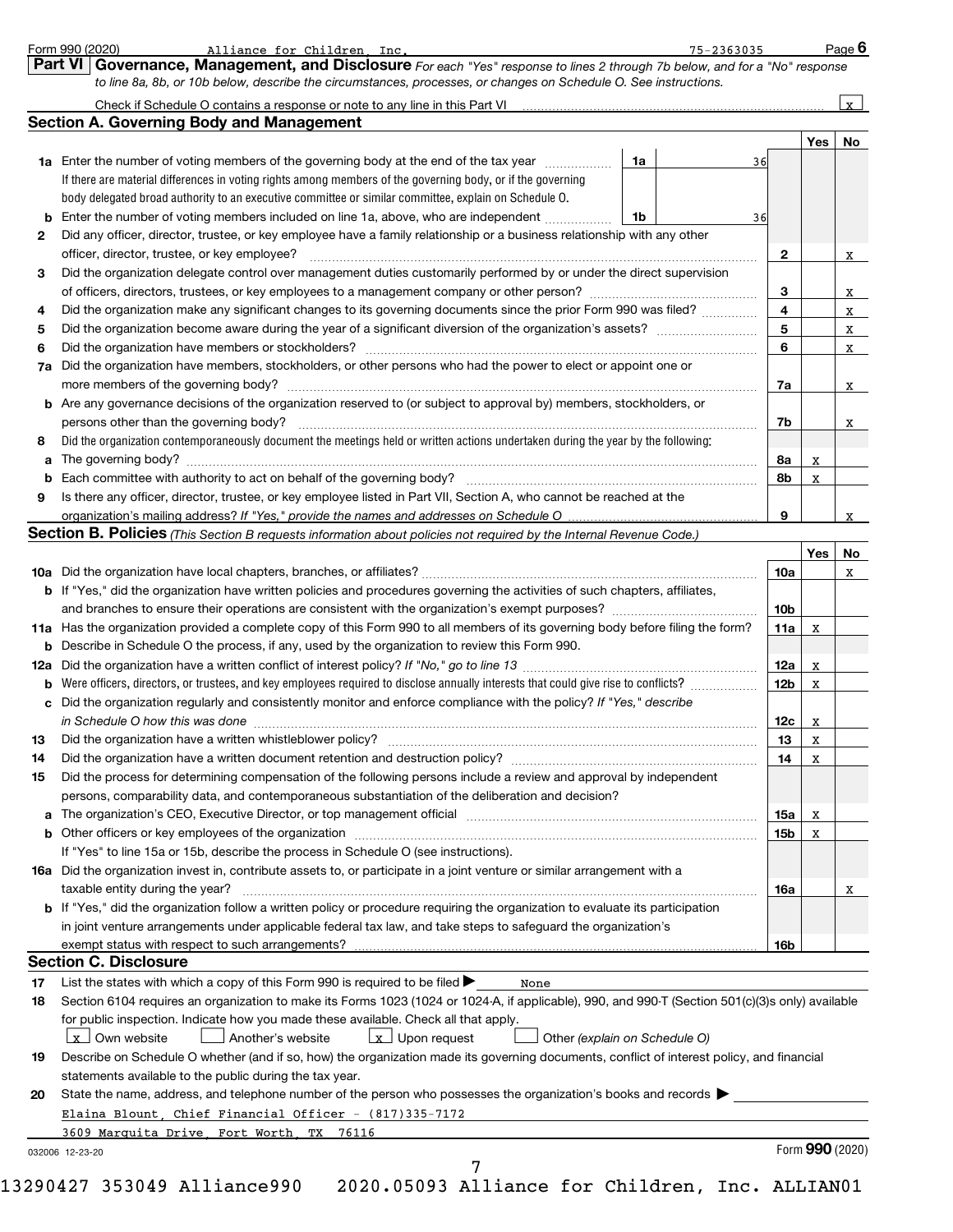Form 990 (2020) Alliance for Children, Inc. 75-2363035 Page 6

## Part VI Governance, Management, and Disclosure

*For each "Yes" response to lines 2 through 7b below, and for a "No" response to line 8a, 8b, or 10b below, describe the circumstances, processes, or changes on Schedule O. See instructions.*

Check if Schedule O contains a response or note to any line in this Part VI ... [x]

### Section A. Governing Body and Management

| | | | | Yes | No |
|---|---|---|---|---|---|
| **1a** | Enter the number of voting members of the governing body at the end of the tax year ... **1a** 36<br>If there are material differences in voting rights among members of the governing body, or if the governing body delegated broad authority to an executive committee or similar committee, explain on Schedule O. | | | | |
| **b** | Enter the number of voting members included on line 1a, above, who are independent ... **1b** 36 | | | | |
| **2** | Did any officer, director, trustee, or key employee have a family relationship or a business relationship with any other officer, director, trustee, or key employee? | | **2** | | x |
| **3** | Did the organization delegate control over management duties customarily performed by or under the direct supervision of officers, directors, trustees, or key employees to a management company or other person? | | **3** | | x |
| **4** | Did the organization make any significant changes to its governing documents since the prior Form 990 was filed? | | **4** | | x |
| **5** | Did the organization become aware during the year of a significant diversion of the organization's assets? | | **5** | | x |
| **6** | Did the organization have members or stockholders? | | **6** | | x |
| **7a** | Did the organization have members, stockholders, or other persons who had the power to elect or appoint one or more members of the governing body? | | **7a** | | x |
| **b** | Are any governance decisions of the organization reserved to (or subject to approval by) members, stockholders, or persons other than the governing body? | | **7b** | | x |
| **8** | Did the organization contemporaneously document the meetings held or written actions undertaken during the year by the following: | | | | |
| **a** | The governing body? | | **8a** | x | |
| **b** | Each committee with authority to act on behalf of the governing body? | | **8b** | x | |
| **9** | Is there any officer, director, trustee, or key employee listed in Part VII, Section A, who cannot be reached at the organization's mailing address? *If "Yes," provide the names and addresses on Schedule O* | | **9** | | x |

### Section B. Policies *(This Section B requests information about policies not required by the Internal Revenue Code.)*

| | | | Yes | No |
|---|---|---|---|---|
| **10a** | Did the organization have local chapters, branches, or affiliates? | **10a** | | x |
| **b** | If "Yes," did the organization have written policies and procedures governing the activities of such chapters, affiliates, and branches to ensure their operations are consistent with the organization's exempt purposes? | **10b** | | |
| **11a** | Has the organization provided a complete copy of this Form 990 to all members of its governing body before filing the form? | **11a** | x | |
| **b** | Describe in Schedule O the process, if any, used by the organization to review this Form 990. | | | |
| **12a** | Did the organization have a written conflict of interest policy? *If "No," go to line 13* | **12a** | x | |
| **b** | Were officers, directors, or trustees, and key employees required to disclose annually interests that could give rise to conflicts? | **12b** | x | |
| **c** | Did the organization regularly and consistently monitor and enforce compliance with the policy? *If "Yes," describe in Schedule O how this was done* | **12c** | x | |
| **13** | Did the organization have a written whistleblower policy? | **13** | x | |
| **14** | Did the organization have a written document retention and destruction policy? | **14** | x | |
| **15** | Did the process for determining compensation of the following persons include a review and approval by independent persons, comparability data, and contemporaneous substantiation of the deliberation and decision? | | | |
| **a** | The organization's CEO, Executive Director, or top management official | **15a** | x | |
| **b** | Other officers or key employees of the organization | **15b** | x | |
| | If "Yes" to line 15a or 15b, describe the process in Schedule O (see instructions). | | | |
| **16a** | Did the organization invest in, contribute assets to, or participate in a joint venture or similar arrangement with a taxable entity during the year? | **16a** | | x |
| **b** | If "Yes," did the organization follow a written policy or procedure requiring the organization to evaluate its participation in joint venture arrangements under applicable federal tax law, and take steps to safeguard the organization's exempt status with respect to such arrangements? | **16b** | | |

### Section C. Disclosure

**17** List the states with which a copy of this Form 990 is required to be filed ▶ None

**18** Section 6104 requires an organization to make its Forms 1023 (1024 or 1024-A, if applicable), 990, and 990-T (Section 501(c)(3)s only) available for public inspection. Indicate how you made these available. Check all that apply.

[x] Own website [ ] Another's website [x] Upon request [ ] Other *(explain on Schedule O)*

**19** Describe on Schedule O whether (and if so, how) the organization made its governing documents, conflict of interest policy, and financial statements available to the public during the tax year.

**20** State the name, address, and telephone number of the person who possesses the organization's books and records ▶

Elaina Blount, Chief Financial Officer - (817)335-7172

3609 Marquita Drive, Fort Worth, TX 76116

032006 12-23-20 Form **990** (2020)

13290427 353049 Alliance990 2020.05093 Alliance for Children, Inc. ALLIAN01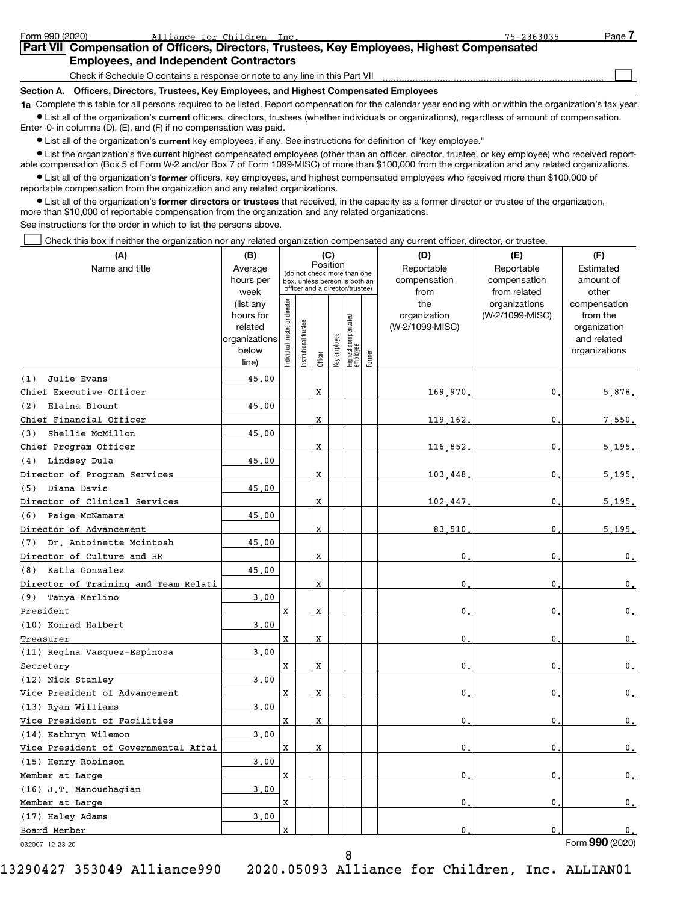Form 990 (2020) Alliance for Children, Inc. 75-2363035 Page **7**

## Part VII Compensation of Officers, Directors, Trustees, Key Employees, Highest Compensated Employees, and Independent Contractors

Check if Schedule O contains a response or note to any line in this Part VII ☐

### Section A. Officers, Directors, Trustees, Key Employees, and Highest Compensated Employees

**1a** Complete this table for all persons required to be listed. Report compensation for the calendar year ending with or within the organization's tax year.

- List all of the organization's **current** officers, directors, trustees (whether individuals or organizations), regardless of amount of compensation. Enter -0- in columns (D), (E), and (F) if no compensation was paid.
- List all of the organization's **current** key employees, if any. See instructions for definition of "key employee."
- List the organization's five **current** highest compensated employees (other than an officer, director, trustee, or key employee) who received reportable compensation (Box 5 of Form W-2 and/or Box 7 of Form 1099-MISC) of more than $100,000 from the organization and any related organizations.
- List all of the organization's **former** officers, key employees, and highest compensated employees who received more than $100,000 of reportable compensation from the organization and any related organizations.
- List all of the organization's **former directors or trustees** that received, in the capacity as a former director or trustee of the organization, more than $10,000 of reportable compensation from the organization and any related organizations.

See instructions for the order in which to list the persons above.

☐ Check this box if neither the organization nor any related organization compensated any current officer, director, or trustee.

| (A) Name and title | (B) Average hours per week (list any hours for related organizations below line) | (C) Position: Individual trustee or director | Institutional trustee | Officer | Key employee | Highest compensated employee | Former | (D) Reportable compensation from the organization (W-2/1099-MISC) | (E) Reportable compensation from related organizations (W-2/1099-MISC) | (F) Estimated amount of other compensation from the organization and related organizations |
|---|---|---|---|---|---|---|---|---|---|---|
| (1) Julie Evans<br>Chief Executive Officer | 45.00 | | | X | | | | 169,970. | 0. | 5,878. |
| (2) Elaina Blount<br>Chief Financial Officer | 45.00 | | | X | | | | 119,162. | 0. | 7,550. |
| (3) Shellie McMillon<br>Chief Program Officer | 45.00 | | | X | | | | 116,852. | 0. | 5,195. |
| (4) Lindsey Dula<br>Director of Program Services | 45.00 | | | X | | | | 103,448. | 0. | 5,195. |
| (5) Diana Davis<br>Director of Clinical Services | 45.00 | | | X | | | | 102,447. | 0. | 5,195. |
| (6) Paige McNamara<br>Director of Advancement | 45.00 | | | X | | | | 83,510. | 0. | 5,195. |
| (7) Dr. Antoinette Mcintosh<br>Director of Culture and HR | 45.00 | | | X | | | | 0. | 0. | 0. |
| (8) Katia Gonzalez<br>Director of Training and Team Relati | 45.00 | | | X | | | | 0. | 0. | 0. |
| (9) Tanya Merlino<br>President | 3.00 | X | | X | | | | 0. | 0. | 0. |
| (10) Konrad Halbert<br>Treasurer | 3.00 | X | | X | | | | 0. | 0. | 0. |
| (11) Regina Vasquez-Espinosa<br>Secretary | 3.00 | X | | X | | | | 0. | 0. | 0. |
| (12) Nick Stanley<br>Vice President of Advancement | 3.00 | X | | X | | | | 0. | 0. | 0. |
| (13) Ryan Williams<br>Vice President of Facilities | 3.00 | X | | X | | | | 0. | 0. | 0. |
| (14) Kathryn Wilemon<br>Vice President of Governmental Affai | 3.00 | X | | X | | | | 0. | 0. | 0. |
| (15) Henry Robinson<br>Member at Large | 3.00 | X | | | | | | 0. | 0. | 0. |
| (16) J.T. Manoushagian<br>Member at Large | 3.00 | X | | | | | | 0. | 0. | 0. |
| (17) Haley Adams<br>Board Member | 3.00 | X | | | | | | 0. | 0. | 0. |

032007 12-23-20 Form **990** (2020)

13290427 353049 Alliance990 2020.05093 Alliance for Children, Inc. ALLIAN01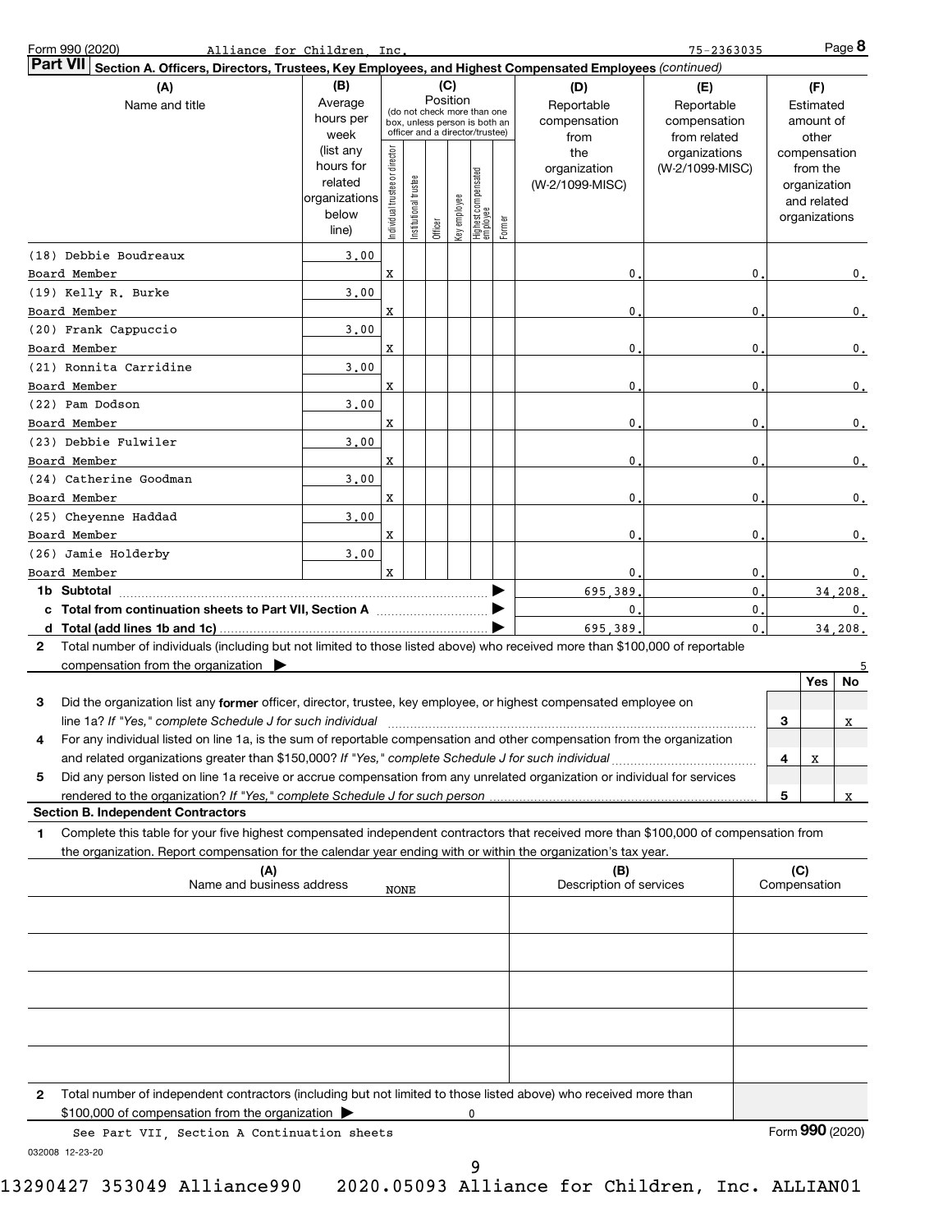Form 990 (2020) Alliance for Children, Inc. 75-2363035 Page 8

**Part VII** **Section A. Officers, Directors, Trustees, Key Employees, and Highest Compensated Employees** *(continued)*

| (A) Name and title | (B) Average hours per week (list any hours for related organizations below line) | (C) Position: Individual trustee or director | Institutional trustee | Officer | Key employee | Highest compensated employee | Former | (D) Reportable compensation from the organization (W-2/1099-MISC) | (E) Reportable compensation from related organizations (W-2/1099-MISC) | (F) Estimated amount of other compensation from the organization and related organizations |
|---|---|---|---|---|---|---|---|---|---|---|
| (18) Debbie Boudreaux<br>Board Member | 3.00 | X | | | | | | 0. | 0. | 0. |
| (19) Kelly R. Burke<br>Board Member | 3.00 | X | | | | | | 0. | 0. | 0. |
| (20) Frank Cappuccio<br>Board Member | 3.00 | X | | | | | | 0. | 0. | 0. |
| (21) Ronnita Carridine<br>Board Member | 3.00 | X | | | | | | 0. | 0. | 0. |
| (22) Pam Dodson<br>Board Member | 3.00 | X | | | | | | 0. | 0. | 0. |
| (23) Debbie Fulwiler<br>Board Member | 3.00 | X | | | | | | 0. | 0. | 0. |
| (24) Catherine Goodman<br>Board Member | 3.00 | X | | | | | | 0. | 0. | 0. |
| (25) Cheyenne Haddad<br>Board Member | 3.00 | X | | | | | | 0. | 0. | 0. |
| (26) Jamie Holderby<br>Board Member | 3.00 | X | | | | | | 0. | 0. | 0. |
| **1b Subtotal** | | | | | | | | 695,389. | 0. | 34,208. |
| **c Total from continuation sheets to Part VII, Section A** | | | | | | | | 0. | 0. | 0. |
| **d Total (add lines 1b and 1c)** | | | | | | | | 695,389. | 0. | 34,208. |

**2** Total number of individuals (including but not limited to those listed above) who received more than $100,000 of reportable compensation from the organization ▶ 5

| | | | Yes | No |
|---|---|---|---|---|
| **3** | Did the organization list any **former** officer, director, trustee, key employee, or highest compensated employee on line 1a? *If "Yes," complete Schedule J for such individual* | 3 | | X |
| **4** | For any individual listed on line 1a, is the sum of reportable compensation and other compensation from the organization and related organizations greater than $150,000? *If "Yes," complete Schedule J for such individual* | 4 | X | |
| **5** | Did any person listed on line 1a receive or accrue compensation from any unrelated organization or individual for services rendered to the organization? *If "Yes," complete Schedule J for such person* | 5 | | X |

**Section B. Independent Contractors**

**1** Complete this table for your five highest compensated independent contractors that received more than $100,000 of compensation from the organization. Report compensation for the calendar year ending with or within the organization's tax year.

| (A) Name and business address | (B) Description of services | (C) Compensation |
|---|---|---|
| NONE | | |
| | | |
| | | |
| | | |
| | | |

**2** Total number of independent contractors (including but not limited to those listed above) who received more than $100,000 of compensation from the organization ▶ 0

See Part VII, Section A Continuation sheets

Form **990** (2020)

032008 12-23-20

13290427 353049 Alliance990 2020.05093 Alliance for Children, Inc. ALLIAN01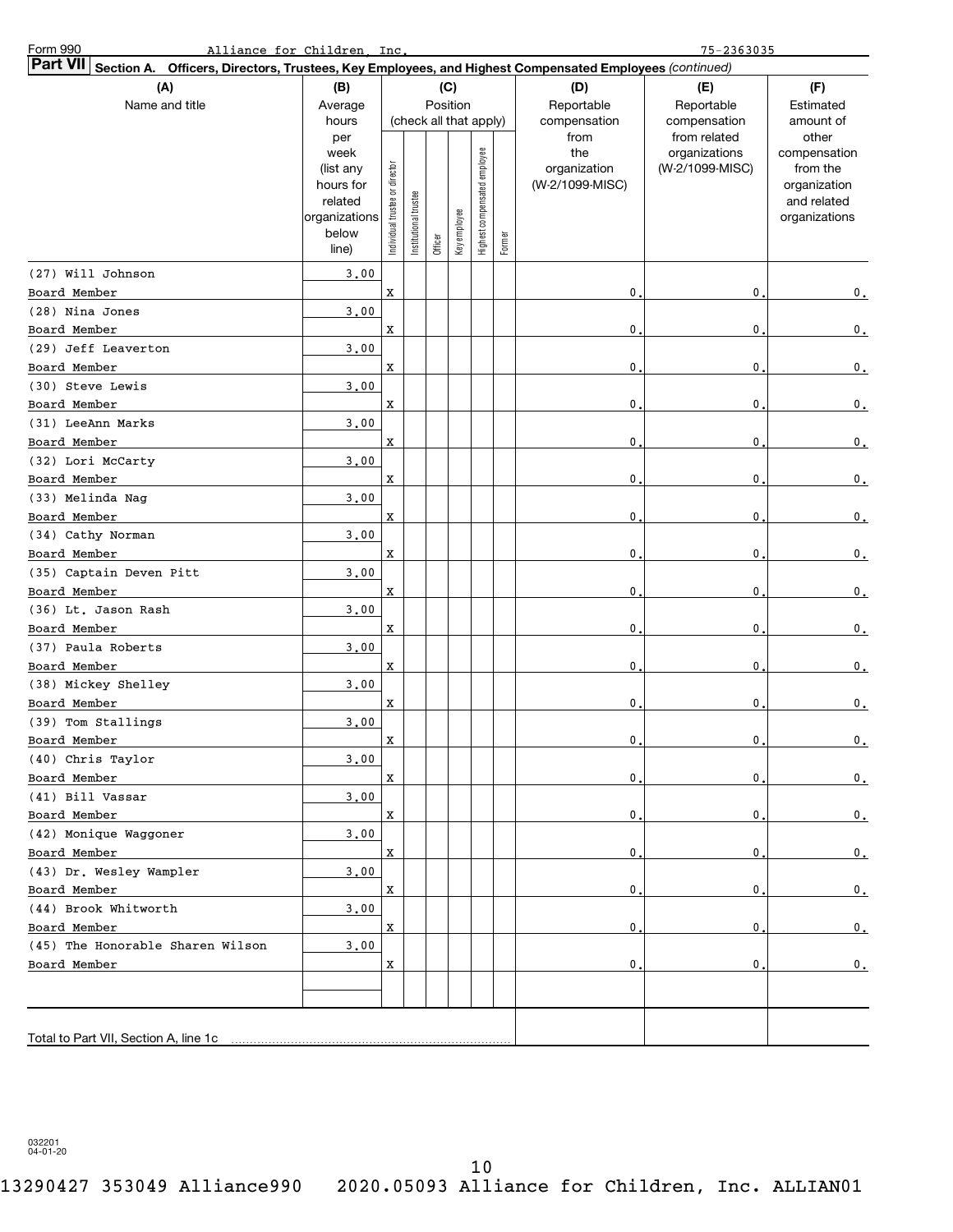Form 990 Alliance for Children, Inc. 75-2363035

**Part VII Section A. Officers, Directors, Trustees, Key Employees, and Highest Compensated Employees** *(continued)*

| (A) Name and title | (B) Average hours per week (list any hours for related organizations below line) | (C) Position: Individual trustee or director | Institutional trustee | Officer | Key employee | Highest compensated employee | Former | (D) Reportable compensation from the organization (W-2/1099-MISC) | (E) Reportable compensation from related organizations (W-2/1099-MISC) | (F) Estimated amount of other compensation from the organization and related organizations |
|---|---|---|---|---|---|---|---|---|---|---|
| (27) Will Johnson<br>Board Member | 3.00 | X | | | | | | 0. | 0. | 0. |
| (28) Nina Jones<br>Board Member | 3.00 | X | | | | | | 0. | 0. | 0. |
| (29) Jeff Leaverton<br>Board Member | 3.00 | X | | | | | | 0. | 0. | 0. |
| (30) Steve Lewis<br>Board Member | 3.00 | X | | | | | | 0. | 0. | 0. |
| (31) LeeAnn Marks<br>Board Member | 3.00 | X | | | | | | 0. | 0. | 0. |
| (32) Lori McCarty<br>Board Member | 3.00 | X | | | | | | 0. | 0. | 0. |
| (33) Melinda Nag<br>Board Member | 3.00 | X | | | | | | 0. | 0. | 0. |
| (34) Cathy Norman<br>Board Member | 3.00 | X | | | | | | 0. | 0. | 0. |
| (35) Captain Deven Pitt<br>Board Member | 3.00 | X | | | | | | 0. | 0. | 0. |
| (36) Lt. Jason Rash<br>Board Member | 3.00 | X | | | | | | 0. | 0. | 0. |
| (37) Paula Roberts<br>Board Member | 3.00 | X | | | | | | 0. | 0. | 0. |
| (38) Mickey Shelley<br>Board Member | 3.00 | X | | | | | | 0. | 0. | 0. |
| (39) Tom Stallings<br>Board Member | 3.00 | X | | | | | | 0. | 0. | 0. |
| (40) Chris Taylor<br>Board Member | 3.00 | X | | | | | | 0. | 0. | 0. |
| (41) Bill Vassar<br>Board Member | 3.00 | X | | | | | | 0. | 0. | 0. |
| (42) Monique Waggoner<br>Board Member | 3.00 | X | | | | | | 0. | 0. | 0. |
| (43) Dr. Wesley Wampler<br>Board Member | 3.00 | X | | | | | | 0. | 0. | 0. |
| (44) Brook Whitworth<br>Board Member | 3.00 | X | | | | | | 0. | 0. | 0. |
| (45) The Honorable Sharen Wilson<br>Board Member | 3.00 | X | | | | | | 0. | 0. | 0. |
| | | | | | | | | | | |
| Total to Part VII, Section A, line 1c | | | | | | | | | | |

032201 04-01-20

13290427 353049 Alliance990 2020.05093 Alliance for Children, Inc. ALLIAN01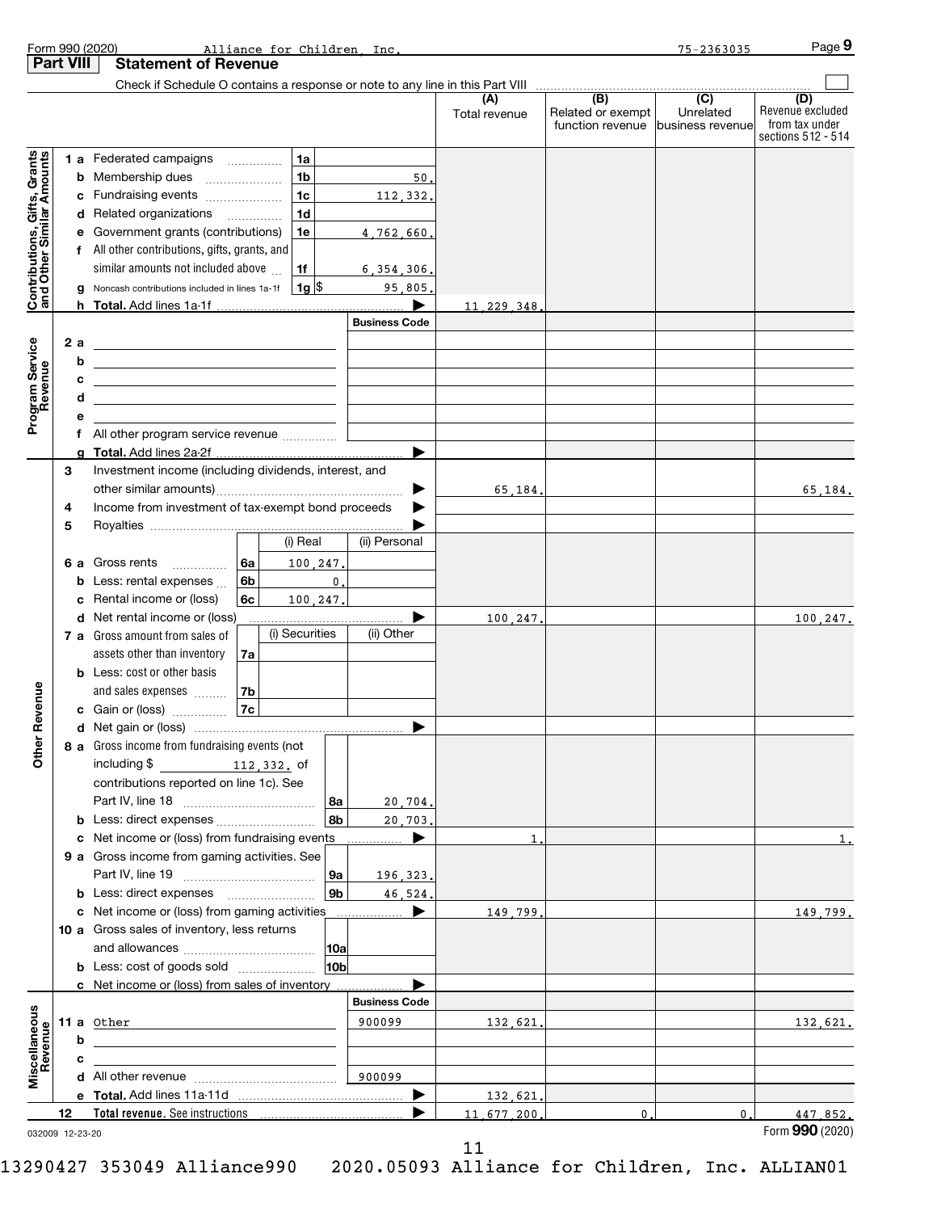Form 990 (2020) Alliance for Children, Inc. 75-2363035

## Part VIII Statement of Revenue

Check if Schedule O contains a response or note to any line in this Part VIII

| | | | | (A) Total revenue | (B) Related or exempt function revenue | (C) Unrelated business revenue | (D) Revenue excluded from tax under sections 512 - 514 |
|---|---|---|---|---|---|---|---|
| **Contributions, Gifts, Grants and Other Similar Amounts** | 1 a Federated campaigns | 1a | | | | | |
| | b Membership dues | 1b | 50. | | | | |
| | c Fundraising events | 1c | 112,332. | | | | |
| | d Related organizations | 1d | | | | | |
| | e Government grants (contributions) | 1e | 4,762,660. | | | | |
| | f All other contributions, gifts, grants, and similar amounts not included above | 1f | 6,354,306. | | | | |
| | g Noncash contributions included in lines 1a-1f | 1g $ | 95,805. | | | | |
| | h **Total.** Add lines 1a-1f | | | 11,229,348. | | | |
| **Program Service Revenue** | | | **Business Code** | | | | |
| | 2 a | | | | | | |
| | b | | | | | | |
| | c | | | | | | |
| | d | | | | | | |
| | e | | | | | | |
| | f All other program service revenue | | | | | | |
| | g **Total.** Add lines 2a-2f | | | | | | |
| **Other Revenue** | 3 Investment income (including dividends, interest, and other similar amounts) | | | 65,184. | | | 65,184. |
| | 4 Income from investment of tax-exempt bond proceeds | | | | | | |
| | 5 Royalties | | | | | | |
| | | | (i) Real | (ii) Personal | | | |
| | 6 a Gross rents | 6a | 100,247. | | | | |
| | b Less: rental expenses | 6b | 0. | | | | |
| | c Rental income or (loss) | 6c | 100,247. | | | | |
| | d Net rental income or (loss) | | | 100,247. | | | 100,247. |
| | | | (i) Securities | (ii) Other | | | |
| | 7 a Gross amount from sales of assets other than inventory | 7a | | | | | |
| | b Less: cost or other basis and sales expenses | 7b | | | | | |
| | c Gain or (loss) | 7c | | | | | |
| | d Net gain or (loss) | | | | | | |
| | 8 a Gross income from fundraising events (not including $ 112,332. of contributions reported on line 1c). See Part IV, line 18 | 8a | 20,704. | | | | |
| | b Less: direct expenses | 8b | 20,703. | | | | |
| | c Net income or (loss) from fundraising events | | | 1. | | | 1. |
| | 9 a Gross income from gaming activities. See Part IV, line 19 | 9a | 196,323. | | | | |
| | b Less: direct expenses | 9b | 46,524. | | | | |
| | c Net income or (loss) from gaming activities | | | 149,799. | | | 149,799. |
| | 10 a Gross sales of inventory, less returns and allowances | 10a | | | | | |
| | b Less: cost of goods sold | 10b | | | | | |
| | c Net income or (loss) from sales of inventory | | | | | | |
| **Miscellaneous Revenue** | | | **Business Code** | | | | |
| | 11 a Other | | 900099 | 132,621. | | | 132,621. |
| | b | | | | | | |
| | c | | | | | | |
| | d All other revenue | | 900099 | | | | |
| | e **Total.** Add lines 11a-11d | | | 132,621. | | | |
| | 12 **Total revenue.** See instructions | | | 11,677,200. | 0. | 0. | 447,852. |

032009 12-23-20

Form **990** (2020)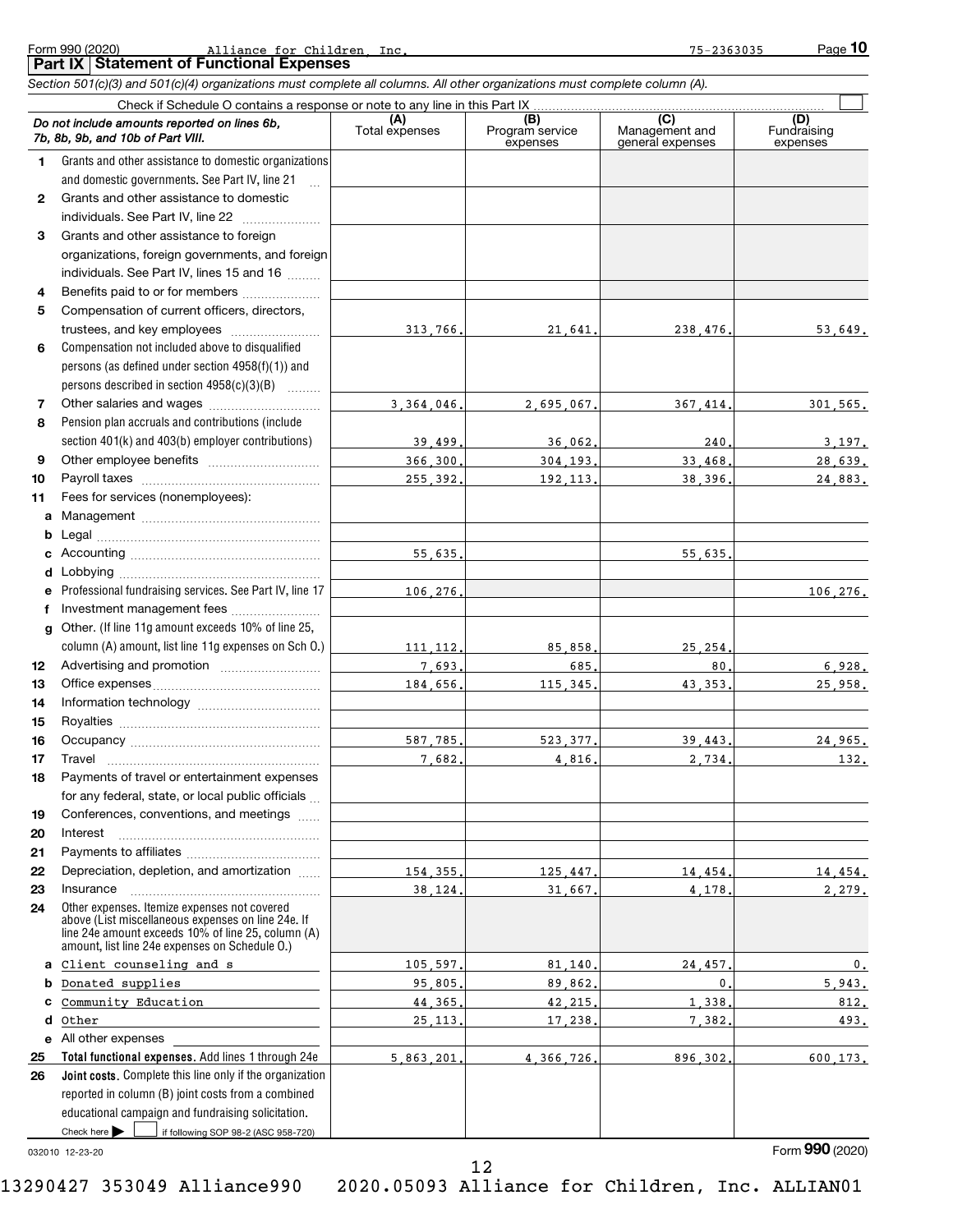Form 990 (2020) Alliance for Children, Inc. 75-2363035

## Part IX Statement of Functional Expenses

*Section 501(c)(3) and 501(c)(4) organizations must complete all columns. All other organizations must complete column (A).*

Check if Schedule O contains a response or note to any line in this Part IX

| *Do not include amounts reported on lines 6b, 7b, 8b, 9b, and 10b of Part VIII.* | (A) Total expenses | (B) Program service expenses | (C) Management and general expenses | (D) Fundraising expenses |
|---|---|---|---|---|
| **1** Grants and other assistance to domestic organizations and domestic governments. See Part IV, line 21 | | | | |
| **2** Grants and other assistance to domestic individuals. See Part IV, line 22 | | | | |
| **3** Grants and other assistance to foreign organizations, foreign governments, and foreign individuals. See Part IV, lines 15 and 16 | | | | |
| **4** Benefits paid to or for members | | | | |
| **5** Compensation of current officers, directors, trustees, and key employees | 313,766. | 21,641. | 238,476. | 53,649. |
| **6** Compensation not included above to disqualified persons (as defined under section 4958(f)(1)) and persons described in section 4958(c)(3)(B) | | | | |
| **7** Other salaries and wages | 3,364,046. | 2,695,067. | 367,414. | 301,565. |
| **8** Pension plan accruals and contributions (include section 401(k) and 403(b) employer contributions) | 39,499. | 36,062. | 240. | 3,197. |
| **9** Other employee benefits | 366,300. | 304,193. | 33,468. | 28,639. |
| **10** Payroll taxes | 255,392. | 192,113. | 38,396. | 24,883. |
| **11** Fees for services (nonemployees): | | | | |
| **a** Management | | | | |
| **b** Legal | | | | |
| **c** Accounting | 55,635. | | 55,635. | |
| **d** Lobbying | | | | |
| **e** Professional fundraising services. See Part IV, line 17 | 106,276. | | | 106,276. |
| **f** Investment management fees | | | | |
| **g** Other. (If line 11g amount exceeds 10% of line 25, column (A) amount, list line 11g expenses on Sch O.) | 111,112. | 85,858. | 25,254. | |
| **12** Advertising and promotion | 7,693. | 685. | 80. | 6,928. |
| **13** Office expenses | 184,656. | 115,345. | 43,353. | 25,958. |
| **14** Information technology | | | | |
| **15** Royalties | | | | |
| **16** Occupancy | 587,785. | 523,377. | 39,443. | 24,965. |
| **17** Travel | 7,682. | 4,816. | 2,734. | 132. |
| **18** Payments of travel or entertainment expenses for any federal, state, or local public officials | | | | |
| **19** Conferences, conventions, and meetings | | | | |
| **20** Interest | | | | |
| **21** Payments to affiliates | | | | |
| **22** Depreciation, depletion, and amortization | 154,355. | 125,447. | 14,454. | 14,454. |
| **23** Insurance | 38,124. | 31,667. | 4,178. | 2,279. |
| **24** Other expenses. Itemize expenses not covered above (List miscellaneous expenses on line 24e. If line 24e amount exceeds 10% of line 25, column (A) amount, list line 24e expenses on Schedule O.) | | | | |
| **a** Client counseling and s | 105,597. | 81,140. | 24,457. | 0. |
| **b** Donated supplies | 95,805. | 89,862. | 0. | 5,943. |
| **c** Community Education | 44,365. | 42,215. | 1,338. | 812. |
| **d** Other | 25,113. | 17,238. | 7,382. | 493. |
| **e** All other expenses | | | | |
| **25 Total functional expenses.** Add lines 1 through 24e | 5,863,201. | 4,366,726. | 896,302. | 600,173. |
| **26 Joint costs.** Complete this line only if the organization reported in column (B) joint costs from a combined educational campaign and fundraising solicitation. Check here ▶ ☐ if following SOP 98-2 (ASC 958-720) | | | | |

032010 12-23-20 Form **990** (2020)

13290427 353049 Alliance990 2020.05093 Alliance for Children, Inc. ALLIAN01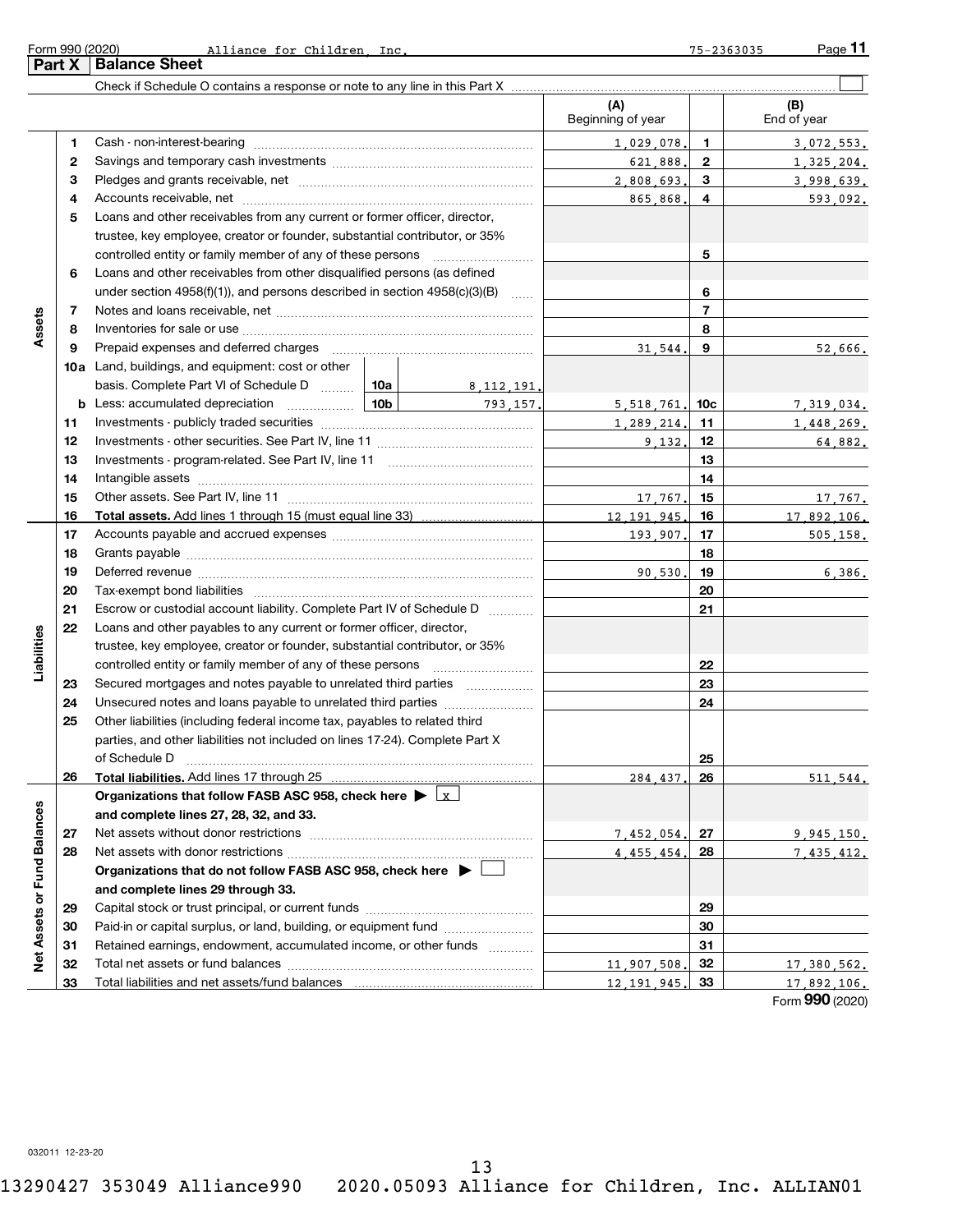Form 990 (2020) Alliance for Children, Inc. 75-2363035

## Part X Balance Sheet

Check if Schedule O contains a response or note to any line in this Part X

| | | | | (A) Beginning of year | | (B) End of year |
|---|---|---|---|---|---|---|
| Assets | 1 | Cash - non-interest-bearing | | 1,029,078. | 1 | 3,072,553. |
| | 2 | Savings and temporary cash investments | | 621,888. | 2 | 1,325,204. |
| | 3 | Pledges and grants receivable, net | | 2,808,693. | 3 | 3,998,639. |
| | 4 | Accounts receivable, net | | 865,868. | 4 | 593,092. |
| | 5 | Loans and other receivables from any current or former officer, director, trustee, key employee, creator or founder, substantial contributor, or 35% controlled entity or family member of any of these persons | | | 5 | |
| | 6 | Loans and other receivables from other disqualified persons (as defined under section 4958(f)(1)), and persons described in section 4958(c)(3)(B) | | | 6 | |
| | 7 | Notes and loans receivable, net | | | 7 | |
| | 8 | Inventories for sale or use | | | 8 | |
| | 9 | Prepaid expenses and deferred charges | | 31,544. | 9 | 52,666. |
| | 10a | Land, buildings, and equipment: cost or other basis. Complete Part VI of Schedule D | 10a 8,112,191. | | | |
| | b | Less: accumulated depreciation | 10b 793,157. | 5,518,761. | 10c | 7,319,034. |
| | 11 | Investments - publicly traded securities | | 1,289,214. | 11 | 1,448,269. |
| | 12 | Investments - other securities. See Part IV, line 11 | | 9,132. | 12 | 64,882. |
| | 13 | Investments - program-related. See Part IV, line 11 | | | 13 | |
| | 14 | Intangible assets | | | 14 | |
| | 15 | Other assets. See Part IV, line 11 | | 17,767. | 15 | 17,767. |
| | 16 | **Total assets.** Add lines 1 through 15 (must equal line 33) | | 12,191,945. | 16 | 17,892,106. |
| Liabilities | 17 | Accounts payable and accrued expenses | | 193,907. | 17 | 505,158. |
| | 18 | Grants payable | | | 18 | |
| | 19 | Deferred revenue | | 90,530. | 19 | 6,386. |
| | 20 | Tax-exempt bond liabilities | | | 20 | |
| | 21 | Escrow or custodial account liability. Complete Part IV of Schedule D | | | 21 | |
| | 22 | Loans and other payables to any current or former officer, director, trustee, key employee, creator or founder, substantial contributor, or 35% controlled entity or family member of any of these persons | | | 22 | |
| | 23 | Secured mortgages and notes payable to unrelated third parties | | | 23 | |
| | 24 | Unsecured notes and loans payable to unrelated third parties | | | 24 | |
| | 25 | Other liabilities (including federal income tax, payables to related third parties, and other liabilities not included on lines 17-24). Complete Part X of Schedule D | | | 25 | |
| | 26 | **Total liabilities.** Add lines 17 through 25 | | 284,437. | 26 | 511,544. |
| Net Assets or Fund Balances | | **Organizations that follow FASB ASC 958, check here** ▶ [X] **and complete lines 27, 28, 32, and 33.** | | | | |
| | 27 | Net assets without donor restrictions | | 7,452,054. | 27 | 9,945,150. |
| | 28 | Net assets with donor restrictions | | 4,455,454. | 28 | 7,435,412. |
| | | **Organizations that do not follow FASB ASC 958, check here** ▶ [ ] **and complete lines 29 through 33.** | | | | |
| | 29 | Capital stock or trust principal, or current funds | | | 29 | |
| | 30 | Paid-in or capital surplus, or land, building, or equipment fund | | | 30 | |
| | 31 | Retained earnings, endowment, accumulated income, or other funds | | | 31 | |
| | 32 | Total net assets or fund balances | | 11,907,508. | 32 | 17,380,562. |
| | 33 | Total liabilities and net assets/fund balances | | 12,191,945. | 33 | 17,892,106. |

Form **990** (2020)

032011 12-23-20

13290427 353049 Alliance990 2020.05093 Alliance for Children, Inc. ALLIAN01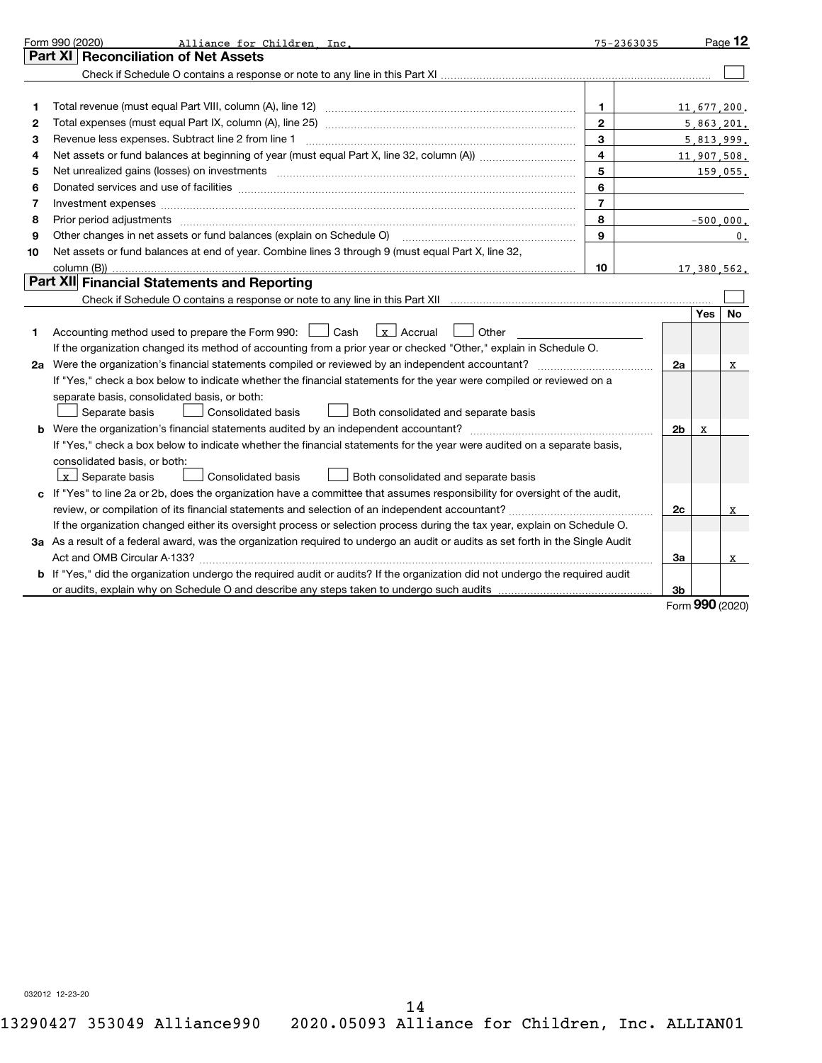Form 990 (2020) Alliance for Children, Inc. 75-2363035 Page **12**

## Part XI Reconciliation of Net Assets

Check if Schedule O contains a response or note to any line in this Part XI ☐

| | | | |
|---|---|---|---|
| 1 | Total revenue (must equal Part VIII, column (A), line 12) | 1 | 11,677,200. |
| 2 | Total expenses (must equal Part IX, column (A), line 25) | 2 | 5,863,201. |
| 3 | Revenue less expenses. Subtract line 2 from line 1 | 3 | 5,813,999. |
| 4 | Net assets or fund balances at beginning of year (must equal Part X, line 32, column (A)) | 4 | 11,907,508. |
| 5 | Net unrealized gains (losses) on investments | 5 | 159,055. |
| 6 | Donated services and use of facilities | 6 | |
| 7 | Investment expenses | 7 | |
| 8 | Prior period adjustments | 8 | -500,000. |
| 9 | Other changes in net assets or fund balances (explain on Schedule O) | 9 | 0. |
| 10 | Net assets or fund balances at end of year. Combine lines 3 through 9 (must equal Part X, line 32, column (B)) | 10 | 17,380,562. |

## Part XII Financial Statements and Reporting

Check if Schedule O contains a response or note to any line in this Part XII ☐

| | | | Yes | No |
|---|---|---|---|---|
| 1 | Accounting method used to prepare the Form 990: ☐ Cash ☒ Accrual ☐ Other<br>If the organization changed its method of accounting from a prior year or checked "Other," explain in Schedule O. | | | |
| 2a | Were the organization's financial statements compiled or reviewed by an independent accountant?<br>If "Yes," check a box below to indicate whether the financial statements for the year were compiled or reviewed on a separate basis, consolidated basis, or both:<br>☐ Separate basis ☐ Consolidated basis ☐ Both consolidated and separate basis | 2a | | X |
| b | Were the organization's financial statements audited by an independent accountant?<br>If "Yes," check a box below to indicate whether the financial statements for the year were audited on a separate basis, consolidated basis, or both:<br>☒ Separate basis ☐ Consolidated basis ☐ Both consolidated and separate basis | 2b | X | |
| c | If "Yes" to line 2a or 2b, does the organization have a committee that assumes responsibility for oversight of the audit, review, or compilation of its financial statements and selection of an independent accountant?<br>If the organization changed either its oversight process or selection process during the tax year, explain on Schedule O. | 2c | | X |
| 3a | As a result of a federal award, was the organization required to undergo an audit or audits as set forth in the Single Audit Act and OMB Circular A-133? | 3a | | X |
| b | If "Yes," did the organization undergo the required audit or audits? If the organization did not undergo the required audit or audits, explain why on Schedule O and describe any steps taken to undergo such audits | 3b | | |

Form **990** (2020)

032012 12-23-20

13290427 353049 Alliance990 2020.05093 Alliance for Children, Inc. ALLIAN01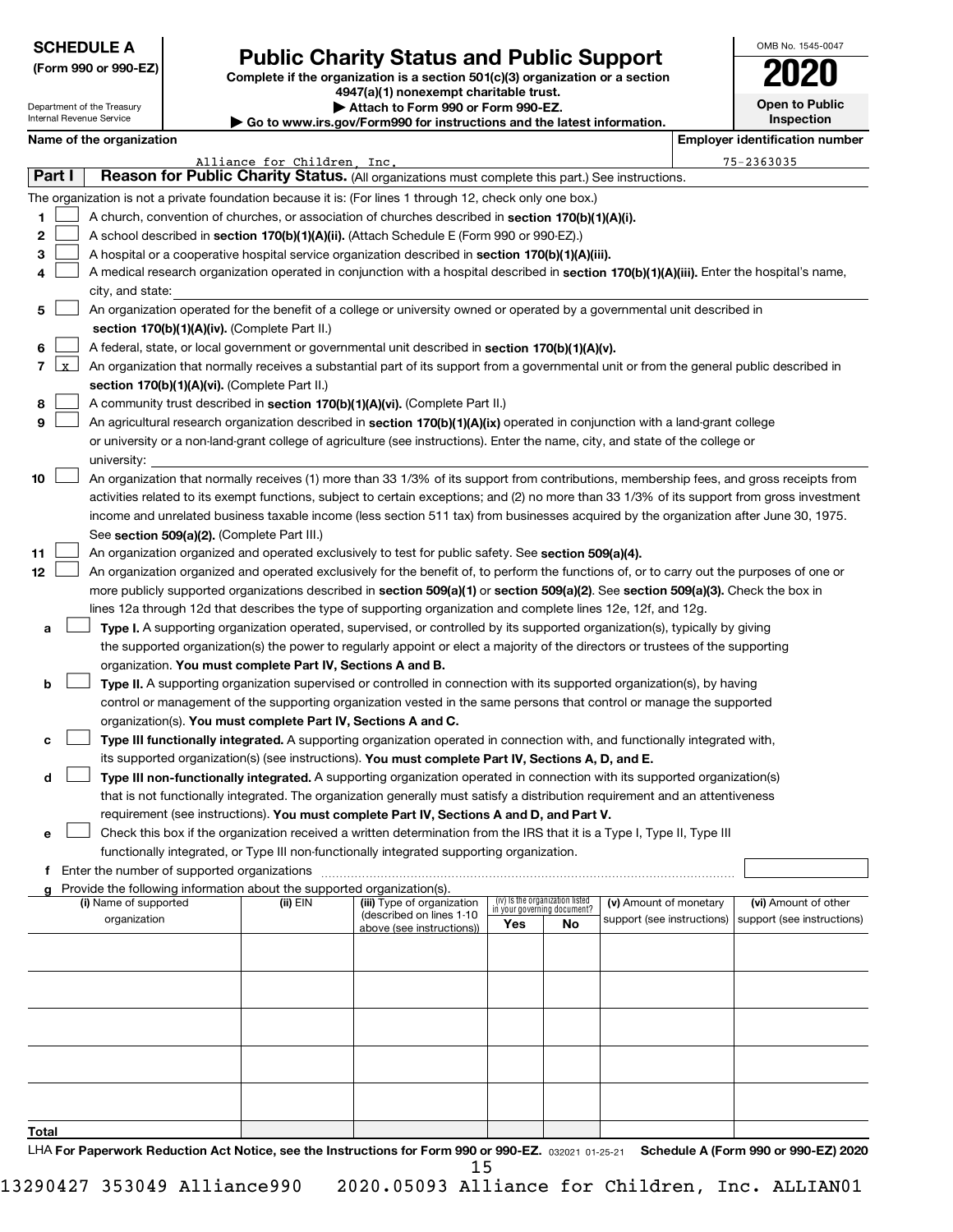**SCHEDULE A**
**(Form 990 or 990-EZ)**

Department of the Treasury
Internal Revenue Service

# Public Charity Status and Public Support

**Complete if the organization is a section 501(c)(3) organization or a section 4947(a)(1) nonexempt charitable trust.**
**▶ Attach to Form 990 or Form 990-EZ.**
**▶ Go to www.irs.gov/Form990 for instructions and the latest information.**

OMB No. 1545-0047
**2020**
**Open to Public Inspection**

**Name of the organization:** Alliance for Children, Inc.
**Employer identification number:** 75-2363035

## Part I Reason for Public Charity Status. (All organizations must complete this part.) See instructions.

The organization is not a private foundation because it is: (For lines 1 through 12, check only one box.)

1 [ ] A church, convention of churches, or association of churches described in **section 170(b)(1)(A)(i).**

2 [ ] A school described in **section 170(b)(1)(A)(ii).** (Attach Schedule E (Form 990 or 990-EZ).)

3 [ ] A hospital or a cooperative hospital service organization described in **section 170(b)(1)(A)(iii).**

4 [ ] A medical research organization operated in conjunction with a hospital described in **section 170(b)(1)(A)(iii).** Enter the hospital's name, city, and state:

5 [ ] An organization operated for the benefit of a college or university owned or operated by a governmental unit described in **section 170(b)(1)(A)(iv).** (Complete Part II.)

6 [ ] A federal, state, or local government or governmental unit described in **section 170(b)(1)(A)(v).**

7 [x] An organization that normally receives a substantial part of its support from a governmental unit or from the general public described in **section 170(b)(1)(A)(vi).** (Complete Part II.)

8 [ ] A community trust described in **section 170(b)(1)(A)(vi).** (Complete Part II.)

9 [ ] An agricultural research organization described in **section 170(b)(1)(A)(ix)** operated in conjunction with a land-grant college or university or a non-land-grant college of agriculture (see instructions). Enter the name, city, and state of the college or university:

10 [ ] An organization that normally receives (1) more than 33 1/3% of its support from contributions, membership fees, and gross receipts from activities related to its exempt functions, subject to certain exceptions; and (2) no more than 33 1/3% of its support from gross investment income and unrelated business taxable income (less section 511 tax) from businesses acquired by the organization after June 30, 1975. See **section 509(a)(2).** (Complete Part III.)

11 [ ] An organization organized and operated exclusively to test for public safety. See **section 509(a)(4).**

12 [ ] An organization organized and operated exclusively for the benefit of, to perform the functions of, or to carry out the purposes of one or more publicly supported organizations described in **section 509(a)(1)** or **section 509(a)(2)**. See **section 509(a)(3).** Check the box in lines 12a through 12d that describes the type of supporting organization and complete lines 12e, 12f, and 12g.

a [ ] **Type I.** A supporting organization operated, supervised, or controlled by its supported organization(s), typically by giving the supported organization(s) the power to regularly appoint or elect a majority of the directors or trustees of the supporting organization. **You must complete Part IV, Sections A and B.**

b [ ] **Type II.** A supporting organization supervised or controlled in connection with its supported organization(s), by having control or management of the supporting organization vested in the same persons that control or manage the supported organization(s). **You must complete Part IV, Sections A and C.**

c [ ] **Type III functionally integrated.** A supporting organization operated in connection with, and functionally integrated with, its supported organization(s) (see instructions). **You must complete Part IV, Sections A, D, and E.**

d [ ] **Type III non-functionally integrated.** A supporting organization operated in connection with its supported organization(s) that is not functionally integrated. The organization generally must satisfy a distribution requirement and an attentiveness requirement (see instructions). **You must complete Part IV, Sections A and D, and Part V.**

e [ ] Check this box if the organization received a written determination from the IRS that it is a Type I, Type II, Type III functionally integrated, or Type III non-functionally integrated supporting organization.

f Enter the number of supported organizations

g Provide the following information about the supported organization(s).

| (i) Name of supported organization | (ii) EIN | (iii) Type of organization (described on lines 1-10 above (see instructions)) | (iv) Is the organization listed in your governing document? Yes | No | (v) Amount of monetary support (see instructions) | (vi) Amount of other support (see instructions) |
|---|---|---|---|---|---|---|
| | | | | | | |
| | | | | | | |
| | | | | | | |
| | | | | | | |
| | | | | | | |
| **Total** | | | | | | |

LHA **For Paperwork Reduction Act Notice, see the Instructions for Form 990 or 990-EZ.** 032021 01-25-21 **Schedule A (Form 990 or 990-EZ) 2020**

13290427 353049 Alliance990 2020.05093 Alliance for Children, Inc. ALLIAN01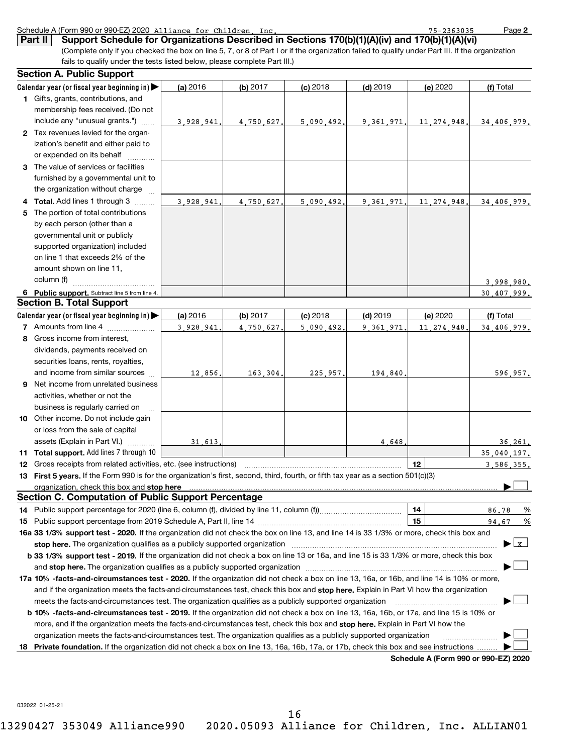Schedule A (Form 990 or 990-EZ) 2020 Alliance for Children, Inc. 75-2363035

**Part II** **Support Schedule for Organizations Described in Sections 170(b)(1)(A)(iv) and 170(b)(1)(A)(vi)**

(Complete only if you checked the box on line 5, 7, or 8 of Part I or if the organization failed to qualify under Part III. If the organization fails to qualify under the tests listed below, please complete Part III.)

## Section A. Public Support

| Calendar year (or fiscal year beginning in) | (a) 2016 | (b) 2017 | (c) 2018 | (d) 2019 | (e) 2020 | (f) Total |
|---|---|---|---|---|---|---|
| **1** Gifts, grants, contributions, and membership fees received. (Do not include any "unusual grants.") | 3,928,941. | 4,750,627. | 5,090,492. | 9,361,971. | 11,274,948. | 34,406,979. |
| **2** Tax revenues levied for the organization's benefit and either paid to or expended on its behalf | | | | | | |
| **3** The value of services or facilities furnished by a governmental unit to the organization without charge | | | | | | |
| **4** **Total.** Add lines 1 through 3 | 3,928,941. | 4,750,627. | 5,090,492. | 9,361,971. | 11,274,948. | 34,406,979. |
| **5** The portion of total contributions by each person (other than a governmental unit or publicly supported organization) included on line 1 that exceeds 2% of the amount shown on line 11, column (f) | | | | | | 3,998,980. |
| **6** **Public support.** Subtract line 5 from line 4. | | | | | | 30,407,999. |

## Section B. Total Support

| Calendar year (or fiscal year beginning in) | (a) 2016 | (b) 2017 | (c) 2018 | (d) 2019 | (e) 2020 | (f) Total |
|---|---|---|---|---|---|---|
| **7** Amounts from line 4 | 3,928,941. | 4,750,627. | 5,090,492. | 9,361,971. | 11,274,948. | 34,406,979. |
| **8** Gross income from interest, dividends, payments received on securities loans, rents, royalties, and income from similar sources | 12,856. | 163,304. | 225,957. | 194,840. | | 596,957. |
| **9** Net income from unrelated business activities, whether or not the business is regularly carried on | | | | | | |
| **10** Other income. Do not include gain or loss from the sale of capital assets (Explain in Part VI.) | 31,613. | | | 4,648. | | 36,261. |
| **11** **Total support.** Add lines 7 through 10 | | | | | | 35,040,197. |
| **12** Gross receipts from related activities, etc. (see instructions) | | | | | 12 | 3,586,355. |

**13** **First 5 years.** If the Form 990 is for the organization's first, second, third, fourth, or fifth tax year as a section 501(c)(3) organization, check this box and **stop here** ☐

## Section C. Computation of Public Support Percentage

| | | |
|---|---|---|
| **14** Public support percentage for 2020 (line 6, column (f), divided by line 11, column (f)) | 14 | 86.78 % |
| **15** Public support percentage from 2019 Schedule A, Part II, line 14 | 15 | 94.67 % |

**16a 33 1/3% support test - 2020.** If the organization did not check the box on line 13, and line 14 is 33 1/3% or more, check this box and **stop here.** The organization qualifies as a publicly supported organization ☒

**b 33 1/3% support test - 2019.** If the organization did not check a box on line 13 or 16a, and line 15 is 33 1/3% or more, check this box and **stop here.** The organization qualifies as a publicly supported organization ☐

**17a 10% -facts-and-circumstances test - 2020.** If the organization did not check a box on line 13, 16a, or 16b, and line 14 is 10% or more, and if the organization meets the facts-and-circumstances test, check this box and **stop here.** Explain in Part VI how the organization meets the facts-and-circumstances test. The organization qualifies as a publicly supported organization ☐

**b 10% -facts-and-circumstances test - 2019.** If the organization did not check a box on line 13, 16a, 16b, or 17a, and line 15 is 10% or more, and if the organization meets the facts-and-circumstances test, check this box and **stop here.** Explain in Part VI how the organization meets the facts-and-circumstances test. The organization qualifies as a publicly supported organization ☐

**18** **Private foundation.** If the organization did not check a box on line 13, 16a, 16b, 17a, or 17b, check this box and see instructions ☐

**Schedule A (Form 990 or 990-EZ) 2020**

032022 01-25-21

13290427 353049 Alliance990 2020.05093 Alliance for Children, Inc. ALLIAN01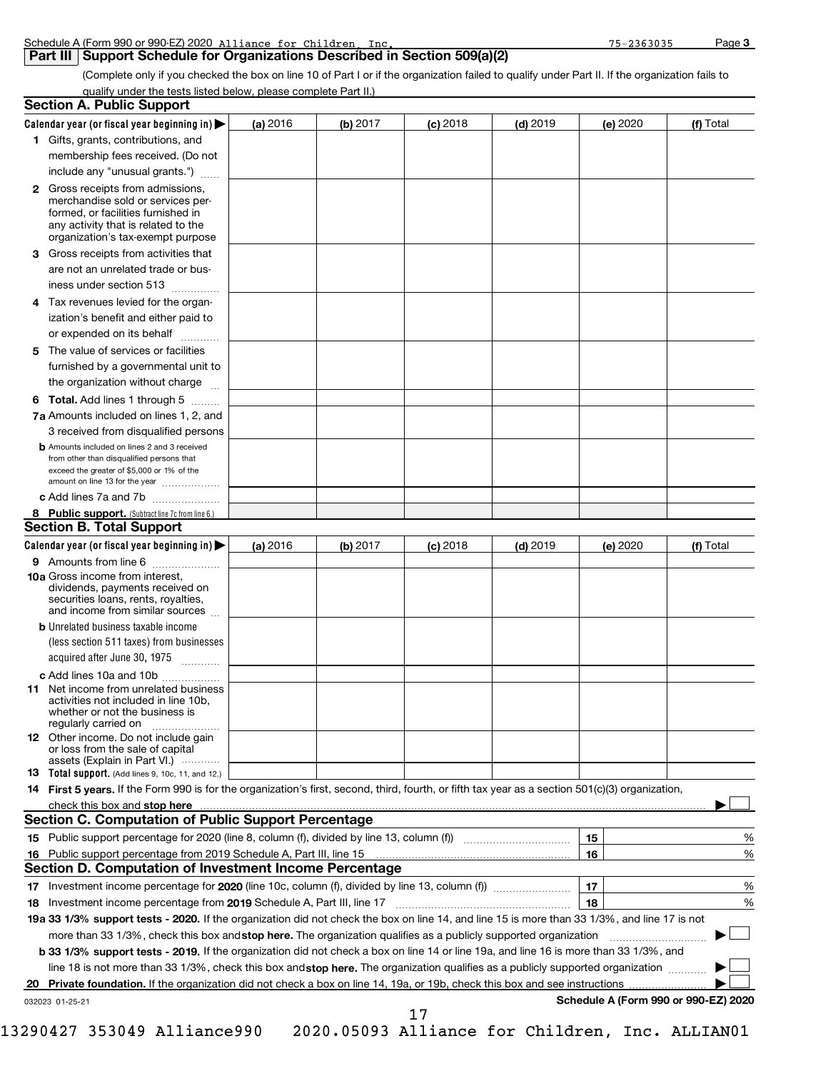Schedule A (Form 990 or 990-EZ) 2020 Alliance for Children, Inc. 75-2363035 Page 3

## Part III Support Schedule for Organizations Described in Section 509(a)(2)

(Complete only if you checked the box on line 10 of Part I or if the organization failed to qualify under Part II. If the organization fails to qualify under the tests listed below, please complete Part II.)

### Section A. Public Support

| Calendar year (or fiscal year beginning in) ▶ | (a) 2016 | (b) 2017 | (c) 2018 | (d) 2019 | (e) 2020 | (f) Total |
|---|---|---|---|---|---|---|
| 1 Gifts, grants, contributions, and membership fees received. (Do not include any "unusual grants.") | | | | | | |
| 2 Gross receipts from admissions, merchandise sold or services performed, or facilities furnished in any activity that is related to the organization's tax-exempt purpose | | | | | | |
| 3 Gross receipts from activities that are not an unrelated trade or business under section 513 | | | | | | |
| 4 Tax revenues levied for the organization's benefit and either paid to or expended on its behalf | | | | | | |
| 5 The value of services or facilities furnished by a governmental unit to the organization without charge | | | | | | |
| 6 Total. Add lines 1 through 5 | | | | | | |
| 7a Amounts included on lines 1, 2, and 3 received from disqualified persons | | | | | | |
| b Amounts included on lines 2 and 3 received from other than disqualified persons that exceed the greater of $5,000 or 1% of the amount on line 13 for the year | | | | | | |
| c Add lines 7a and 7b | | | | | | |
| 8 Public support. (Subtract line 7c from line 6.) | | | | | | |

### Section B. Total Support

| Calendar year (or fiscal year beginning in) ▶ | (a) 2016 | (b) 2017 | (c) 2018 | (d) 2019 | (e) 2020 | (f) Total |
|---|---|---|---|---|---|---|
| 9 Amounts from line 6 | | | | | | |
| 10a Gross income from interest, dividends, payments received on securities loans, rents, royalties, and income from similar sources | | | | | | |
| b Unrelated business taxable income (less section 511 taxes) from businesses acquired after June 30, 1975 | | | | | | |
| c Add lines 10a and 10b | | | | | | |
| 11 Net income from unrelated business activities not included in line 10b, whether or not the business is regularly carried on | | | | | | |
| 12 Other income. Do not include gain or loss from the sale of capital assets (Explain in Part VI.) | | | | | | |
| 13 Total support. (Add lines 9, 10c, 11, and 12.) | | | | | | |

14 **First 5 years.** If the Form 990 is for the organization's first, second, third, fourth, or fifth tax year as a section 501(c)(3) organization, check this box and **stop here** ▶ ☐

### Section C. Computation of Public Support Percentage

| | | | |
|---|---|---|---|
| 15 | Public support percentage for 2020 (line 8, column (f), divided by line 13, column (f)) | 15 | % |
| 16 | Public support percentage from 2019 Schedule A, Part III, line 15 | 16 | % |

### Section D. Computation of Investment Income Percentage

| | | | |
|---|---|---|---|
| 17 | Investment income percentage for **2020** (line 10c, column (f), divided by line 13, column (f)) | 17 | % |
| 18 | Investment income percentage from **2019** Schedule A, Part III, line 17 | 18 | % |

**19a 33 1/3% support tests - 2020.** If the organization did not check the box on line 14, and line 15 is more than 33 1/3%, and line 17 is not more than 33 1/3%, check this box and **stop here.** The organization qualifies as a publicly supported organization ▶ ☐

**b 33 1/3% support tests - 2019.** If the organization did not check a box on line 14 or line 19a, and line 16 is more than 33 1/3%, and line 18 is not more than 33 1/3%, check this box and **stop here.** The organization qualifies as a publicly supported organization ▶ ☐

**20 Private foundation.** If the organization did not check a box on line 14, 19a, or 19b, check this box and see instructions ▶ ☐

032023 01-25-21 **Schedule A (Form 990 or 990-EZ) 2020**

13290427 353049 Alliance990 2020.05093 Alliance for Children, Inc. ALLIAN01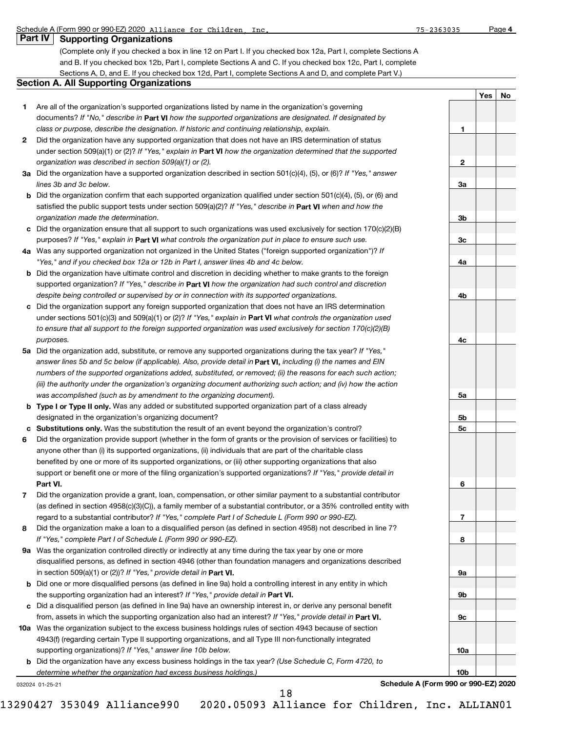Schedule A (Form 990 or 990-EZ) 2020 Alliance for Children, Inc. 75-2363035 Page 4

## Part IV Supporting Organizations

(Complete only if you checked a box in line 12 on Part I. If you checked box 12a, Part I, complete Sections A and B. If you checked box 12b, Part I, complete Sections A and C. If you checked box 12c, Part I, complete Sections A, D, and E. If you checked box 12d, Part I, complete Sections A and D, and complete Part V.)

### Section A. All Supporting Organizations

| | | Line | Yes | No |
|---|---|---|---|---|
| **1** | Are all of the organization's supported organizations listed by name in the organization's governing documents? *If "No," describe in* **Part VI** *how the supported organizations are designated. If designated by class or purpose, describe the designation. If historic and continuing relationship, explain.* | 1 | | |
| **2** | Did the organization have any supported organization that does not have an IRS determination of status under section 509(a)(1) or (2)? *If "Yes," explain in* **Part VI** *how the organization determined that the supported organization was described in section 509(a)(1) or (2).* | 2 | | |
| **3a** | Did the organization have a supported organization described in section 501(c)(4), (5), or (6)? *If "Yes," answer lines 3b and 3c below.* | 3a | | |
| **b** | Did the organization confirm that each supported organization qualified under section 501(c)(4), (5), or (6) and satisfied the public support tests under section 509(a)(2)? *If "Yes," describe in* **Part VI** *when and how the organization made the determination.* | 3b | | |
| **c** | Did the organization ensure that all support to such organizations was used exclusively for section 170(c)(2)(B) purposes? *If "Yes," explain in* **Part VI** *what controls the organization put in place to ensure such use.* | 3c | | |
| **4a** | Was any supported organization not organized in the United States ("foreign supported organization")? *If "Yes," and if you checked box 12a or 12b in Part I, answer lines 4b and 4c below.* | 4a | | |
| **b** | Did the organization have ultimate control and discretion in deciding whether to make grants to the foreign supported organization? *If "Yes," describe in* **Part VI** *how the organization had such control and discretion despite being controlled or supervised by or in connection with its supported organizations.* | 4b | | |
| **c** | Did the organization support any foreign supported organization that does not have an IRS determination under sections 501(c)(3) and 509(a)(1) or (2)? *If "Yes," explain in* **Part VI** *what controls the organization used to ensure that all support to the foreign supported organization was used exclusively for section 170(c)(2)(B) purposes.* | 4c | | |
| **5a** | Did the organization add, substitute, or remove any supported organizations during the tax year? *If "Yes," answer lines 5b and 5c below (if applicable). Also, provide detail in* **Part VI,** *including (i) the names and EIN numbers of the supported organizations added, substituted, or removed; (ii) the reasons for each such action; (iii) the authority under the organization's organizing document authorizing such action; and (iv) how the action was accomplished (such as by amendment to the organizing document).* | 5a | | |
| **b** | **Type I or Type II only.** Was any added or substituted supported organization part of a class already designated in the organization's organizing document? | 5b | | |
| **c** | **Substitutions only.** Was the substitution the result of an event beyond the organization's control? | 5c | | |
| **6** | Did the organization provide support (whether in the form of grants or the provision of services or facilities) to anyone other than (i) its supported organizations, (ii) individuals that are part of the charitable class benefited by one or more of its supported organizations, or (iii) other supporting organizations that also support or benefit one or more of the filing organization's supported organizations? *If "Yes," provide detail in* **Part VI.** | 6 | | |
| **7** | Did the organization provide a grant, loan, compensation, or other similar payment to a substantial contributor (as defined in section 4958(c)(3)(C)), a family member of a substantial contributor, or a 35% controlled entity with regard to a substantial contributor? *If "Yes," complete Part I of Schedule L (Form 990 or 990-EZ).* | 7 | | |
| **8** | Did the organization make a loan to a disqualified person (as defined in section 4958) not described in line 7? *If "Yes," complete Part I of Schedule L (Form 990 or 990-EZ).* | 8 | | |
| **9a** | Was the organization controlled directly or indirectly at any time during the tax year by one or more disqualified persons, as defined in section 4946 (other than foundation managers and organizations described in section 509(a)(1) or (2))? *If "Yes," provide detail in* **Part VI.** | 9a | | |
| **b** | Did one or more disqualified persons (as defined in line 9a) hold a controlling interest in any entity in which the supporting organization had an interest? *If "Yes," provide detail in* **Part VI.** | 9b | | |
| **c** | Did a disqualified person (as defined in line 9a) have an ownership interest in, or derive any personal benefit from, assets in which the supporting organization also had an interest? *If "Yes," provide detail in* **Part VI.** | 9c | | |
| **10a** | Was the organization subject to the excess business holdings rules of section 4943 because of section 4943(f) (regarding certain Type II supporting organizations, and all Type III non-functionally integrated supporting organizations)? *If "Yes," answer line 10b below.* | 10a | | |
| **b** | Did the organization have any excess business holdings in the tax year? *(Use Schedule C, Form 4720, to determine whether the organization had excess business holdings.)* | 10b | | |

032024 01-25-21 **Schedule A (Form 990 or 990-EZ) 2020**

13290427 353049 Alliance990 2020.05093 Alliance for Children, Inc. ALLIAN01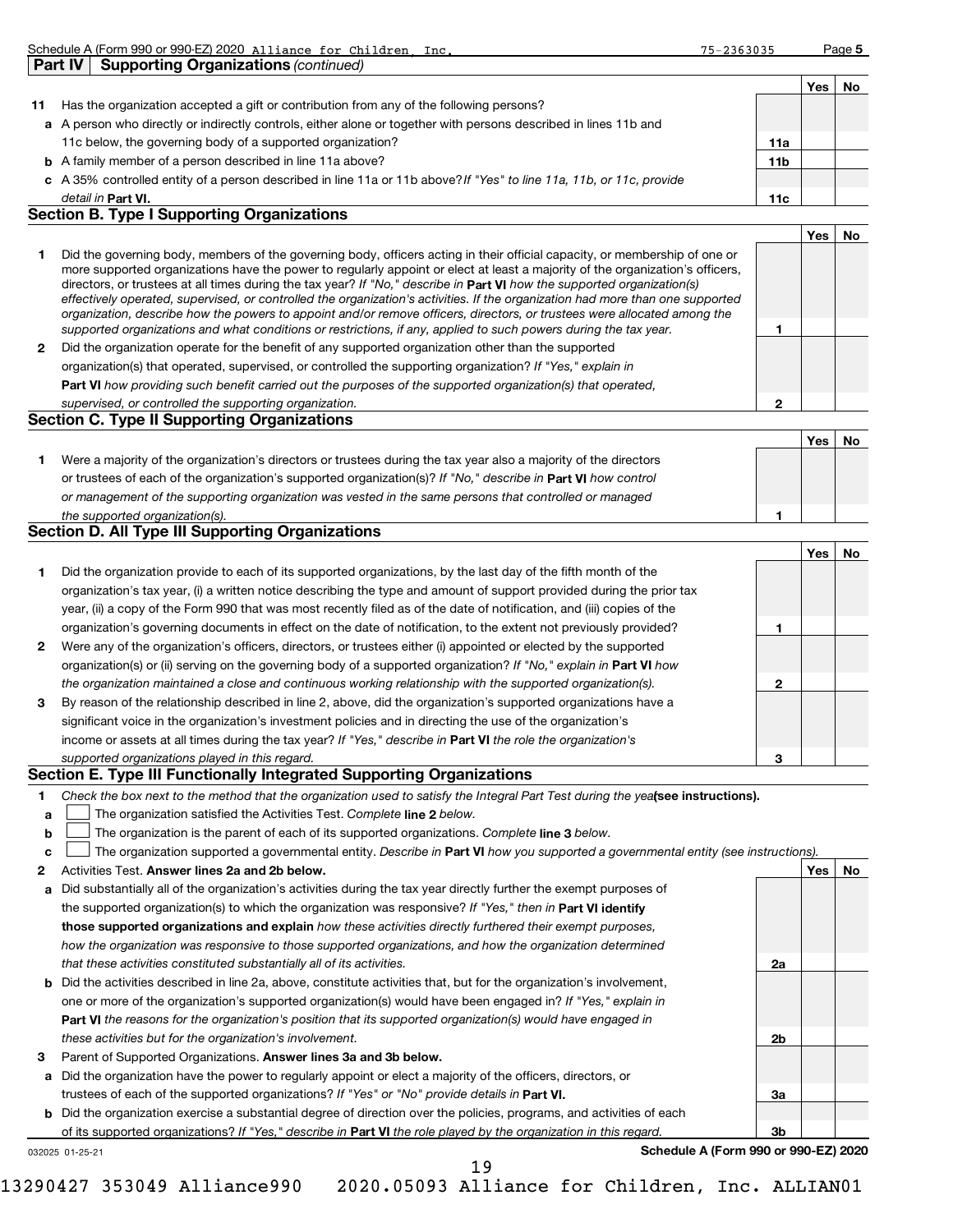Schedule A (Form 990 or 990-EZ) 2020 Alliance for Children, Inc. 75-2363035 Page 5

## Part IV Supporting Organizations *(continued)*

| | | | Yes | No |
|---|---|---|---|---|
| **11** | Has the organization accepted a gift or contribution from any of the following persons? | | | |
| **a** | A person who directly or indirectly controls, either alone or together with persons described in lines 11b and 11c below, the governing body of a supported organization? | **11a** | | |
| **b** | A family member of a person described in line 11a above? | **11b** | | |
| **c** | A 35% controlled entity of a person described in line 11a or 11b above? *If "Yes" to line 11a, 11b, or 11c, provide detail in* **Part VI.** | **11c** | | |

### Section B. Type I Supporting Organizations

| | | | Yes | No |
|---|---|---|---|---|
| **1** | Did the governing body, members of the governing body, officers acting in their official capacity, or membership of one or more supported organizations have the power to regularly appoint or elect at least a majority of the organization's officers, directors, or trustees at all times during the tax year? *If "No," describe in* **Part VI** *how the supported organization(s) effectively operated, supervised, or controlled the organization's activities. If the organization had more than one supported organization, describe how the powers to appoint and/or remove officers, directors, or trustees were allocated among the supported organizations and what conditions or restrictions, if any, applied to such powers during the tax year.* | **1** | | |
| **2** | Did the organization operate for the benefit of any supported organization other than the supported organization(s) that operated, supervised, or controlled the supporting organization? *If "Yes," explain in* **Part VI** *how providing such benefit carried out the purposes of the supported organization(s) that operated, supervised, or controlled the supporting organization.* | **2** | | |

### Section C. Type II Supporting Organizations

| | | | Yes | No |
|---|---|---|---|---|
| **1** | Were a majority of the organization's directors or trustees during the tax year also a majority of the directors or trustees of each of the organization's supported organization(s)? *If "No," describe in* **Part VI** *how control or management of the supporting organization was vested in the same persons that controlled or managed the supported organization(s).* | **1** | | |

### Section D. All Type III Supporting Organizations

| | | | Yes | No |
|---|---|---|---|---|
| **1** | Did the organization provide to each of its supported organizations, by the last day of the fifth month of the organization's tax year, (i) a written notice describing the type and amount of support provided during the prior tax year, (ii) a copy of the Form 990 that was most recently filed as of the date of notification, and (iii) copies of the organization's governing documents in effect on the date of notification, to the extent not previously provided? | **1** | | |
| **2** | Were any of the organization's officers, directors, or trustees either (i) appointed or elected by the supported organization(s) or (ii) serving on the governing body of a supported organization? *If "No," explain in* **Part VI** *how the organization maintained a close and continuous working relationship with the supported organization(s).* | **2** | | |
| **3** | By reason of the relationship described in line 2, above, did the organization's supported organizations have a significant voice in the organization's investment policies and in directing the use of the organization's income or assets at all times during the tax year? *If "Yes," describe in* **Part VI** *the role the organization's supported organizations played in this regard.* | **3** | | |

### Section E. Type III Functionally Integrated Supporting Organizations

**1** *Check the box next to the method that the organization used to satisfy the Integral Part Test during the year* **(see instructions).**

- **a** ☐ The organization satisfied the Activities Test. *Complete* **line 2** *below.*
- **b** ☐ The organization is the parent of each of its supported organizations. *Complete* **line 3** *below.*
- **c** ☐ The organization supported a governmental entity. *Describe in* **Part VI** *how you supported a governmental entity (see instructions).*

| | | | Yes | No |
|---|---|---|---|---|
| **2** | Activities Test. **Answer lines 2a and 2b below.** | | | |
| **a** | Did substantially all of the organization's activities during the tax year directly further the exempt purposes of the supported organization(s) to which the organization was responsive? *If "Yes," then in* **Part VI identify those supported organizations and explain** *how these activities directly furthered their exempt purposes, how the organization was responsive to those supported organizations, and how the organization determined that these activities constituted substantially all of its activities.* | **2a** | | |
| **b** | Did the activities described in line 2a, above, constitute activities that, but for the organization's involvement, one or more of the organization's supported organization(s) would have been engaged in? *If "Yes," explain in* **Part VI** *the reasons for the organization's position that its supported organization(s) would have engaged in these activities but for the organization's involvement.* | **2b** | | |
| **3** | Parent of Supported Organizations. **Answer lines 3a and 3b below.** | | | |
| **a** | Did the organization have the power to regularly appoint or elect a majority of the officers, directors, or trustees of each of the supported organizations? *If "Yes" or "No" provide details in* **Part VI.** | **3a** | | |
| **b** | Did the organization exercise a substantial degree of direction over the policies, programs, and activities of each of its supported organizations? *If "Yes," describe in* **Part VI** *the role played by the organization in this regard.* | **3b** | | |

032025 01-25-21 **Schedule A (Form 990 or 990-EZ) 2020**

13290427 353049 Alliance990 2020.05093 Alliance for Children, Inc. ALLIAN01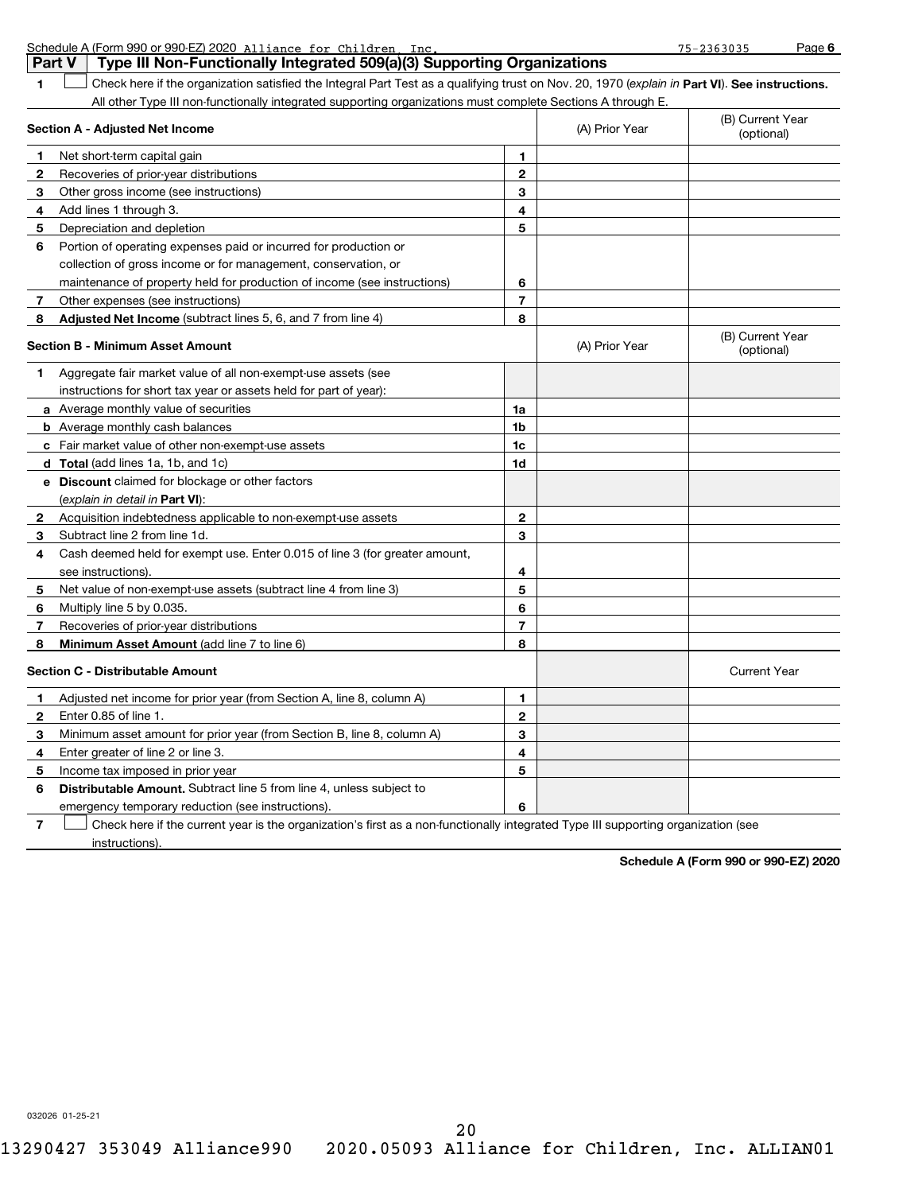Schedule A (Form 990 or 990-EZ) 2020 Alliance for Children, Inc. 75-2363035 Page 6

## Part V Type III Non-Functionally Integrated 509(a)(3) Supporting Organizations

1 ☐ Check here if the organization satisfied the Integral Part Test as a qualifying trust on Nov. 20, 1970 (*explain in* **Part VI**). **See instructions.** All other Type III non-functionally integrated supporting organizations must complete Sections A through E.

| Section A - Adjusted Net Income | | | (A) Prior Year | (B) Current Year (optional) |
|---|---|---|---|---|
| 1 | Net short-term capital gain | 1 | | |
| 2 | Recoveries of prior-year distributions | 2 | | |
| 3 | Other gross income (see instructions) | 3 | | |
| 4 | Add lines 1 through 3. | 4 | | |
| 5 | Depreciation and depletion | 5 | | |
| 6 | Portion of operating expenses paid or incurred for production or collection of gross income or for management, conservation, or maintenance of property held for production of income (see instructions) | 6 | | |
| 7 | Other expenses (see instructions) | 7 | | |
| 8 | **Adjusted Net Income** (subtract lines 5, 6, and 7 from line 4) | 8 | | |

| Section B - Minimum Asset Amount | | | (A) Prior Year | (B) Current Year (optional) |
|---|---|---|---|---|
| 1 | Aggregate fair market value of all non-exempt-use assets (see instructions for short tax year or assets held for part of year): | | | |
| a | Average monthly value of securities | 1a | | |
| b | Average monthly cash balances | 1b | | |
| c | Fair market value of other non-exempt-use assets | 1c | | |
| d | **Total** (add lines 1a, 1b, and 1c) | 1d | | |
| e | **Discount** claimed for blockage or other factors (*explain in detail in* **Part VI**): | | | |
| 2 | Acquisition indebtedness applicable to non-exempt-use assets | 2 | | |
| 3 | Subtract line 2 from line 1d. | 3 | | |
| 4 | Cash deemed held for exempt use. Enter 0.015 of line 3 (for greater amount, see instructions). | 4 | | |
| 5 | Net value of non-exempt-use assets (subtract line 4 from line 3) | 5 | | |
| 6 | Multiply line 5 by 0.035. | 6 | | |
| 7 | Recoveries of prior-year distributions | 7 | | |
| 8 | **Minimum Asset Amount** (add line 7 to line 6) | 8 | | |

| Section C - Distributable Amount | | | | Current Year |
|---|---|---|---|---|
| 1 | Adjusted net income for prior year (from Section A, line 8, column A) | 1 | | |
| 2 | Enter 0.85 of line 1. | 2 | | |
| 3 | Minimum asset amount for prior year (from Section B, line 8, column A) | 3 | | |
| 4 | Enter greater of line 2 or line 3. | 4 | | |
| 5 | Income tax imposed in prior year | 5 | | |
| 6 | **Distributable Amount.** Subtract line 5 from line 4, unless subject to emergency temporary reduction (see instructions). | 6 | | |

7 ☐ Check here if the current year is the organization's first as a non-functionally integrated Type III supporting organization (see instructions).

**Schedule A (Form 990 or 990-EZ) 2020**

032026 01-25-21

13290427 353049 Alliance990 2020.05093 Alliance for Children, Inc. ALLIAN01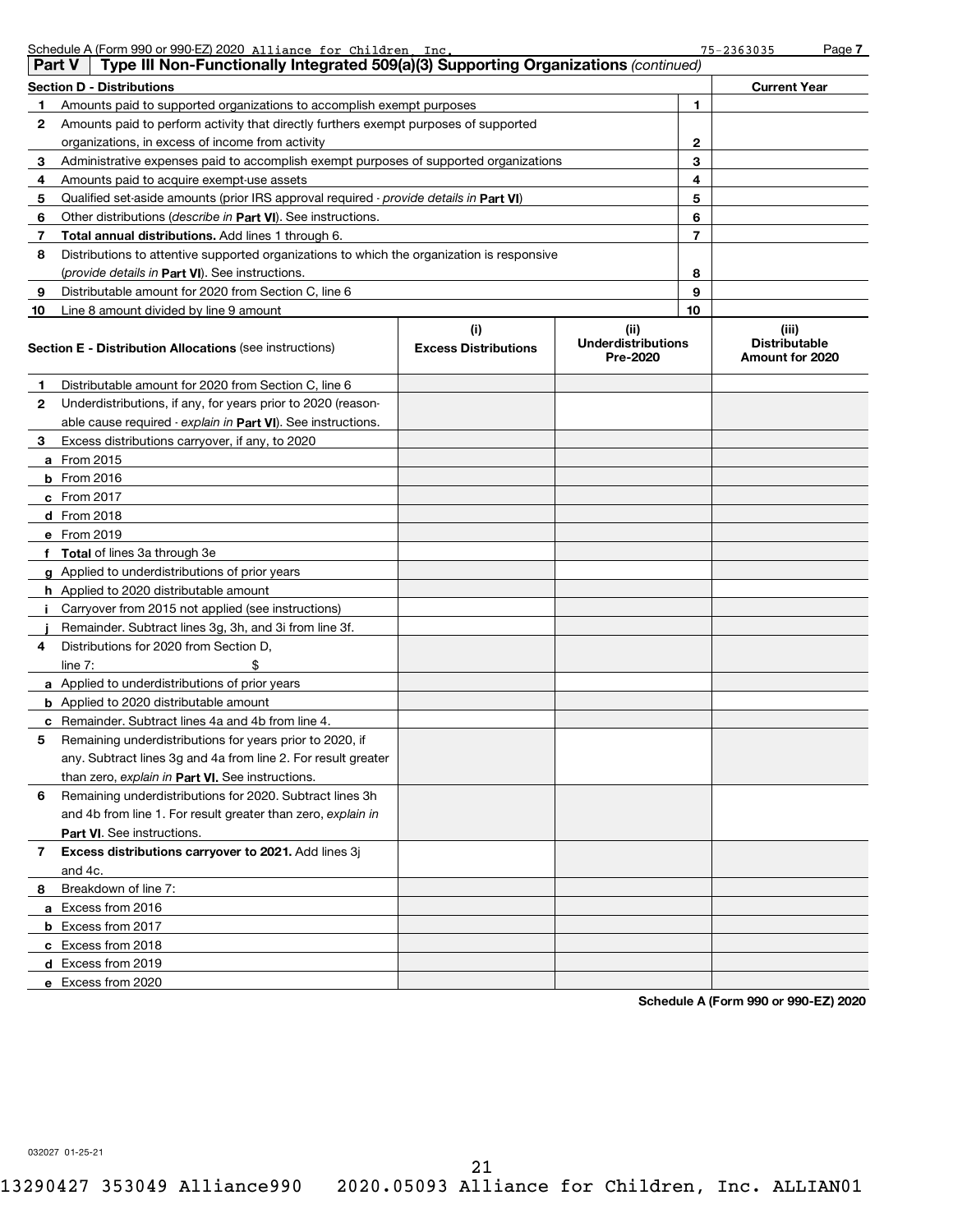Schedule A (Form 990 or 990-EZ) 2020 Alliance for Children, Inc. 75-2363035 Page 7

## Part V Type III Non-Functionally Integrated 509(a)(3) Supporting Organizations *(continued)*

| Section D - Distributions | | | Current Year |
|---|---|---|---|
| 1 | Amounts paid to supported organizations to accomplish exempt purposes | 1 | |
| 2 | Amounts paid to perform activity that directly furthers exempt purposes of supported organizations, in excess of income from activity | 2 | |
| 3 | Administrative expenses paid to accomplish exempt purposes of supported organizations | 3 | |
| 4 | Amounts paid to acquire exempt-use assets | 4 | |
| 5 | Qualified set-aside amounts (prior IRS approval required - *provide details in* **Part VI**) | 5 | |
| 6 | Other distributions (*describe in* **Part VI**). See instructions. | 6 | |
| 7 | **Total annual distributions.** Add lines 1 through 6. | 7 | |
| 8 | Distributions to attentive supported organizations to which the organization is responsive (*provide details in* **Part VI**). See instructions. | 8 | |
| 9 | Distributable amount for 2020 from Section C, line 6 | 9 | |
| 10 | Line 8 amount divided by line 9 amount | 10 | |

| | **Section E - Distribution Allocations** (see instructions) | (i) Excess Distributions | (ii) Underdistributions Pre-2020 | (iii) Distributable Amount for 2020 |
|---|---|---|---|---|
| 1 | Distributable amount for 2020 from Section C, line 6 | | | |
| 2 | Underdistributions, if any, for years prior to 2020 (reasonable cause required - *explain in* **Part VI**). See instructions. | | | |
| 3 | Excess distributions carryover, if any, to 2020 | | | |
| a | From 2015 | | | |
| b | From 2016 | | | |
| c | From 2017 | | | |
| d | From 2018 | | | |
| e | From 2019 | | | |
| f | **Total** of lines 3a through 3e | | | |
| g | Applied to underdistributions of prior years | | | |
| h | Applied to 2020 distributable amount | | | |
| i | Carryover from 2015 not applied (see instructions) | | | |
| j | Remainder. Subtract lines 3g, 3h, and 3i from line 3f. | | | |
| 4 | Distributions for 2020 from Section D, line 7: $ | | | |
| a | Applied to underdistributions of prior years | | | |
| b | Applied to 2020 distributable amount | | | |
| c | Remainder. Subtract lines 4a and 4b from line 4. | | | |
| 5 | Remaining underdistributions for years prior to 2020, if any. Subtract lines 3g and 4a from line 2. For result greater than zero, *explain in* **Part VI.** See instructions. | | | |
| 6 | Remaining underdistributions for 2020. Subtract lines 3h and 4b from line 1. For result greater than zero, *explain in* **Part VI**. See instructions. | | | |
| 7 | **Excess distributions carryover to 2021.** Add lines 3j and 4c. | | | |
| 8 | Breakdown of line 7: | | | |
| a | Excess from 2016 | | | |
| b | Excess from 2017 | | | |
| c | Excess from 2018 | | | |
| d | Excess from 2019 | | | |
| e | Excess from 2020 | | | |

**Schedule A (Form 990 or 990-EZ) 2020**

032027 01-25-21

13290427 353049 Alliance990 2020.05093 Alliance for Children, Inc. ALLIAN01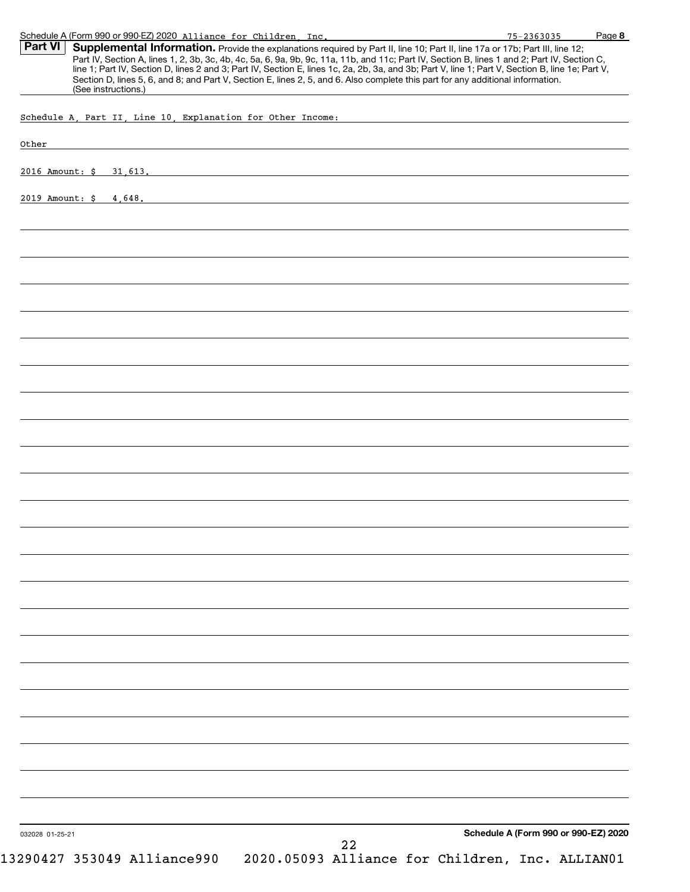**Part VI** **Supplemental Information.** Provide the explanations required by Part II, line 10; Part II, line 17a or 17b; Part III, line 12; Part IV, Section A, lines 1, 2, 3b, 3c, 4b, 4c, 5a, 6, 9a, 9b, 9c, 11a, 11b, and 11c; Part IV, Section B, lines 1 and 2; Part IV, Section C, line 1; Part IV, Section D, lines 2 and 3; Part IV, Section E, lines 1c, 2a, 2b, 3a, and 3b; Part V, line 1; Part V, Section B, line 1e; Part V, Section D, lines 5, 6, and 8; and Part V, Section E, lines 2, 5, and 6. Also complete this part for any additional information. (See instructions.)

Schedule A, Part II, Line 10, Explanation for Other Income:

Other

2016 Amount: $ 31,613.

2019 Amount: $ 4,648.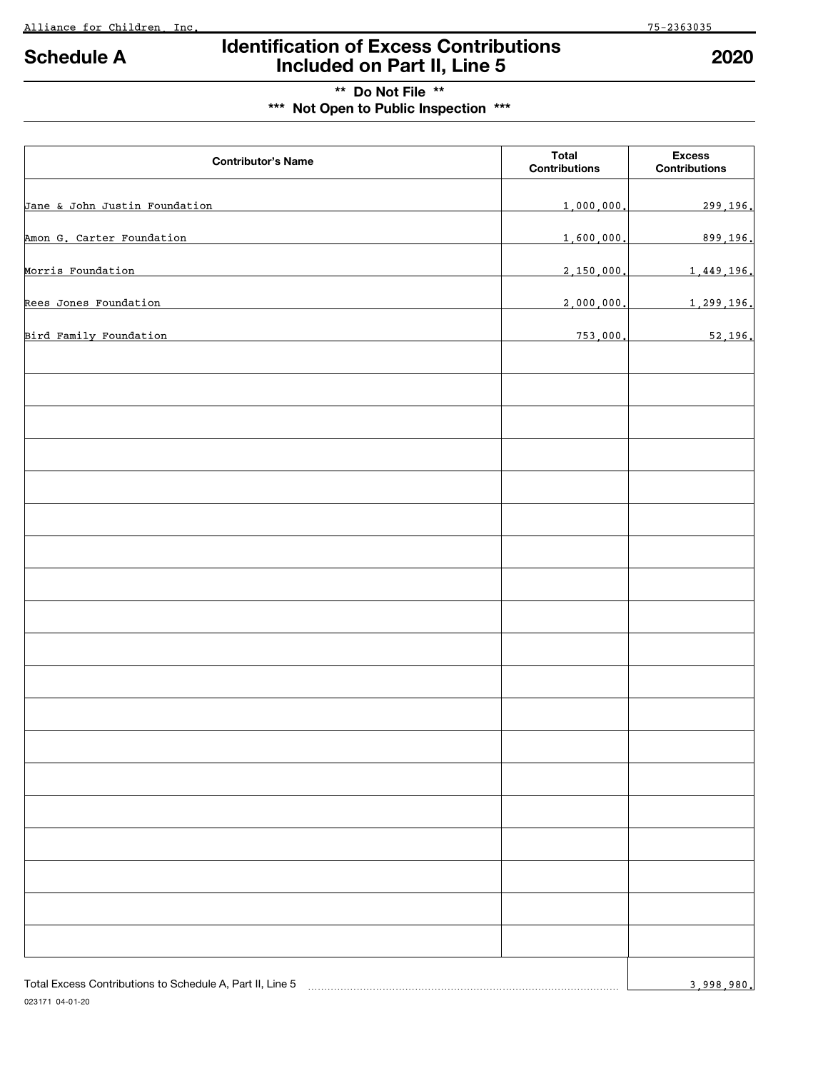Alliance for Children, Inc. 75-2363035

# Schedule A — Identification of Excess Contributions Included on Part II, Line 5 — 2020

**\*\* Do Not File \*\***

**\*\*\* Not Open to Public Inspection \*\*\***

| Contributor's Name | Total Contributions | Excess Contributions |
|---|---|---|
| Jane & John Justin Foundation | 1,000,000. | 299,196. |
| Amon G. Carter Foundation | 1,600,000. | 899,196. |
| Morris Foundation | 2,150,000. | 1,449,196. |
| Rees Jones Foundation | 2,000,000. | 1,299,196. |
| Bird Family Foundation | 753,000. | 52,196. |

Total Excess Contributions to Schedule A, Part II, Line 5 ........ 3,998,980.

023171 04-01-20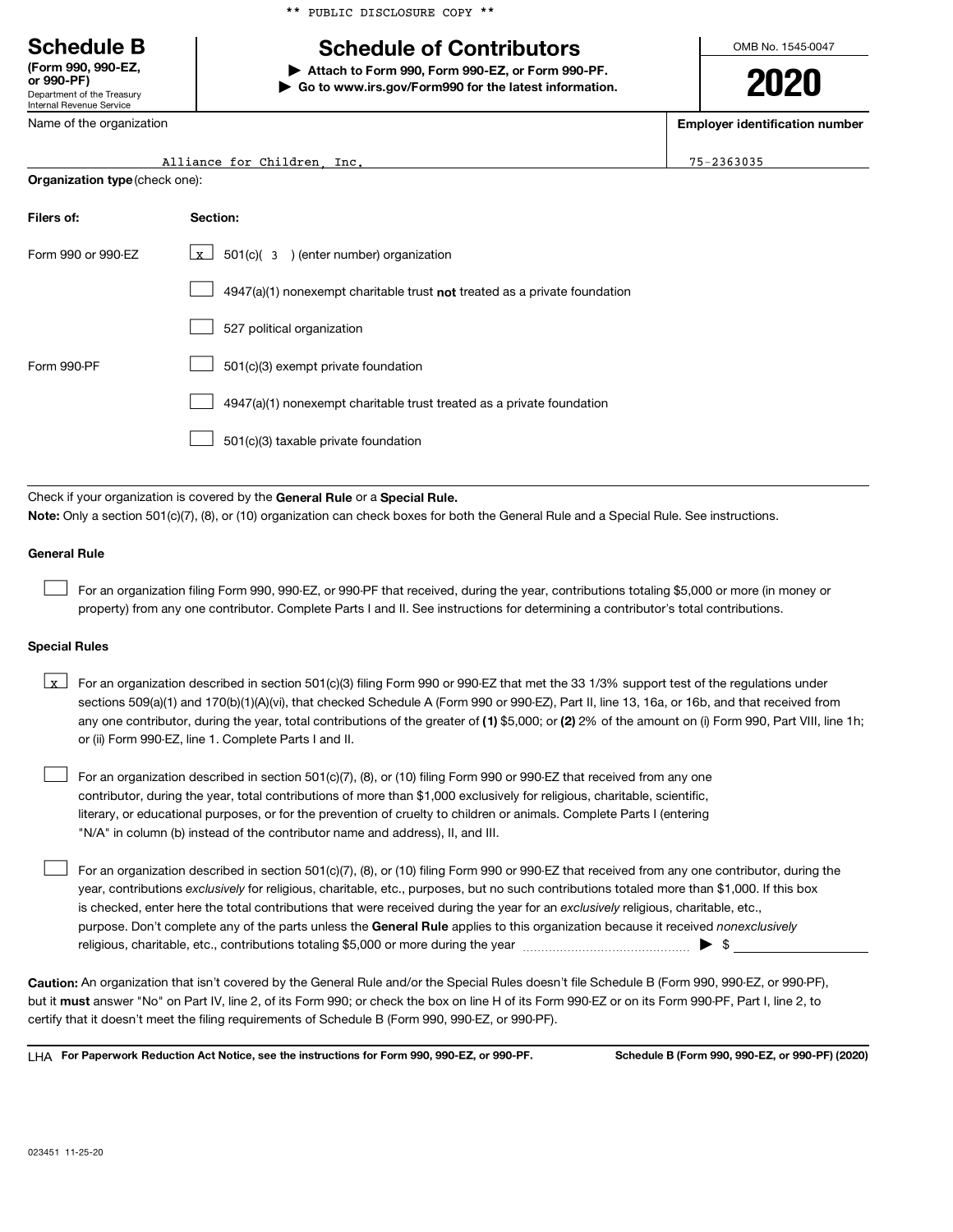** PUBLIC DISCLOSURE COPY **

# Schedule B

**(Form 990, 990-EZ, or 990-PF)**
Department of the Treasury
Internal Revenue Service

## Schedule of Contributors

▶ **Attach to Form 990, Form 990-EZ, or Form 990-PF.**
▶ **Go to www.irs.gov/Form990 for the latest information.**

OMB No. 1545-0047

**2020**

| Name of the organization | Employer identification number |
|---|---|
| Alliance for Children, Inc. | 75-2363035 |

**Organization type** (check one):

| Filers of: | Section: |
|---|---|
| Form 990 or 990-EZ | [x] 501(c)( 3 ) (enter number) organization |
| | [ ] 4947(a)(1) nonexempt charitable trust **not** treated as a private foundation |
| | [ ] 527 political organization |
| Form 990-PF | [ ] 501(c)(3) exempt private foundation |
| | [ ] 4947(a)(1) nonexempt charitable trust treated as a private foundation |
| | [ ] 501(c)(3) taxable private foundation |

Check if your organization is covered by the **General Rule** or a **Special Rule.**

**Note:** Only a section 501(c)(7), (8), or (10) organization can check boxes for both the General Rule and a Special Rule. See instructions.

**General Rule**

[ ] For an organization filing Form 990, 990-EZ, or 990-PF that received, during the year, contributions totaling $5,000 or more (in money or property) from any one contributor. Complete Parts I and II. See instructions for determining a contributor's total contributions.

**Special Rules**

[x] For an organization described in section 501(c)(3) filing Form 990 or 990-EZ that met the 33 1/3% support test of the regulations under sections 509(a)(1) and 170(b)(1)(A)(vi), that checked Schedule A (Form 990 or 990-EZ), Part II, line 13, 16a, or 16b, and that received from any one contributor, during the year, total contributions of the greater of **(1)** $5,000; or **(2)** 2% of the amount on (i) Form 990, Part VIII, line 1h; or (ii) Form 990-EZ, line 1. Complete Parts I and II.

[ ] For an organization described in section 501(c)(7), (8), or (10) filing Form 990 or 990-EZ that received from any one contributor, during the year, total contributions of more than $1,000 exclusively for religious, charitable, scientific, literary, or educational purposes, or for the prevention of cruelty to children or animals. Complete Parts I (entering "N/A" in column (b) instead of the contributor name and address), II, and III.

[ ] For an organization described in section 501(c)(7), (8), or (10) filing Form 990 or 990-EZ that received from any one contributor, during the year, contributions *exclusively* for religious, charitable, etc., purposes, but no such contributions totaled more than $1,000. If this box is checked, enter here the total contributions that were received during the year for an *exclusively* religious, charitable, etc., purpose. Don't complete any of the parts unless the **General Rule** applies to this organization because it received *nonexclusively* religious, charitable, etc., contributions totaling $5,000 or more during the year ▶ $ ____________

**Caution:** An organization that isn't covered by the General Rule and/or the Special Rules doesn't file Schedule B (Form 990, 990-EZ, or 990-PF), but it **must** answer "No" on Part IV, line 2, of its Form 990; or check the box on line H of its Form 990-EZ or on its Form 990-PF, Part I, line 2, to certify that it doesn't meet the filing requirements of Schedule B (Form 990, 990-EZ, or 990-PF).

LHA **For Paperwork Reduction Act Notice, see the instructions for Form 990, 990-EZ, or 990-PF.** **Schedule B (Form 990, 990-EZ, or 990-PF) (2020)**

023451 11-25-20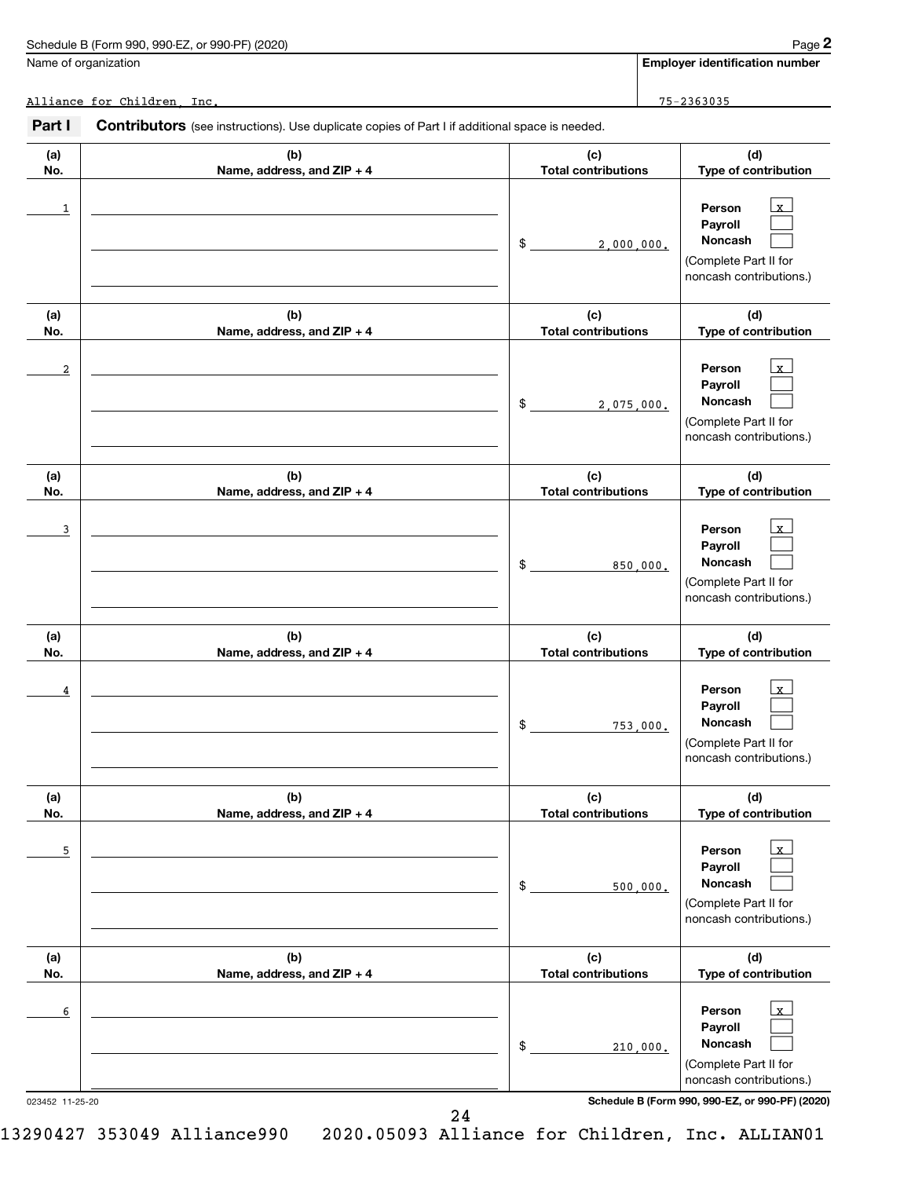Schedule B (Form 990, 990-EZ, or 990-PF) (2020)

| Name of organization | Employer identification number |
| --- | --- |
| Alliance for Children, Inc. | 75-2363035 |

**Part I** **Contributors** (see instructions). Use duplicate copies of Part I if additional space is needed.

| (a) No. | (b) Name, address, and ZIP + 4 | (c) Total contributions | (d) Type of contribution |
| --- | --- | --- | --- |
| 1 | | $ 2,000,000. | Person [x] Payroll [ ] Noncash [ ] (Complete Part II for noncash contributions.) |
| 2 | | $ 2,075,000. | Person [x] Payroll [ ] Noncash [ ] (Complete Part II for noncash contributions.) |
| 3 | | $ 850,000. | Person [x] Payroll [ ] Noncash [ ] (Complete Part II for noncash contributions.) |
| 4 | | $ 753,000. | Person [x] Payroll [ ] Noncash [ ] (Complete Part II for noncash contributions.) |
| 5 | | $ 500,000. | Person [x] Payroll [ ] Noncash [ ] (Complete Part II for noncash contributions.) |
| 6 | | $ 210,000. | Person [x] Payroll [ ] Noncash [ ] (Complete Part II for noncash contributions.) |

023452 11-25-20

Schedule B (Form 990, 990-EZ, or 990-PF) (2020)

13290427 353049 Alliance990 2020.05093 Alliance for Children, Inc. ALLIAN01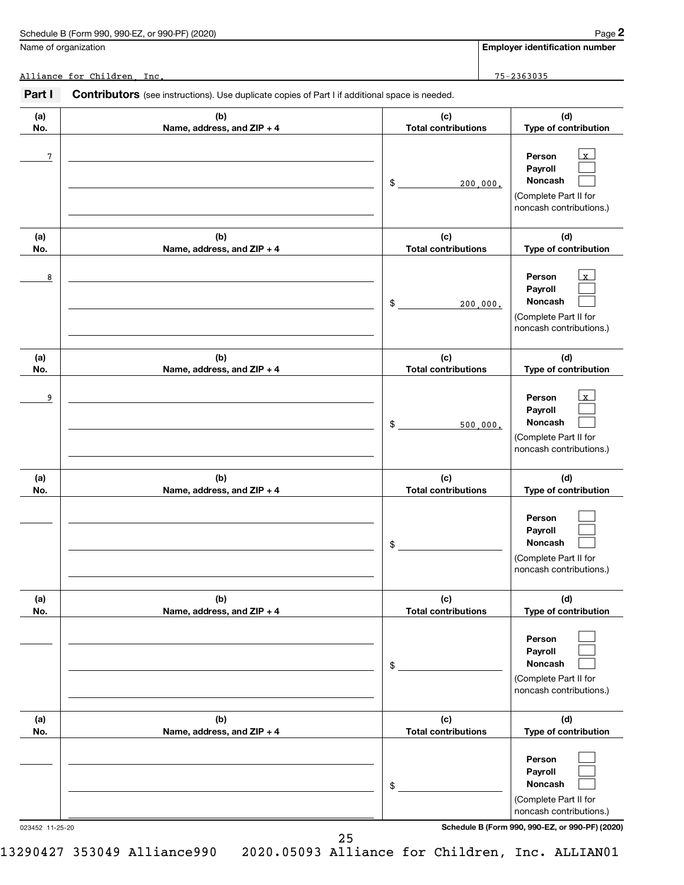Name of organization: Alliance for Children, Inc.

**Employer identification number:** 75-2363035

**Part I** **Contributors** (see instructions). Use duplicate copies of Part I if additional space is needed.

| (a) No. | (b) Name, address, and ZIP + 4 | (c) Total contributions | (d) Type of contribution |
|---|---|---|---|
| 7 | | $ 200,000. | Person [x] Payroll [ ] Noncash [ ] (Complete Part II for noncash contributions.) |
| 8 | | $ 200,000. | Person [x] Payroll [ ] Noncash [ ] (Complete Part II for noncash contributions.) |
| 9 | | $ 500,000. | Person [x] Payroll [ ] Noncash [ ] (Complete Part II for noncash contributions.) |
| | | $ | Person [ ] Payroll [ ] Noncash [ ] (Complete Part II for noncash contributions.) |
| | | $ | Person [ ] Payroll [ ] Noncash [ ] (Complete Part II for noncash contributions.) |
| | | $ | Person [ ] Payroll [ ] Noncash [ ] (Complete Part II for noncash contributions.) |

023452 11-25-20

13290427 353049 Alliance990 2020.05093 Alliance for Children, Inc. ALLIAN01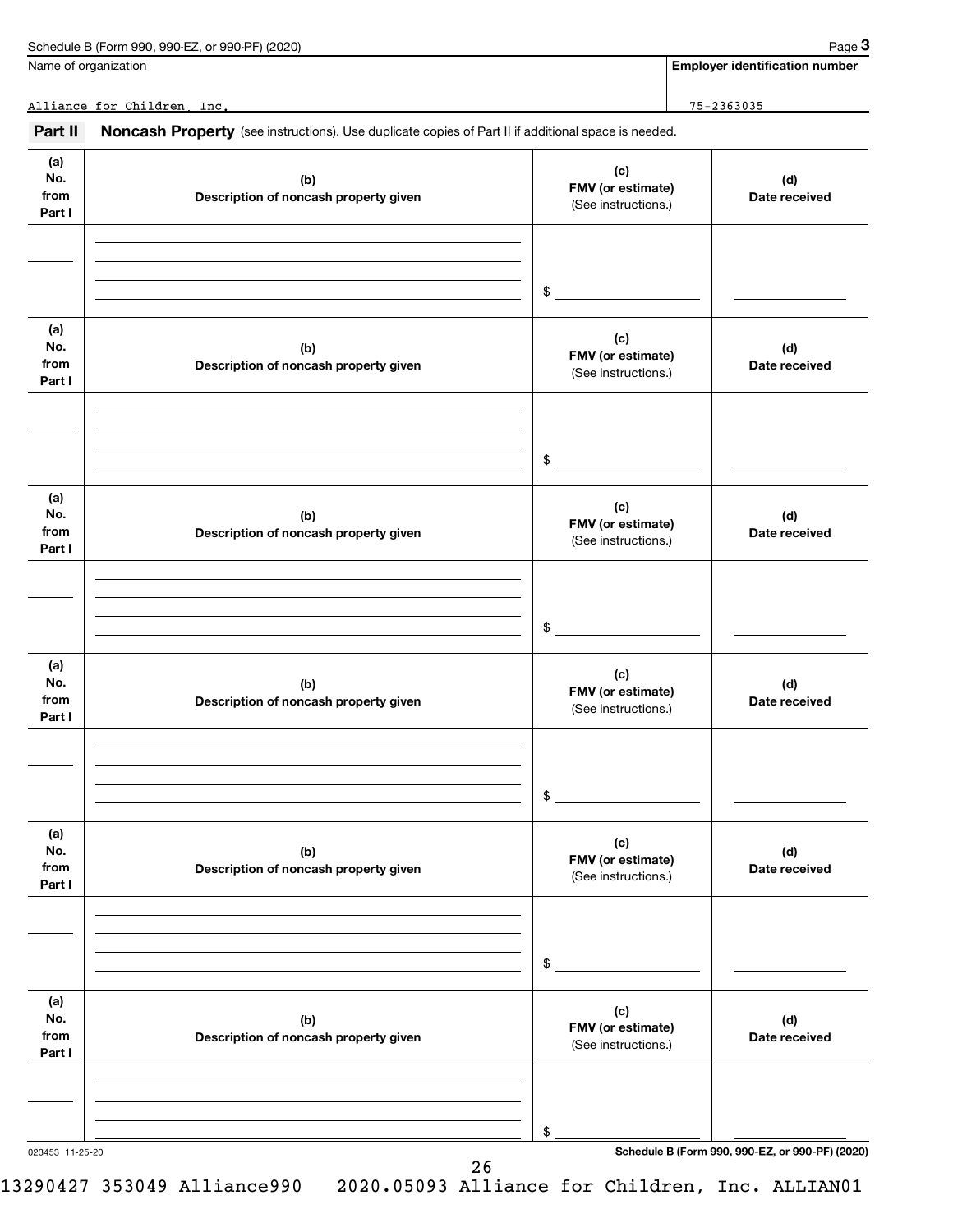Name of organization | Employer identification number

Alliance for Children, Inc. | 75-2363035

**Part II** **Noncash Property** (see instructions). Use duplicate copies of Part II if additional space is needed.

| (a) No. from Part I | (b) Description of noncash property given | (c) FMV (or estimate) (See instructions.) | (d) Date received |
|---|---|---|---|
| | | $ | |

| (a) No. from Part I | (b) Description of noncash property given | (c) FMV (or estimate) (See instructions.) | (d) Date received |
|---|---|---|---|
| | | $ | |

| (a) No. from Part I | (b) Description of noncash property given | (c) FMV (or estimate) (See instructions.) | (d) Date received |
|---|---|---|---|
| | | $ | |

| (a) No. from Part I | (b) Description of noncash property given | (c) FMV (or estimate) (See instructions.) | (d) Date received |
|---|---|---|---|
| | | $ | |

| (a) No. from Part I | (b) Description of noncash property given | (c) FMV (or estimate) (See instructions.) | (d) Date received |
|---|---|---|---|
| | | $ | |

| (a) No. from Part I | (b) Description of noncash property given | (c) FMV (or estimate) (See instructions.) | (d) Date received |
|---|---|---|---|
| | | $ | |

023453 11-25-20

13290427 353049 Alliance990 2020.05093 Alliance for Children, Inc. ALLIAN01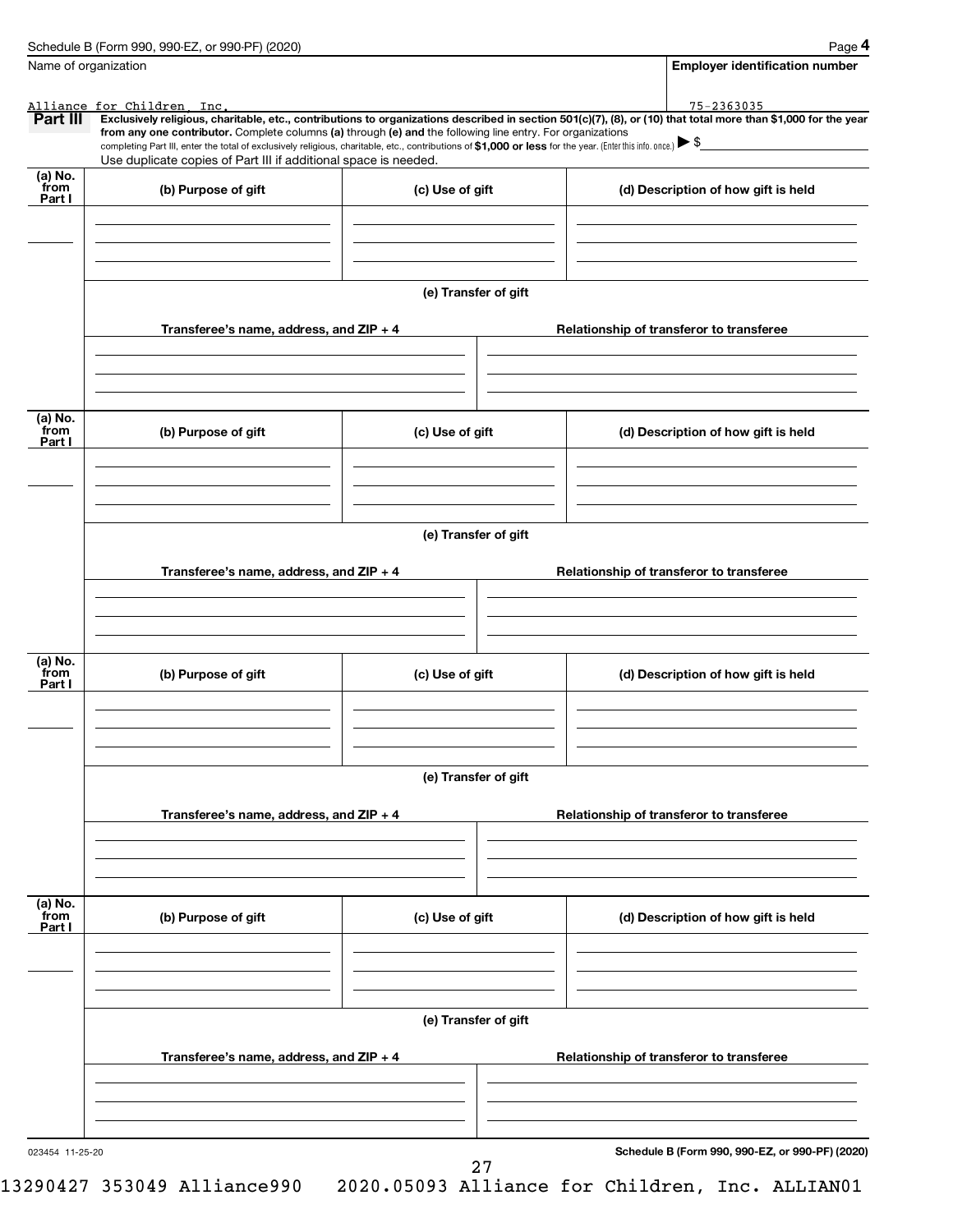Schedule B (Form 990, 990-EZ, or 990-PF) (2020) Page **4**

| Name of organization | Employer identification number |
|---|---|
| Alliance for Children, Inc. | 75-2363035 |

**Part III** **Exclusively religious, charitable, etc., contributions to organizations described in section 501(c)(7), (8), or (10) that total more than $1,000 for the year from any one contributor.** Complete columns **(a)** through **(e)** and the following line entry. For organizations completing Part III, enter the total of exclusively religious, charitable, etc., contributions of **$1,000 or less** for the year. (Enter this info. once.) ▶ $

Use duplicate copies of Part III if additional space is needed.

| (a) No. from Part I | (b) Purpose of gift | (c) Use of gift | (d) Description of how gift is held |
|---|---|---|---|
| | | | |

**(e) Transfer of gift**

| Transferee's name, address, and ZIP + 4 | Relationship of transferor to transferee |
|---|---|
| | |

| (a) No. from Part I | (b) Purpose of gift | (c) Use of gift | (d) Description of how gift is held |
|---|---|---|---|
| | | | |

**(e) Transfer of gift**

| Transferee's name, address, and ZIP + 4 | Relationship of transferor to transferee |
|---|---|
| | |

| (a) No. from Part I | (b) Purpose of gift | (c) Use of gift | (d) Description of how gift is held |
|---|---|---|---|
| | | | |

**(e) Transfer of gift**

| Transferee's name, address, and ZIP + 4 | Relationship of transferor to transferee |
|---|---|
| | |

| (a) No. from Part I | (b) Purpose of gift | (c) Use of gift | (d) Description of how gift is held |
|---|---|---|---|
| | | | |

**(e) Transfer of gift**

| Transferee's name, address, and ZIP + 4 | Relationship of transferor to transferee |
|---|---|
| | |

023454 11-25-20 **Schedule B (Form 990, 990-EZ, or 990-PF) (2020)**

13290427 353049 Alliance990 2020.05093 Alliance for Children, Inc. ALLIAN01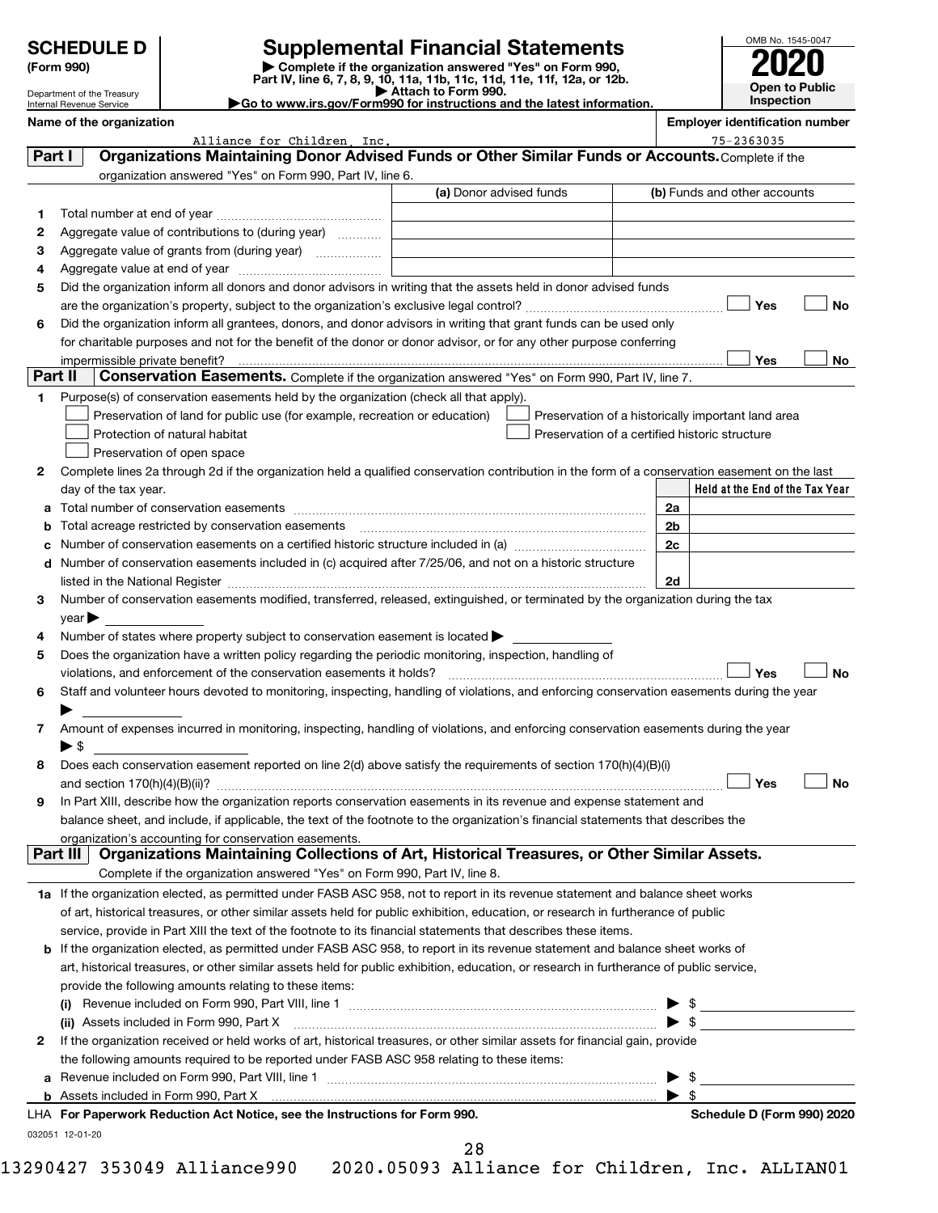# SCHEDULE D (Form 990)

Department of the Treasury
Internal Revenue Service

## Supplemental Financial Statements

▶ Complete if the organization answered "Yes" on Form 990, Part IV, line 6, 7, 8, 9, 10, 11a, 11b, 11c, 11d, 11e, 11f, 12a, or 12b.
▶ Attach to Form 990.
▶Go to www.irs.gov/Form990 for instructions and the latest information.

OMB No. 1545-0047

**2020**

**Open to Public Inspection**

**Name of the organization:** Alliance for Children, Inc.

**Employer identification number:** 75-2363035

## Part I — Organizations Maintaining Donor Advised Funds or Other Similar Funds or Accounts.

Complete if the organization answered "Yes" on Form 990, Part IV, line 6.

| | | (a) Donor advised funds | (b) Funds and other accounts |
|---|---|---|---|
| 1 | Total number at end of year | | |
| 2 | Aggregate value of contributions to (during year) | | |
| 3 | Aggregate value of grants from (during year) | | |
| 4 | Aggregate value at end of year | | |

5 Did the organization inform all donors and donor advisors in writing that the assets held in donor advised funds are the organization's property, subject to the organization's exclusive legal control? ☐ Yes ☐ No

6 Did the organization inform all grantees, donors, and donor advisors in writing that grant funds can be used only for charitable purposes and not for the benefit of the donor or donor advisor, or for any other purpose conferring impermissible private benefit? ☐ Yes ☐ No

## Part II — Conservation Easements.

Complete if the organization answered "Yes" on Form 990, Part IV, line 7.

1 Purpose(s) of conservation easements held by the organization (check all that apply).

- ☐ Preservation of land for public use (for example, recreation or education)
- ☐ Preservation of a historically important land area
- ☐ Protection of natural habitat
- ☐ Preservation of a certified historic structure
- ☐ Preservation of open space

2 Complete lines 2a through 2d if the organization held a qualified conservation contribution in the form of a conservation easement on the last day of the tax year.

| | | | Held at the End of the Tax Year |
|---|---|---|---|
| a | Total number of conservation easements | 2a | |
| b | Total acreage restricted by conservation easements | 2b | |
| c | Number of conservation easements on a certified historic structure included in (a) | 2c | |
| d | Number of conservation easements included in (c) acquired after 7/25/06, and not on a historic structure listed in the National Register | 2d | |

3 Number of conservation easements modified, transferred, released, extinguished, or terminated by the organization during the tax year ▶

4 Number of states where property subject to conservation easement is located ▶

5 Does the organization have a written policy regarding the periodic monitoring, inspection, handling of violations, and enforcement of the conservation easements it holds? ☐ Yes ☐ No

6 Staff and volunteer hours devoted to monitoring, inspecting, handling of violations, and enforcing conservation easements during the year ▶

7 Amount of expenses incurred in monitoring, inspecting, handling of violations, and enforcing conservation easements during the year ▶ $

8 Does each conservation easement reported on line 2(d) above satisfy the requirements of section 170(h)(4)(B)(i) and section 170(h)(4)(B)(ii)? ☐ Yes ☐ No

9 In Part XIII, describe how the organization reports conservation easements in its revenue and expense statement and balance sheet, and include, if applicable, the text of the footnote to the organization's financial statements that describes the organization's accounting for conservation easements.

## Part III — Organizations Maintaining Collections of Art, Historical Treasures, or Other Similar Assets.

Complete if the organization answered "Yes" on Form 990, Part IV, line 8.

1a If the organization elected, as permitted under FASB ASC 958, not to report in its revenue statement and balance sheet works of art, historical treasures, or other similar assets held for public exhibition, education, or research in furtherance of public service, provide in Part XIII the text of the footnote to its financial statements that describes these items.

b If the organization elected, as permitted under FASB ASC 958, to report in its revenue statement and balance sheet works of art, historical treasures, or other similar assets held for public exhibition, education, or research in furtherance of public service, provide the following amounts relating to these items:

(i) Revenue included on Form 990, Part VIII, line 1 ▶ $

(ii) Assets included in Form 990, Part X ▶ $

2 If the organization received or held works of art, historical treasures, or other similar assets for financial gain, provide the following amounts required to be reported under FASB ASC 958 relating to these items:

a Revenue included on Form 990, Part VIII, line 1 ▶ $

b Assets included in Form 990, Part X ▶ $

LHA **For Paperwork Reduction Act Notice, see the Instructions for Form 990.** **Schedule D (Form 990) 2020**

032051 12-01-20

13290427 353049 Alliance990 2020.05093 Alliance for Children, Inc. ALLIAN01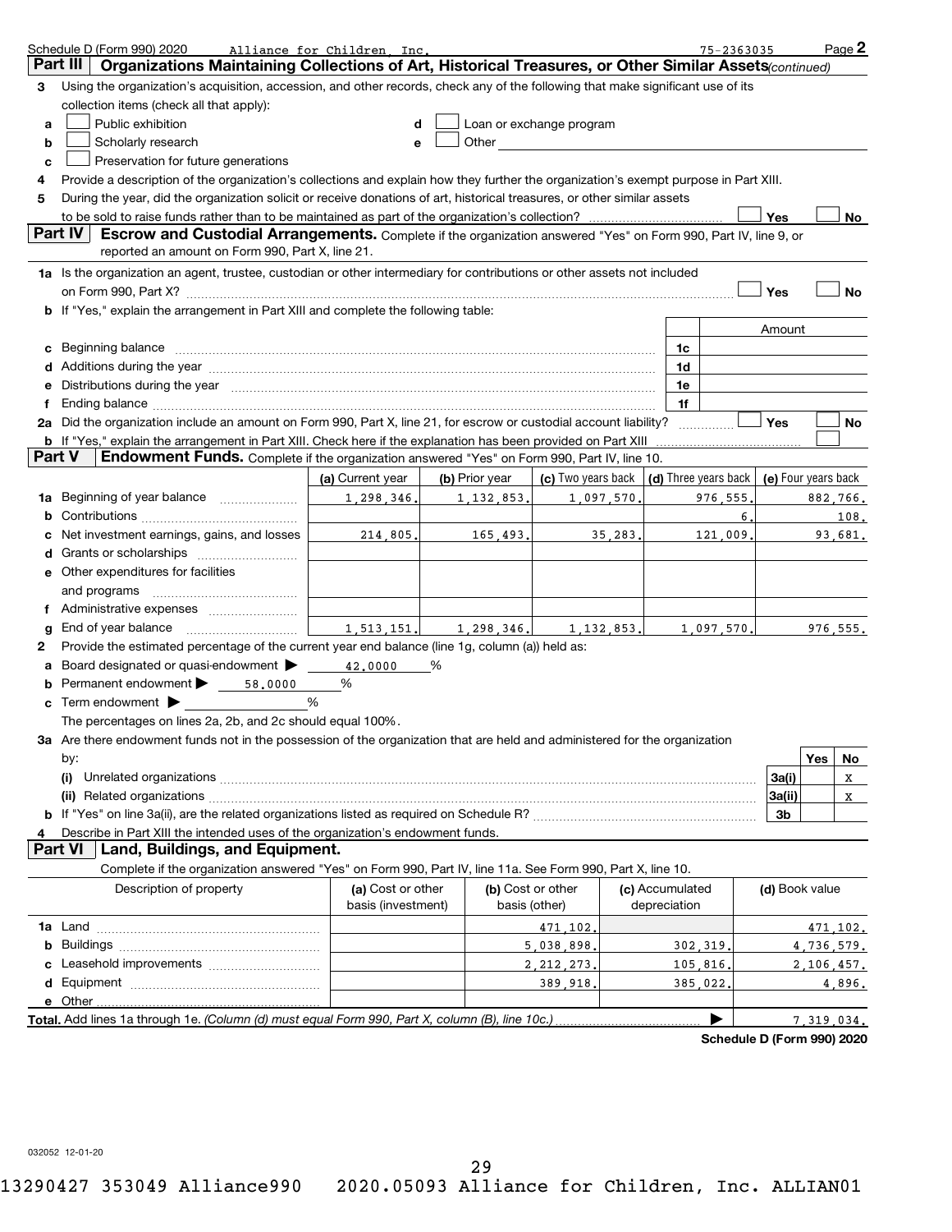Schedule D (Form 990) 2020 Alliance for Children, Inc. 75-2363035 Page 2

## Part III Organizations Maintaining Collections of Art, Historical Treasures, or Other Similar Assets *(continued)*

**3** Using the organization's acquisition, accession, and other records, check any of the following that make significant use of its collection items (check all that apply):

- **a** ☐ Public exhibition
- **b** ☐ Scholarly research
- **c** ☐ Preservation for future generations
- **d** ☐ Loan or exchange program
- **e** ☐ Other

**4** Provide a description of the organization's collections and explain how they further the organization's exempt purpose in Part XIII.

**5** During the year, did the organization solicit or receive donations of art, historical treasures, or other similar assets to be sold to raise funds rather than to be maintained as part of the organization's collection? ☐ Yes ☐ No

## Part IV Escrow and Custodial Arrangements.

Complete if the organization answered "Yes" on Form 990, Part IV, line 9, or reported an amount on Form 990, Part X, line 21.

**1a** Is the organization an agent, trustee, custodian or other intermediary for contributions or other assets not included on Form 990, Part X? ☐ Yes ☐ No

**b** If "Yes," explain the arrangement in Part XIII and complete the following table:

| | | | Amount |
|---|---|---|---|
| **c** | Beginning balance | 1c | |
| **d** | Additions during the year | 1d | |
| **e** | Distributions during the year | 1e | |
| **f** | Ending balance | 1f | |

**2a** Did the organization include an amount on Form 990, Part X, line 21, for escrow or custodial account liability? ☐ Yes ☐ No

**b** If "Yes," explain the arrangement in Part XIII. Check here if the explanation has been provided on Part XIII ☐

## Part V Endowment Funds.

Complete if the organization answered "Yes" on Form 990, Part IV, line 10.

| | (a) Current year | (b) Prior year | (c) Two years back | (d) Three years back | (e) Four years back |
|---|---|---|---|---|---|
| **1a** Beginning of year balance | 1,298,346. | 1,132,853. | 1,097,570. | 976,555. | 882,766. |
| **b** Contributions | | | | 6. | 108. |
| **c** Net investment earnings, gains, and losses | 214,805. | 165,493. | 35,283. | 121,009. | 93,681. |
| **d** Grants or scholarships | | | | | |
| **e** Other expenditures for facilities and programs | | | | | |
| **f** Administrative expenses | | | | | |
| **g** End of year balance | 1,513,151. | 1,298,346. | 1,132,853. | 1,097,570. | 976,555. |

**2** Provide the estimated percentage of the current year end balance (line 1g, column (a)) held as:

- **a** Board designated or quasi-endowment ▶ 42.0000 %
- **b** Permanent endowment ▶ 58.0000 %
- **c** Term endowment ▶ %

The percentages on lines 2a, 2b, and 2c should equal 100%.

**3a** Are there endowment funds not in the possession of the organization that are held and administered for the organization by:

| | | Yes | No |
|---|---|---|---|
| **(i)** Unrelated organizations | 3a(i) | | X |
| **(ii)** Related organizations | 3a(ii) | | X |
| **b** If "Yes" on line 3a(ii), are the related organizations listed as required on Schedule R? | 3b | | |

**4** Describe in Part XIII the intended uses of the organization's endowment funds.

## Part VI Land, Buildings, and Equipment.

Complete if the organization answered "Yes" on Form 990, Part IV, line 11a. See Form 990, Part X, line 10.

| Description of property | (a) Cost or other basis (investment) | (b) Cost or other basis (other) | (c) Accumulated depreciation | (d) Book value |
|---|---|---|---|---|
| **1a** Land | | 471,102. | | 471,102. |
| **b** Buildings | | 5,038,898. | 302,319. | 4,736,579. |
| **c** Leasehold improvements | | 2,212,273. | 105,816. | 2,106,457. |
| **d** Equipment | | 389,918. | 385,022. | 4,896. |
| **e** Other | | | | |
| **Total.** Add lines 1a through 1e. *(Column (d) must equal Form 990, Part X, column (B), line 10c.)* ▶ | | | | 7,319,034. |

Schedule D (Form 990) 2020

032052 12-01-20

13290427 353049 Alliance990 2020.05093 Alliance for Children, Inc. ALLIAN01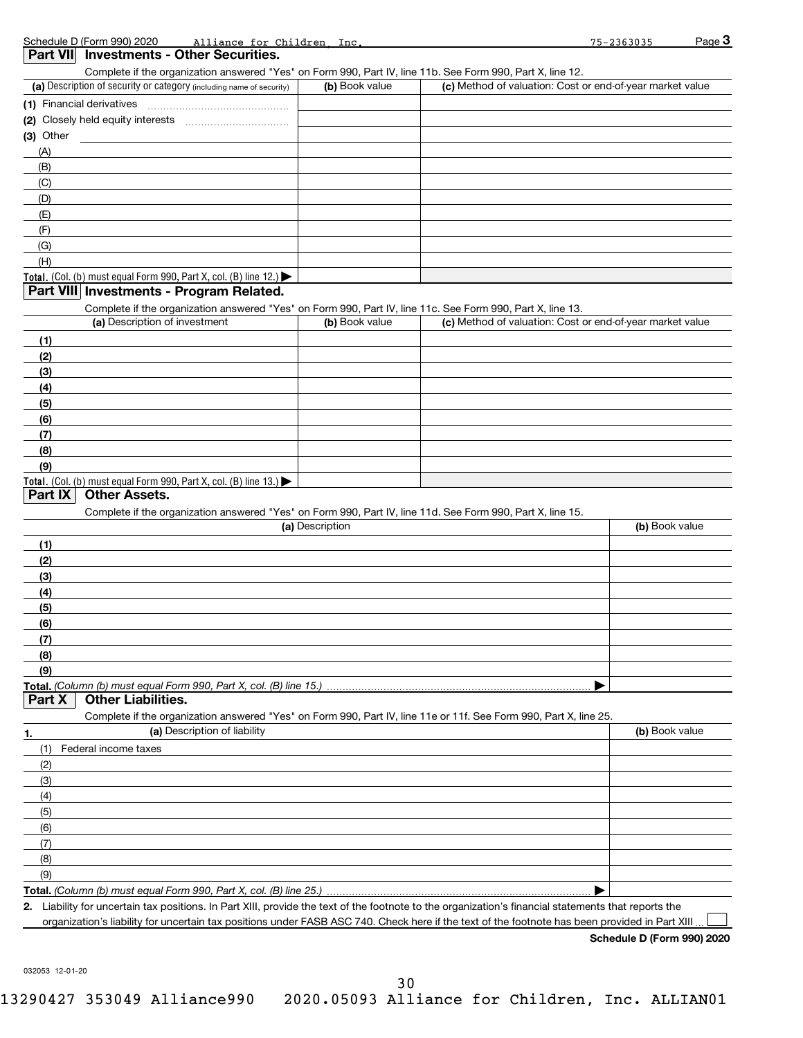Schedule D (Form 990) 2020 Alliance for Children, Inc. 75-2363035 Page 3

## Part VII Investments - Other Securities.

Complete if the organization answered "Yes" on Form 990, Part IV, line 11b. See Form 990, Part X, line 12.

| (a) Description of security or category (including name of security) | (b) Book value | (c) Method of valuation: Cost or end-of-year market value |
|---|---|---|
| (1) Financial derivatives | | |
| (2) Closely held equity interests | | |
| (3) Other | | |
| (A) | | |
| (B) | | |
| (C) | | |
| (D) | | |
| (E) | | |
| (F) | | |
| (G) | | |
| (H) | | |
| Total. (Col. (b) must equal Form 990, Part X, col. (B) line 12.) ▶ | | |

## Part VIII Investments - Program Related.

Complete if the organization answered "Yes" on Form 990, Part IV, line 11c. See Form 990, Part X, line 13.

| (a) Description of investment | (b) Book value | (c) Method of valuation: Cost or end-of-year market value |
|---|---|---|
| (1) | | |
| (2) | | |
| (3) | | |
| (4) | | |
| (5) | | |
| (6) | | |
| (7) | | |
| (8) | | |
| (9) | | |
| Total. (Col. (b) must equal Form 990, Part X, col. (B) line 13.) ▶ | | |

## Part IX Other Assets.

Complete if the organization answered "Yes" on Form 990, Part IV, line 11d. See Form 990, Part X, line 15.

| (a) Description | (b) Book value |
|---|---|
| (1) | |
| (2) | |
| (3) | |
| (4) | |
| (5) | |
| (6) | |
| (7) | |
| (8) | |
| (9) | |
| Total. *(Column (b) must equal Form 990, Part X, col. (B) line 15.)* ▶ | |

## Part X Other Liabilities.

Complete if the organization answered "Yes" on Form 990, Part IV, line 11e or 11f. See Form 990, Part X, line 25.

| 1. (a) Description of liability | (b) Book value |
|---|---|
| (1) Federal income taxes | |
| (2) | |
| (3) | |
| (4) | |
| (5) | |
| (6) | |
| (7) | |
| (8) | |
| (9) | |
| Total. *(Column (b) must equal Form 990, Part X, col. (B) line 25.)* ▶ | |

**2.** Liability for uncertain tax positions. In Part XIII, provide the text of the footnote to the organization's financial statements that reports the organization's liability for uncertain tax positions under FASB ASC 740. Check here if the text of the footnote has been provided in Part XIII ☐

**Schedule D (Form 990) 2020**

032053 12-01-20

13290427 353049 Alliance990 2020.05093 Alliance for Children, Inc. ALLIAN01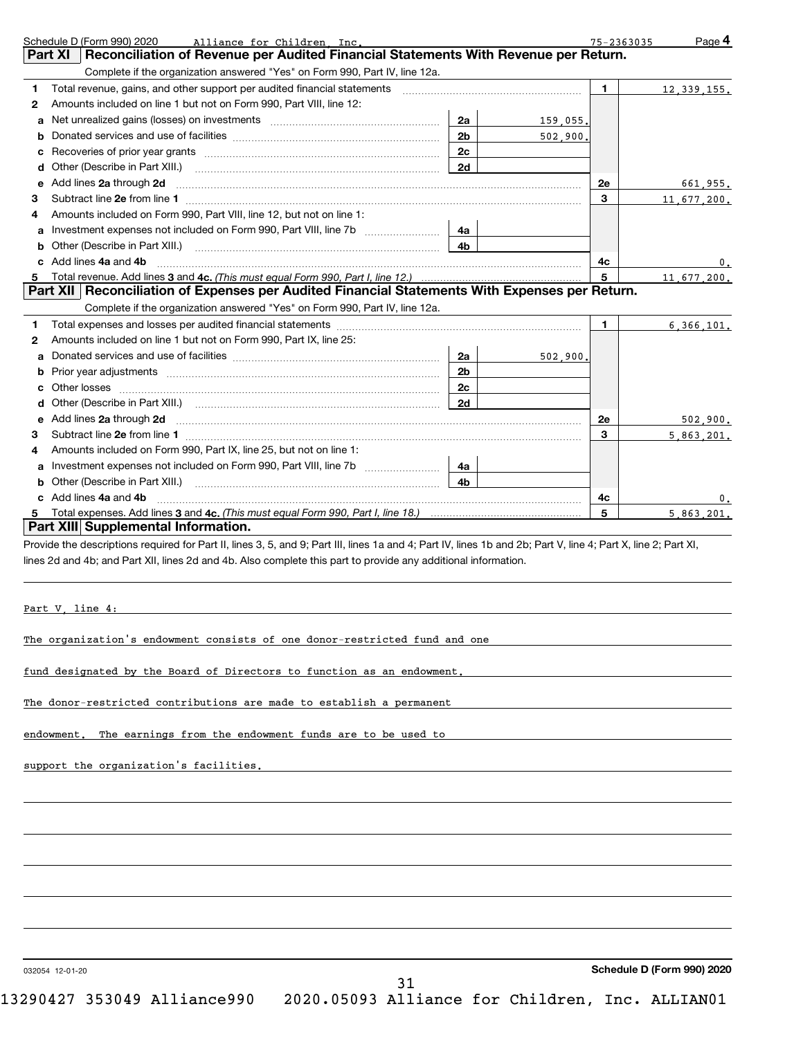Schedule D (Form 990) 2020 Alliance for Children, Inc. 75-2363035 Page 4

## Part XI Reconciliation of Revenue per Audited Financial Statements With Revenue per Return.

Complete if the organization answered "Yes" on Form 990, Part IV, line 12a.

| | | | | | |
|---|---|---|---|---|---|
| 1 | Total revenue, gains, and other support per audited financial statements | | | 1 | 12,339,155. |
| 2 | Amounts included on line 1 but not on Form 990, Part VIII, line 12: | | | | |
| a | Net unrealized gains (losses) on investments | 2a | 159,055. | | |
| b | Donated services and use of facilities | 2b | 502,900. | | |
| c | Recoveries of prior year grants | 2c | | | |
| d | Other (Describe in Part XIII.) | 2d | | | |
| e | Add lines **2a** through **2d** | | | 2e | 661,955. |
| 3 | Subtract line **2e** from line **1** | | | 3 | 11,677,200. |
| 4 | Amounts included on Form 990, Part VIII, line 12, but not on line 1: | | | | |
| a | Investment expenses not included on Form 990, Part VIII, line 7b | 4a | | | |
| b | Other (Describe in Part XIII.) | 4b | | | |
| c | Add lines **4a** and **4b** | | | 4c | 0. |
| 5 | Total revenue. Add lines **3** and **4c.** *(This must equal Form 990, Part I, line 12.)* | | | 5 | 11,677,200. |

## Part XII Reconciliation of Expenses per Audited Financial Statements With Expenses per Return.

Complete if the organization answered "Yes" on Form 990, Part IV, line 12a.

| | | | | | |
|---|---|---|---|---|---|
| 1 | Total expenses and losses per audited financial statements | | | 1 | 6,366,101. |
| 2 | Amounts included on line 1 but not on Form 990, Part IX, line 25: | | | | |
| a | Donated services and use of facilities | 2a | 502,900. | | |
| b | Prior year adjustments | 2b | | | |
| c | Other losses | 2c | | | |
| d | Other (Describe in Part XIII.) | 2d | | | |
| e | Add lines **2a** through **2d** | | | 2e | 502,900. |
| 3 | Subtract line **2e** from line **1** | | | 3 | 5,863,201. |
| 4 | Amounts included on Form 990, Part IX, line 25, but not on line 1: | | | | |
| a | Investment expenses not included on Form 990, Part VIII, line 7b | 4a | | | |
| b | Other (Describe in Part XIII.) | 4b | | | |
| c | Add lines **4a** and **4b** | | | 4c | 0. |
| 5 | Total expenses. Add lines **3** and **4c.** *(This must equal Form 990, Part I, line 18.)* | | | 5 | 5,863,201. |

## Part XIII Supplemental Information.

Provide the descriptions required for Part II, lines 3, 5, and 9; Part III, lines 1a and 4; Part IV, lines 1b and 2b; Part V, line 4; Part X, line 2; Part XI, lines 2d and 4b; and Part XII, lines 2d and 4b. Also complete this part to provide any additional information.

Part V, line 4:

The organization's endowment consists of one donor-restricted fund and one fund designated by the Board of Directors to function as an endowment. The donor-restricted contributions are made to establish a permanent endowment. The earnings from the endowment funds are to be used to support the organization's facilities.

032054 12-01-20 **Schedule D (Form 990) 2020**

13290427 353049 Alliance990 2020.05093 Alliance for Children, Inc. ALLIAN01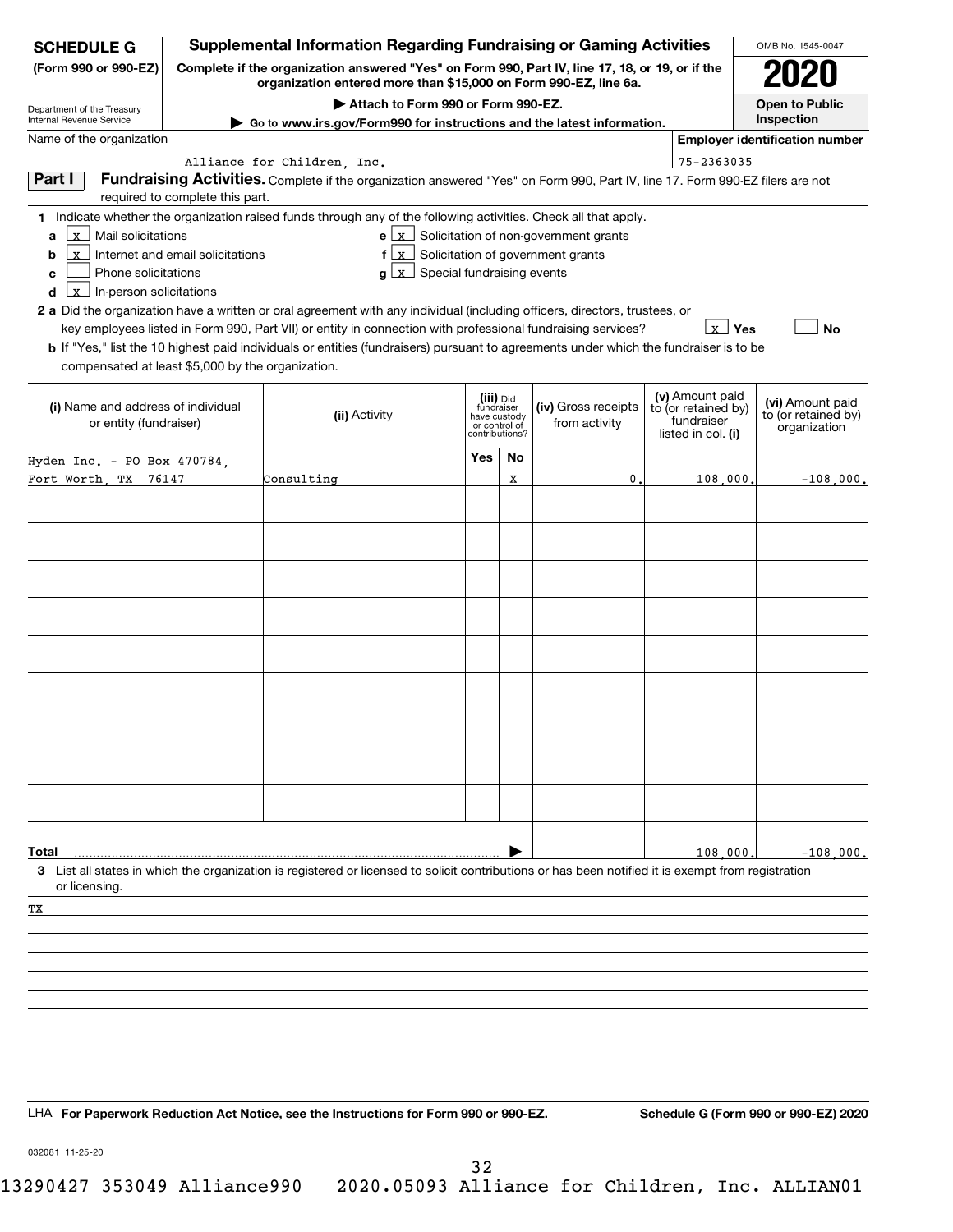**SCHEDULE G (Form 990 or 990-EZ)**

Department of the Treasury
Internal Revenue Service

# Supplemental Information Regarding Fundraising or Gaming Activities

**Complete if the organization answered "Yes" on Form 990, Part IV, line 17, 18, or 19, or if the organization entered more than $15,000 on Form 990-EZ, line 6a.**

▶ Attach to Form 990 or Form 990-EZ.

▶ Go to www.irs.gov/Form990 for instructions and the latest information.

OMB No. 1545-0047

**2020**

**Open to Public Inspection**

Name of the organization: Alliance for Children, Inc.

Employer identification number: 75-2363035

## Part I Fundraising Activities.

Complete if the organization answered "Yes" on Form 990, Part IV, line 17. Form 990-EZ filers are not required to complete this part.

1 Indicate whether the organization raised funds through any of the following activities. Check all that apply.

- a [x] Mail solicitations
- b [x] Internet and email solicitations
- c [ ] Phone solicitations
- d [x] In-person solicitations
- e [x] Solicitation of non-government grants
- f [x] Solicitation of government grants
- g [x] Special fundraising events

2 a Did the organization have a written or oral agreement with any individual (including officers, directors, trustees, or key employees listed in Form 990, Part VII) or entity in connection with professional fundraising services? [x] Yes [ ] No

b If "Yes," list the 10 highest paid individuals or entities (fundraisers) pursuant to agreements under which the fundraiser is to be compensated at least $5,000 by the organization.

| (i) Name and address of individual or entity (fundraiser) | (ii) Activity | (iii) Did fundraiser have custody or control of contributions? Yes | No | (iv) Gross receipts from activity | (v) Amount paid to (or retained by) fundraiser listed in col. (i) | (vi) Amount paid to (or retained by) organization |
|---|---|---|---|---|---|---|
| Hyden Inc. - PO Box 470784, Fort Worth, TX 76147 | Consulting | | X | 0. | 108,000. | -108,000. |
| | | | | | | |
| | | | | | | |
| | | | | | | |
| | | | | | | |
| | | | | | | |
| | | | | | | |
| | | | | | | |
| | | | | | | |
| | | | | | | |
| **Total** | | | | | 108,000. | -108,000. |

3 List all states in which the organization is registered or licensed to solicit contributions or has been notified it is exempt from registration or licensing.

TX

LHA **For Paperwork Reduction Act Notice, see the Instructions for Form 990 or 990-EZ.** **Schedule G (Form 990 or 990-EZ) 2020**

032081 11-25-20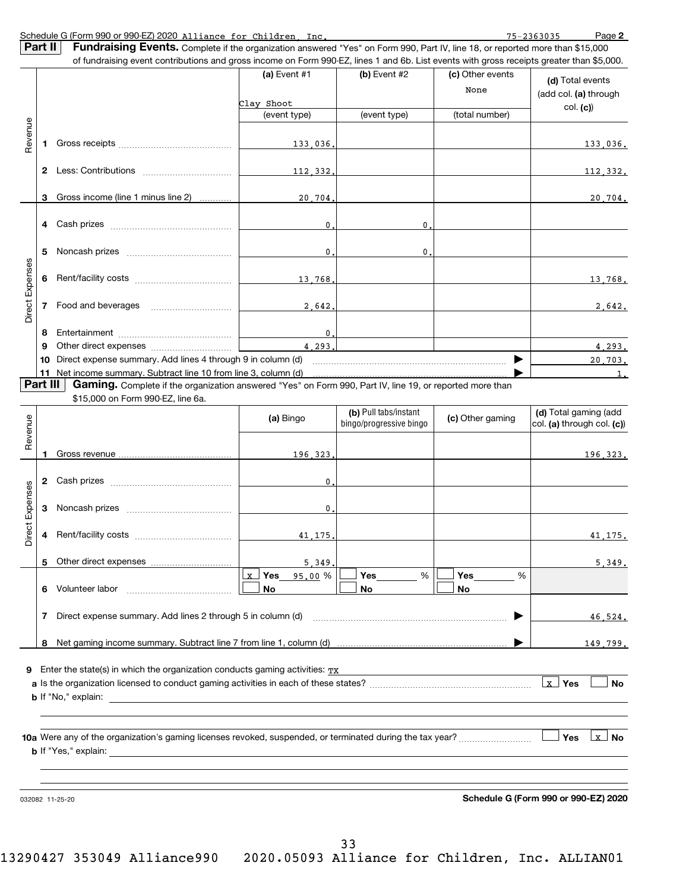Schedule G (Form 990 or 990-EZ) 2020 Alliance for Children, Inc. 75-2363035 Page **2**

**Part II** **Fundraising Events.** Complete if the organization answered "Yes" on Form 990, Part IV, line 18, or reported more than $15,000 of fundraising event contributions and gross income on Form 990-EZ, lines 1 and 6b. List events with gross receipts greater than $5,000.

| | | (a) Event #1 Clay Shoot (event type) | (b) Event #2 (event type) | (c) Other events None (total number) | (d) Total events (add col. (a) through col. (c)) |
|---|---|---|---|---|---|
| Revenue | 1 Gross receipts | 133,036. | | | 133,036. |
| | 2 Less: Contributions | 112,332. | | | 112,332. |
| | 3 Gross income (line 1 minus line 2) | 20,704. | | | 20,704. |
| Direct Expenses | 4 Cash prizes | 0. | 0. | | |
| | 5 Noncash prizes | 0. | 0. | | |
| | 6 Rent/facility costs | 13,768. | | | 13,768. |
| | 7 Food and beverages | 2,642. | | | 2,642. |
| | 8 Entertainment | 0. | | | |
| | 9 Other direct expenses | 4,293. | | | 4,293. |
| | 10 Direct expense summary. Add lines 4 through 9 in column (d) | | | | 20,703. |
| | 11 Net income summary. Subtract line 10 from line 3, column (d) | | | | 1. |

**Part III** **Gaming.** Complete if the organization answered "Yes" on Form 990, Part IV, line 19, or reported more than $15,000 on Form 990-EZ, line 6a.

| | | (a) Bingo | (b) Pull tabs/instant bingo/progressive bingo | (c) Other gaming | (d) Total gaming (add col. (a) through col. (c)) |
|---|---|---|---|---|---|
| Revenue | 1 Gross revenue | 196,323. | | | 196,323. |
| Direct Expenses | 2 Cash prizes | 0. | | | |
| | 3 Noncash prizes | 0. | | | |
| | 4 Rent/facility costs | 41,175. | | | 41,175. |
| | 5 Other direct expenses | 5,349. | | | 5,349. |
| | 6 Volunteer labor | [X] Yes 95.00 % [ ] No | [ ] Yes ___ % [ ] No | [ ] Yes ___ % [ ] No | |
| | 7 Direct expense summary. Add lines 2 through 5 in column (d) | | | | 46,524. |
| | 8 Net gaming income summary. Subtract line 7 from line 1, column (d) | | | | 149,799. |

**9** Enter the state(s) in which the organization conducts gaming activities: TX

**a** Is the organization licensed to conduct gaming activities in each of these states? [X] Yes [ ] No

**b** If "No," explain:

**10a** Were any of the organization's gaming licenses revoked, suspended, or terminated during the tax year? [ ] Yes [X] No

**b** If "Yes," explain:

032082 11-25-20 **Schedule G (Form 990 or 990-EZ) 2020**

13290427 353049 Alliance990 2020.05093 Alliance for Children, Inc. ALLIAN01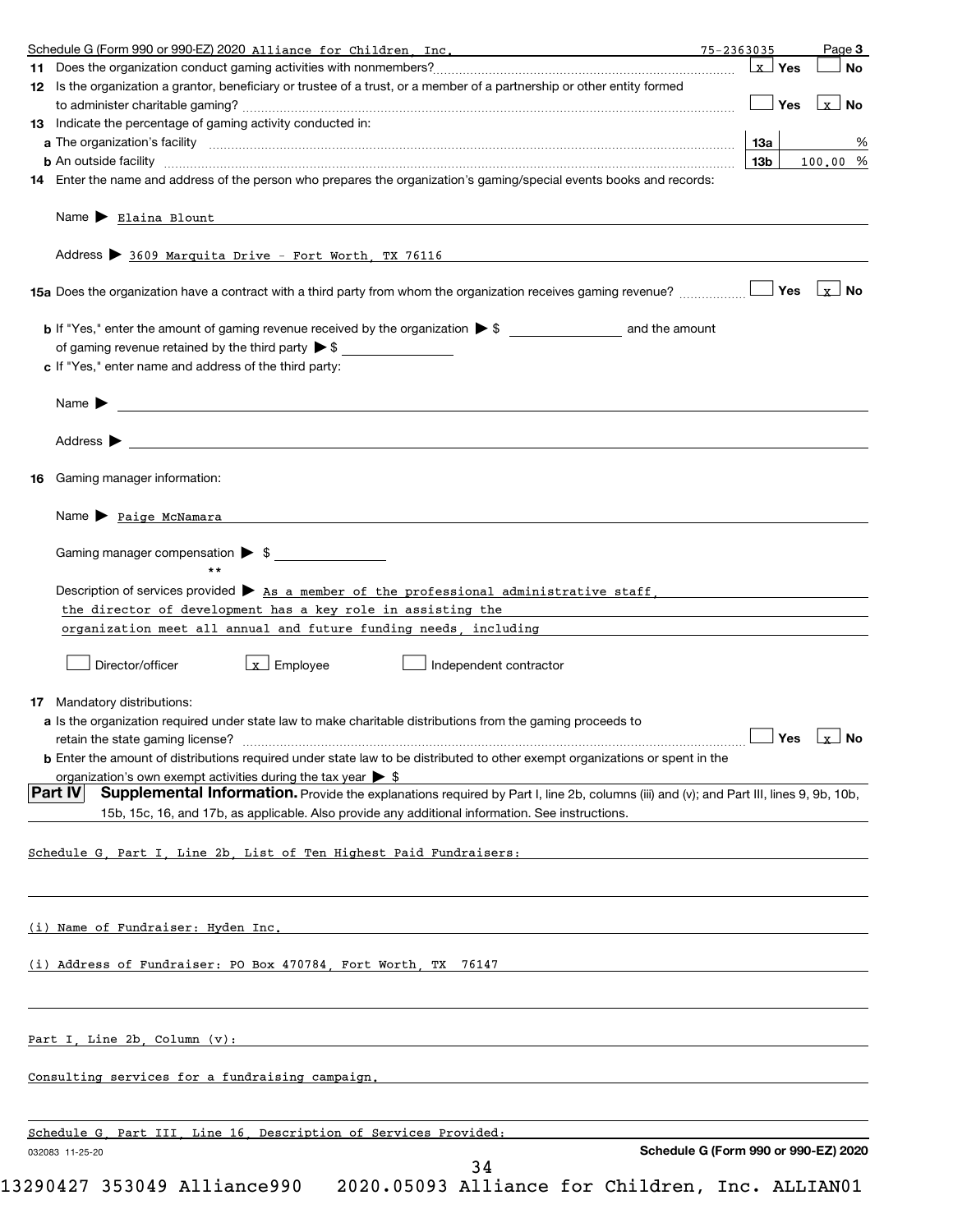Schedule G (Form 990 or 990-EZ) 2020 Alliance for Children, Inc. 75-2363035 Page **3**

**11** Does the organization conduct gaming activities with nonmembers? [x] Yes [ ] No

**12** Is the organization a grantor, beneficiary or trustee of a trust, or a member of a partnership or other entity formed to administer charitable gaming? [ ] Yes [x] No

**13** Indicate the percentage of gaming activity conducted in:

**a** The organization's facility — 13a — %

**b** An outside facility — 13b — 100.00 %

**14** Enter the name and address of the person who prepares the organization's gaming/special events books and records:

Name ▶ Elaina Blount

Address ▶ 3609 Marquita Drive - Fort Worth, TX 76116

**15a** Does the organization have a contract with a third party from whom the organization receives gaming revenue? [ ] Yes [x] No

**b** If "Yes," enter the amount of gaming revenue received by the organization ▶ $ ______ and the amount of gaming revenue retained by the third party ▶ $ ______

**c** If "Yes," enter name and address of the third party:

Name ▶

Address ▶

**16** Gaming manager information:

Name ▶ Paige McNamara

Gaming manager compensation ▶ $ ______
**

Description of services provided ▶ As a member of the professional administrative staff, the director of development has a key role in assisting the organization meet all annual and future funding needs, including

[ ] Director/officer [x] Employee [ ] Independent contractor

**17** Mandatory distributions:

**a** Is the organization required under state law to make charitable distributions from the gaming proceeds to retain the state gaming license? [ ] Yes [x] No

**b** Enter the amount of distributions required under state law to be distributed to other exempt organizations or spent in the organization's own exempt activities during the tax year ▶ $

**Part IV** **Supplemental Information.** Provide the explanations required by Part I, line 2b, columns (iii) and (v); and Part III, lines 9, 9b, 10b, 15b, 15c, 16, and 17b, as applicable. Also provide any additional information. See instructions.

Schedule G, Part I, Line 2b, List of Ten Highest Paid Fundraisers:

(i) Name of Fundraiser: Hyden Inc.

(i) Address of Fundraiser: PO Box 470784, Fort Worth, TX 76147

Part I, Line 2b, Column (v):

Consulting services for a fundraising campaign.

Schedule G, Part III, Line 16, Description of Services Provided:

032083 11-25-20 **Schedule G (Form 990 or 990-EZ) 2020**

13290427 353049 Alliance990 2020.05093 Alliance for Children, Inc. ALLIAN01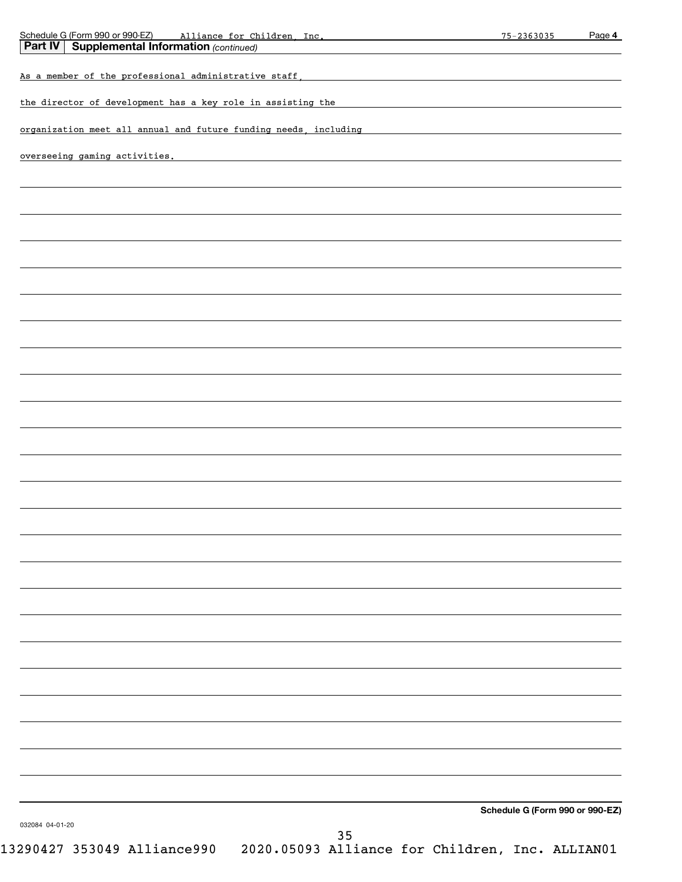Schedule G (Form 990 or 990-EZ) Alliance for Children, Inc. 75-2363035 Page 4

**Part IV Supplemental Information** *(continued)*

As a member of the professional administrative staff, the director of development has a key role in assisting the organization meet all annual and future funding needs, including overseeing gaming activities.

**Schedule G (Form 990 or 990-EZ)**

032084 04-01-20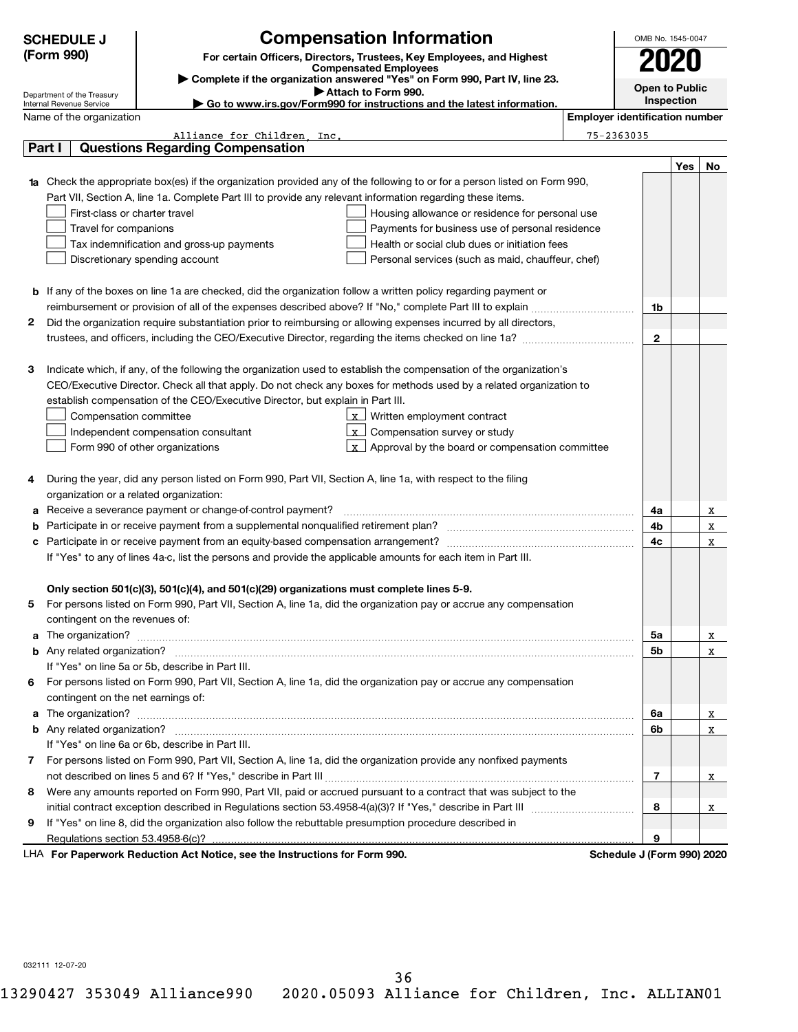# SCHEDULE J (Form 990)

## Compensation Information

**For certain Officers, Directors, Trustees, Key Employees, and Highest Compensated Employees**

▶ Complete if the organization answered "Yes" on Form 990, Part IV, line 23.

▶ Attach to Form 990.

▶ Go to www.irs.gov/Form990 for instructions and the latest information.

OMB No. 1545-0047

**2020**

**Open to Public Inspection**

Department of the Treasury
Internal Revenue Service

Name of the organization: Alliance for Children, Inc.

Employer identification number: 75-2363035

## Part I Questions Regarding Compensation

| | | | Yes | No |
|---|---|---|---|---|
| **1a** | Check the appropriate box(es) if the organization provided any of the following to or for a person listed on Form 990, Part VII, Section A, line 1a. Complete Part III to provide any relevant information regarding these items.<br>☐ First-class or charter travel ☐ Housing allowance or residence for personal use<br>☐ Travel for companions ☐ Payments for business use of personal residence<br>☐ Tax indemnification and gross-up payments ☐ Health or social club dues or initiation fees<br>☐ Discretionary spending account ☐ Personal services (such as maid, chauffeur, chef) | | | |
| **b** | If any of the boxes on line 1a are checked, did the organization follow a written policy regarding payment or reimbursement or provision of all of the expenses described above? If "No," complete Part III to explain | 1b | | |
| **2** | Did the organization require substantiation prior to reimbursing or allowing expenses incurred by all directors, trustees, and officers, including the CEO/Executive Director, regarding the items checked on line 1a? | 2 | | |
| **3** | Indicate which, if any, of the following the organization used to establish the compensation of the organization's CEO/Executive Director. Check all that apply. Do not check any boxes for methods used by a related organization to establish compensation of the CEO/Executive Director, but explain in Part III.<br>☐ Compensation committee ☒ Written employment contract<br>☐ Independent compensation consultant ☒ Compensation survey or study<br>☐ Form 990 of other organizations ☒ Approval by the board or compensation committee | | | |
| **4** | During the year, did any person listed on Form 990, Part VII, Section A, line 1a, with respect to the filing organization or a related organization: | | | |
| **a** | Receive a severance payment or change-of-control payment? | 4a | | X |
| **b** | Participate in or receive payment from a supplemental nonqualified retirement plan? | 4b | | X |
| **c** | Participate in or receive payment from an equity-based compensation arrangement? | 4c | | X |
| | If "Yes" to any of lines 4a-c, list the persons and provide the applicable amounts for each item in Part III. | | | |
| | **Only section 501(c)(3), 501(c)(4), and 501(c)(29) organizations must complete lines 5-9.** | | | |
| **5** | For persons listed on Form 990, Part VII, Section A, line 1a, did the organization pay or accrue any compensation contingent on the revenues of: | | | |
| **a** | The organization? | 5a | | X |
| **b** | Any related organization? | 5b | | X |
| | If "Yes" on line 5a or 5b, describe in Part III. | | | |
| **6** | For persons listed on Form 990, Part VII, Section A, line 1a, did the organization pay or accrue any compensation contingent on the net earnings of: | | | |
| **a** | The organization? | 6a | | X |
| **b** | Any related organization? | 6b | | X |
| | If "Yes" on line 6a or 6b, describe in Part III. | | | |
| **7** | For persons listed on Form 990, Part VII, Section A, line 1a, did the organization provide any nonfixed payments not described on lines 5 and 6? If "Yes," describe in Part III | 7 | | X |
| **8** | Were any amounts reported on Form 990, Part VII, paid or accrued pursuant to a contract that was subject to the initial contract exception described in Regulations section 53.4958-4(a)(3)? If "Yes," describe in Part III | 8 | | X |
| **9** | If "Yes" on line 8, did the organization also follow the rebuttable presumption procedure described in Regulations section 53.4958-6(c)? | 9 | | |

LHA **For Paperwork Reduction Act Notice, see the Instructions for Form 990.** **Schedule J (Form 990) 2020**

032111 12-07-20

13290427 353049 Alliance990 2020.05093 Alliance for Children, Inc. ALLIAN01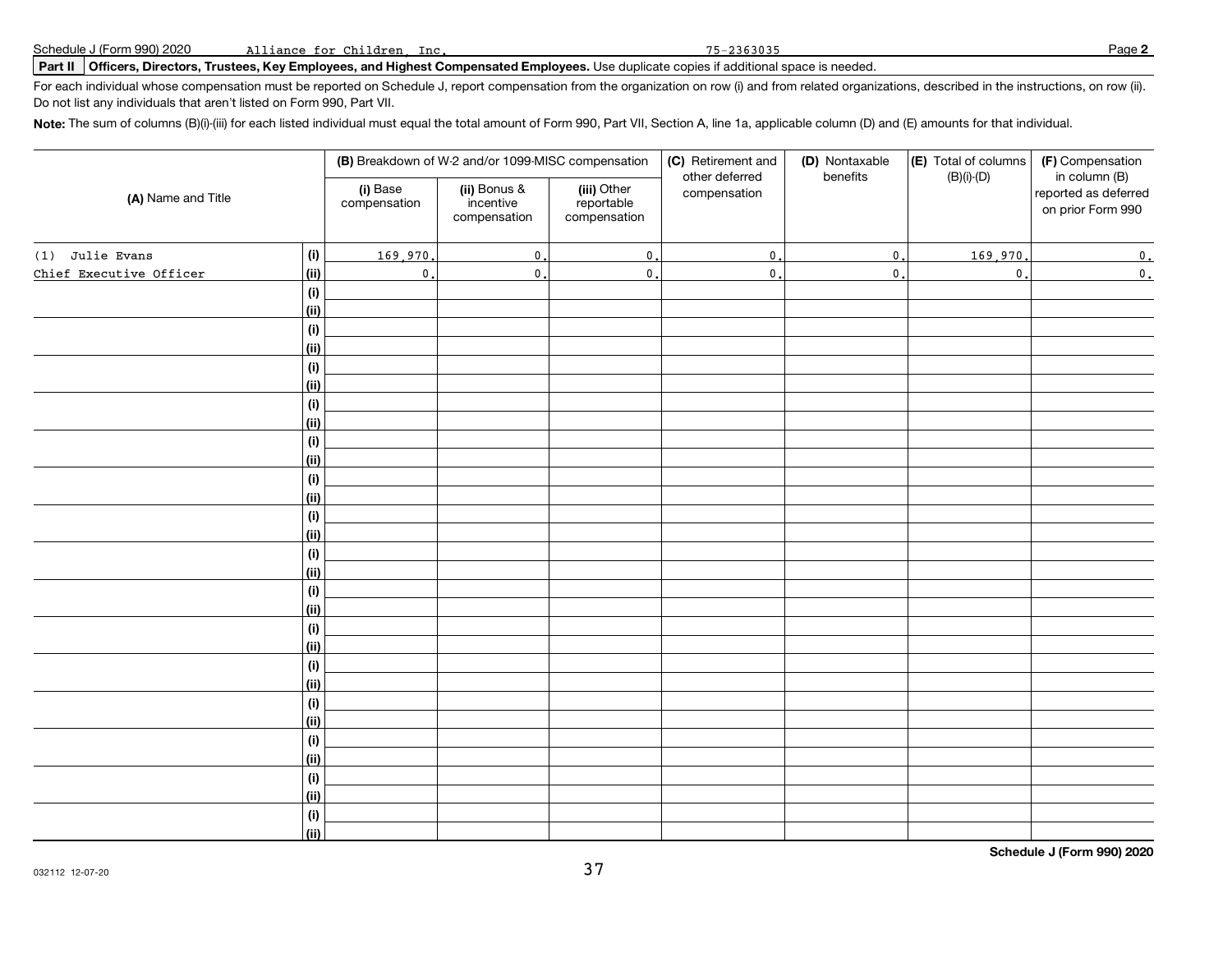Schedule J (Form 990) 2020 Alliance for Children, Inc. 75-2363035 Page **2**

**Part II Officers, Directors, Trustees, Key Employees, and Highest Compensated Employees.** Use duplicate copies if additional space is needed.

For each individual whose compensation must be reported on Schedule J, report compensation from the organization on row (i) and from related organizations, described in the instructions, on row (ii). Do not list any individuals that aren't listed on Form 990, Part VII.

**Note:** The sum of columns (B)(i)-(iii) for each listed individual must equal the total amount of Form 990, Part VII, Section A, line 1a, applicable column (D) and (E) amounts for that individual.

| (A) Name and Title | | (B) Breakdown of W-2 and/or 1099-MISC compensation | | | (C) Retirement and other deferred compensation | (D) Nontaxable benefits | (E) Total of columns (B)(i)-(D) | (F) Compensation in column (B) reported as deferred on prior Form 990 |
|---|---|---|---|---|---|---|---|---|
| | | (i) Base compensation | (ii) Bonus & incentive compensation | (iii) Other reportable compensation | | | | |
| (1) Julie Evans | (i) | 169,970. | 0. | 0. | 0. | 0. | 169,970. | 0. |
| Chief Executive Officer | (ii) | 0. | 0. | 0. | 0. | 0. | 0. | 0. |
| | (i) | | | | | | | |
| | (ii) | | | | | | | |
| | (i) | | | | | | | |
| | (ii) | | | | | | | |
| | (i) | | | | | | | |
| | (ii) | | | | | | | |
| | (i) | | | | | | | |
| | (ii) | | | | | | | |
| | (i) | | | | | | | |
| | (ii) | | | | | | | |
| | (i) | | | | | | | |
| | (ii) | | | | | | | |
| | (i) | | | | | | | |
| | (ii) | | | | | | | |
| | (i) | | | | | | | |
| | (ii) | | | | | | | |
| | (i) | | | | | | | |
| | (ii) | | | | | | | |
| | (i) | | | | | | | |
| | (ii) | | | | | | | |
| | (i) | | | | | | | |
| | (ii) | | | | | | | |
| | (i) | | | | | | | |
| | (ii) | | | | | | | |
| | (i) | | | | | | | |
| | (ii) | | | | | | | |
| | (i) | | | | | | | |
| | (ii) | | | | | | | |
| | (i) | | | | | | | |
| | (ii) | | | | | | | |

**Schedule J (Form 990) 2020**

032112 12-07-20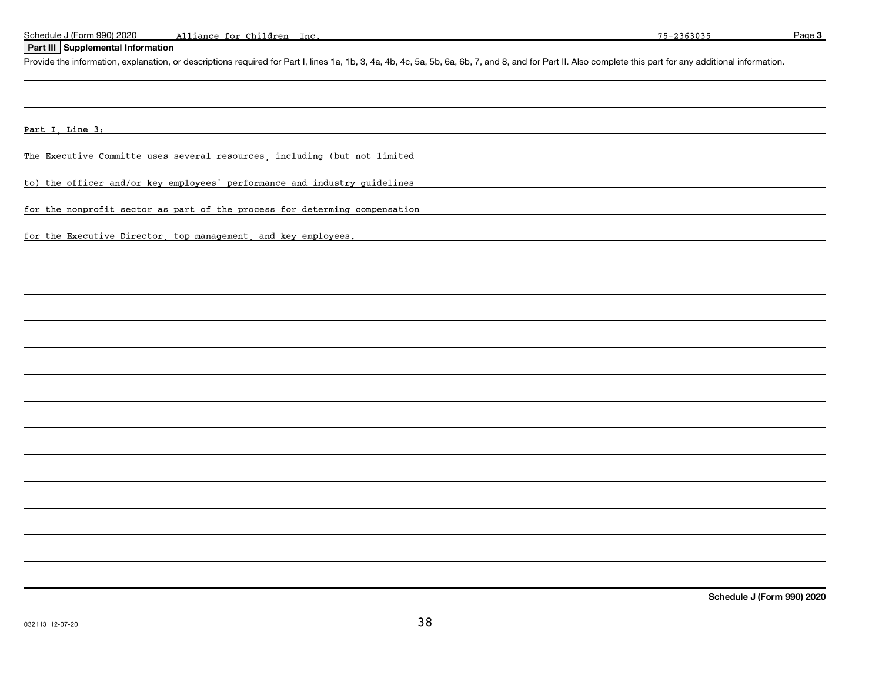Schedule J (Form 990) 2020 Alliance for Children, Inc. 75-2363035 Page **3**

## Part III Supplemental Information

Provide the information, explanation, or descriptions required for Part I, lines 1a, 1b, 3, 4a, 4b, 4c, 5a, 5b, 6a, 6b, 7, and 8, and for Part II. Also complete this part for any additional information.

Part I, Line 3:

The Executive Committe uses several resources, including (but not limited to) the officer and/or key employees' performance and industry guidelines for the nonprofit sector as part of the process for determing compensation for the Executive Director, top management, and key employees.

**Schedule J (Form 990) 2020**

032113 12-07-20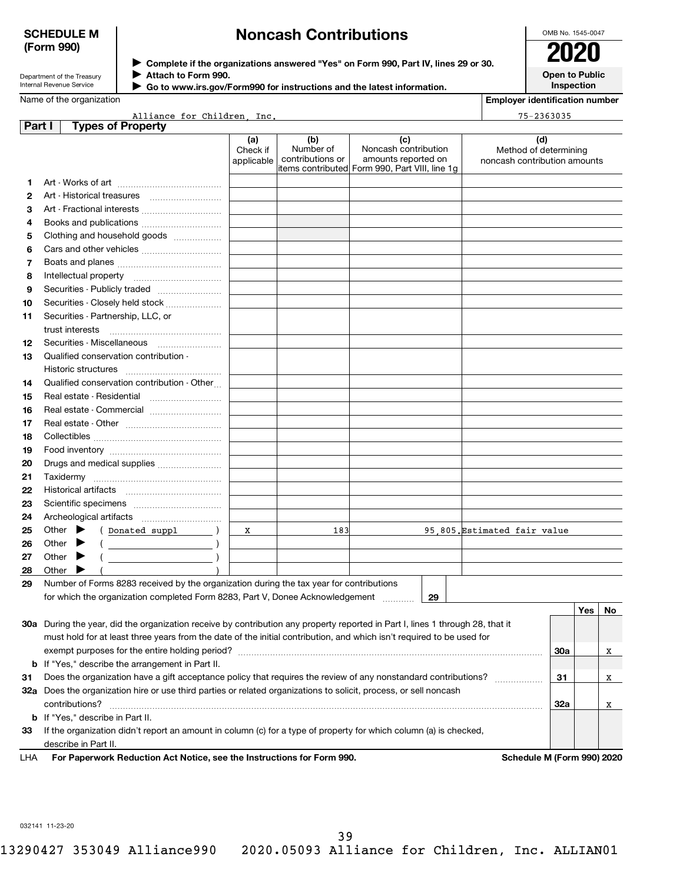# SCHEDULE M (Form 990)

Department of the Treasury
Internal Revenue Service

# Noncash Contributions

▶ Complete if the organizations answered "Yes" on Form 990, Part IV, lines 29 or 30.
▶ Attach to Form 990.
▶ Go to www.irs.gov/Form990 for instructions and the latest information.

OMB No. 1545-0047

**2020**

**Open to Public Inspection**

Name of the organization: Alliance for Children, Inc.

Employer identification number: 75-2363035

## Part I Types of Property

| | | (a) Check if applicable | (b) Number of contributions or items contributed | (c) Noncash contribution amounts reported on Form 990, Part VIII, line 1g | (d) Method of determining noncash contribution amounts |
|---|---|---|---|---|---|
| 1 | Art - Works of art | | | | |
| 2 | Art - Historical treasures | | | | |
| 3 | Art - Fractional interests | | | | |
| 4 | Books and publications | | | | |
| 5 | Clothing and household goods | | | | |
| 6 | Cars and other vehicles | | | | |
| 7 | Boats and planes | | | | |
| 8 | Intellectual property | | | | |
| 9 | Securities - Publicly traded | | | | |
| 10 | Securities - Closely held stock | | | | |
| 11 | Securities - Partnership, LLC, or trust interests | | | | |
| 12 | Securities - Miscellaneous | | | | |
| 13 | Qualified conservation contribution - Historic structures | | | | |
| 14 | Qualified conservation contribution - Other | | | | |
| 15 | Real estate - Residential | | | | |
| 16 | Real estate - Commercial | | | | |
| 17 | Real estate - Other | | | | |
| 18 | Collectibles | | | | |
| 19 | Food inventory | | | | |
| 20 | Drugs and medical supplies | | | | |
| 21 | Taxidermy | | | | |
| 22 | Historical artifacts | | | | |
| 23 | Scientific specimens | | | | |
| 24 | Archeological artifacts | | | | |
| 25 | Other ▶ ( Donated suppl ) | X | 183 | 95,805. | Estimated fair value |
| 26 | Other ▶ ( ) | | | | |
| 27 | Other ▶ ( ) | | | | |
| 28 | Other ▶ ( ) | | | | |

29 Number of Forms 8283 received by the organization during the tax year for contributions for which the organization completed Form 8283, Part V, Donee Acknowledgement ..... **29**

| | | | Yes | No |
|---|---|---|---|---|
| 30a | During the year, did the organization receive by contribution any property reported in Part I, lines 1 through 28, that it must hold for at least three years from the date of the initial contribution, and which isn't required to be used for exempt purposes for the entire holding period? | 30a | | X |
| b | If "Yes," describe the arrangement in Part II. | | | |
| 31 | Does the organization have a gift acceptance policy that requires the review of any nonstandard contributions? | 31 | | X |
| 32a | Does the organization hire or use third parties or related organizations to solicit, process, or sell noncash contributions? | 32a | | X |
| b | If "Yes," describe in Part II. | | | |
| 33 | If the organization didn't report an amount in column (c) for a type of property for which column (a) is checked, describe in Part II. | | | |

LHA For Paperwork Reduction Act Notice, see the Instructions for Form 990. Schedule M (Form 990) 2020

032141 11-23-20

13290427 353049 Alliance990 2020.05093 Alliance for Children, Inc. ALLIAN01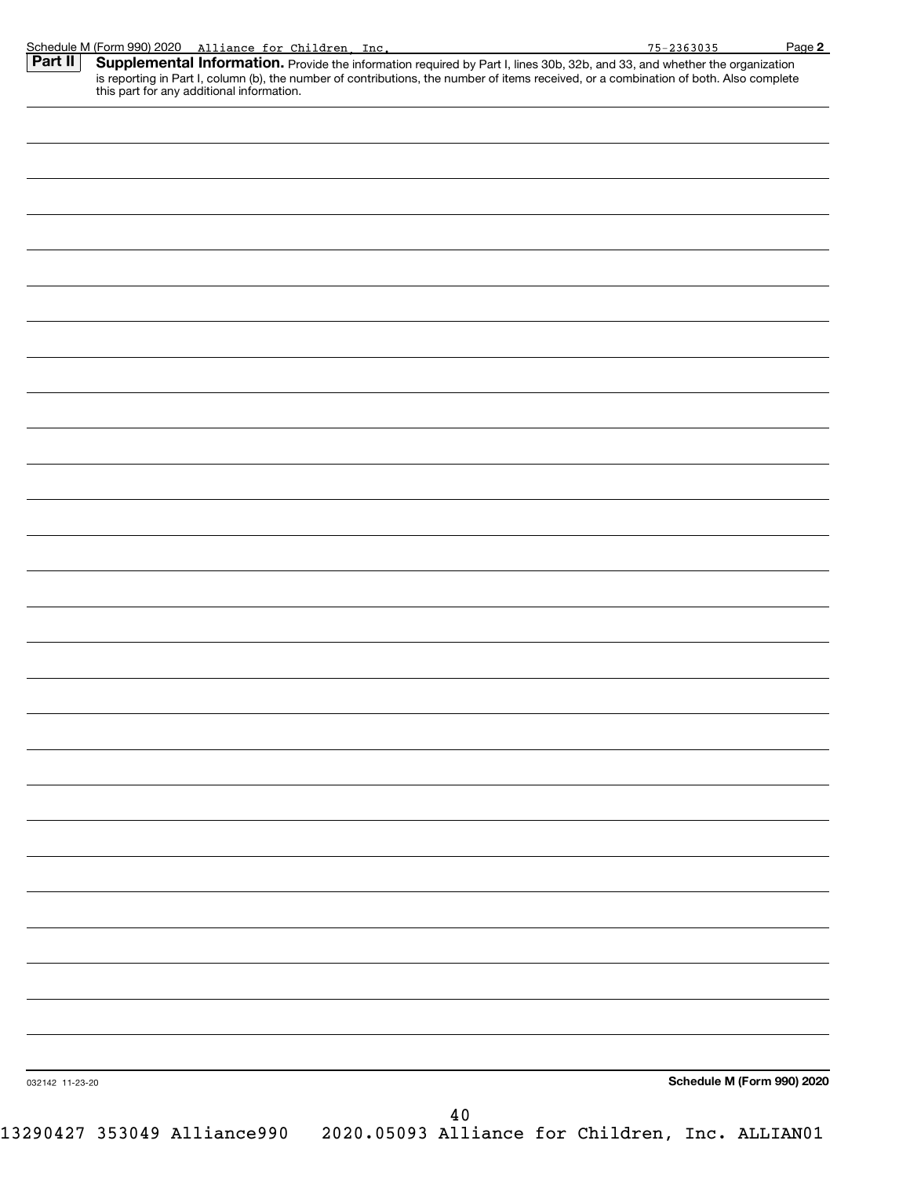Schedule M (Form 990) 2020 Alliance for Children, Inc. 75-2363035 Page **2**

**Part II** **Supplemental Information.** Provide the information required by Part I, lines 30b, 32b, and 33, and whether the organization is reporting in Part I, column (b), the number of contributions, the number of items received, or a combination of both. Also complete this part for any additional information.

032142 11-23-20 **Schedule M (Form 990) 2020**

13290427 353049 Alliance990 2020.05093 Alliance for Children, Inc. ALLIAN01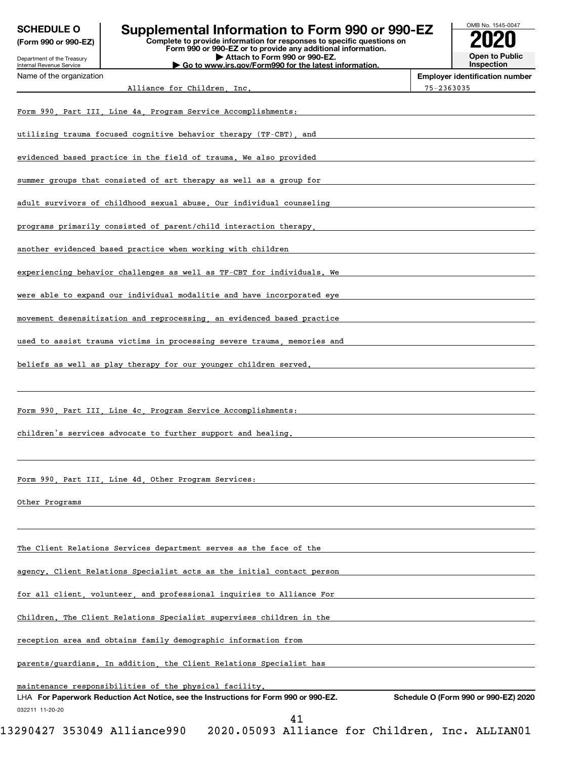**SCHEDULE O (Form 990 or 990-EZ)**

Department of the Treasury
Internal Revenue Service

# Supplemental Information to Form 990 or 990-EZ

**Complete to provide information for responses to specific questions on Form 990 or 990-EZ or to provide any additional information.**
**▶ Attach to Form 990 or 990-EZ.**
**▶ Go to www.irs.gov/Form990 for the latest information.**

OMB No. 1545-0047

**2020**

**Open to Public Inspection**

Name of the organization: Alliance for Children, Inc.

**Employer identification number:** 75-2363035

Form 990, Part III, Line 4a, Program Service Accomplishments:

utilizing trauma focused cognitive behavior therapy (TF-CBT), and evidenced based practice in the field of trauma. We also provided summer groups that consisted of art therapy as well as a group for adult survivors of childhood sexual abuse. Our individual counseling programs primarily consisted of parent/child interaction therapy, another evidenced based practice when working with children experiencing behavior challenges as well as TF-CBT for individuals. We were able to expand our individual modalitie and have incorporated eye movement desensitization and reprocessing, an evidenced based practice used to assist trauma victims in processing severe trauma, memories and beliefs as well as play therapy for our younger children served.

Form 990, Part III, Line 4c, Program Service Accomplishments:

children's services advocate to further support and healing.

Form 990, Part III, Line 4d, Other Program Services:

Other Programs

The Client Relations Services department serves as the face of the agency. Client Relations Specialist acts as the initial contact person for all client, volunteer, and professional inquiries to Alliance For Children. The Client Relations Specialist supervises children in the reception area and obtains family demographic information from parents/guardians. In addition, the Client Relations Specialist has maintenance responsibilities of the physical facility.

LHA **For Paperwork Reduction Act Notice, see the Instructions for Form 990 or 990-EZ.** **Schedule O (Form 990 or 990-EZ) 2020**

032211 11-20-20

13290427 353049 Alliance990 2020.05093 Alliance for Children, Inc. ALLIAN01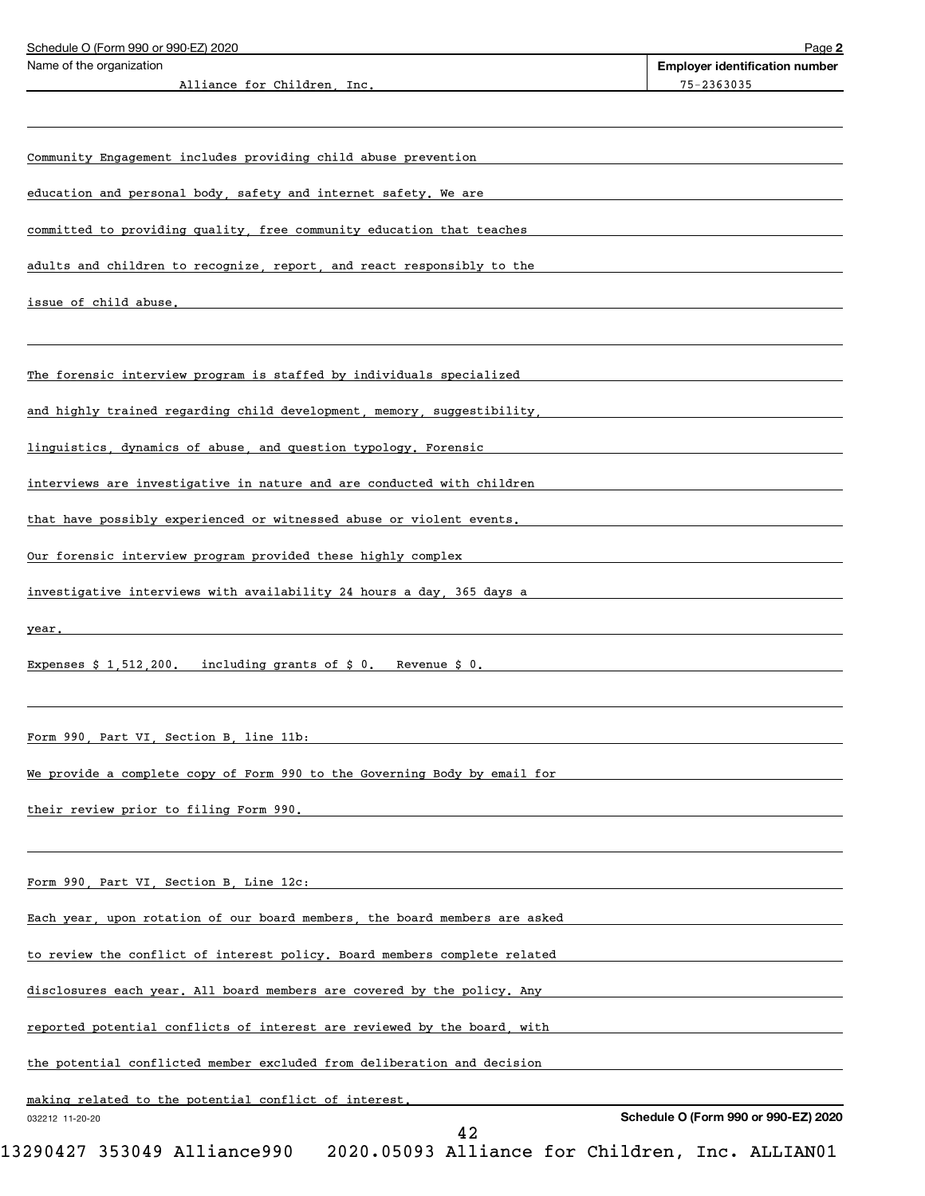Schedule O (Form 990 or 990-EZ) 2020

| Name of the organization | Employer identification number |
| --- | --- |
| Alliance for Children, Inc. | 75-2363035 |

Community Engagement includes providing child abuse prevention education and personal body, safety and internet safety. We are committed to providing quality, free community education that teaches adults and children to recognize, report, and react responsibly to the issue of child abuse.

The forensic interview program is staffed by individuals specialized and highly trained regarding child development, memory, suggestibility, linguistics, dynamics of abuse, and question typology. Forensic interviews are investigative in nature and are conducted with children that have possibly experienced or witnessed abuse or violent events. Our forensic interview program provided these highly complex investigative interviews with availability 24 hours a day, 365 days a year.

Expenses $ 1,512,200. including grants of $ 0. Revenue $ 0.

Form 990, Part VI, Section B, line 11b:

We provide a complete copy of Form 990 to the Governing Body by email for their review prior to filing Form 990.

Form 990, Part VI, Section B, Line 12c:

Each year, upon rotation of our board members, the board members are asked to review the conflict of interest policy. Board members complete related disclosures each year. All board members are covered by the policy. Any reported potential conflicts of interest are reviewed by the board, with the potential conflicted member excluded from deliberation and decision making related to the potential conflict of interest.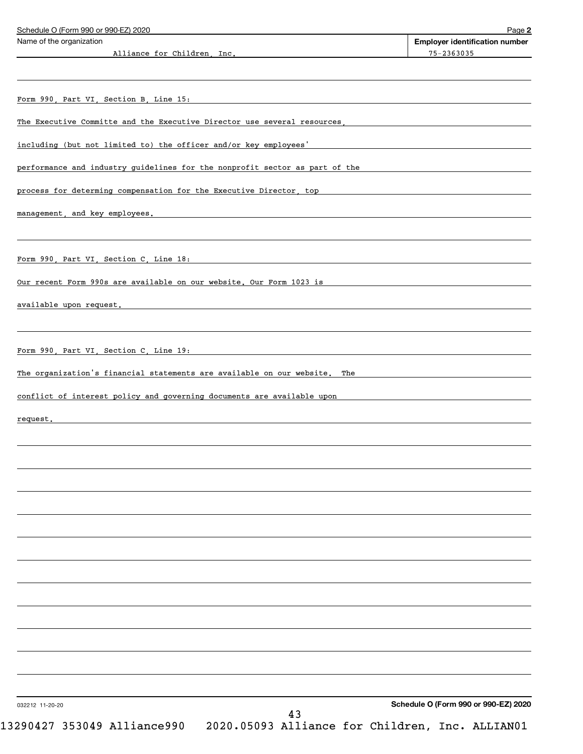Schedule O (Form 990 or 990-EZ) 2020

| Name of the organization | Employer identification number |
| --- | --- |
| Alliance for Children, Inc. | 75-2363035 |

Form 990, Part VI, Section B, Line 15:

The Executive Committe and the Executive Director use several resources, including (but not limited to) the officer and/or key employees' performance and industry guidelines for the nonprofit sector as part of the process for determing compensation for the Executive Director, top management, and key employees.

Form 990, Part VI, Section C, Line 18:

Our recent Form 990s are available on our website. Our Form 1023 is available upon request.

Form 990, Part VI, Section C, Line 19:

The organization's financial statements are available on our website. The conflict of interest policy and governing documents are available upon request.